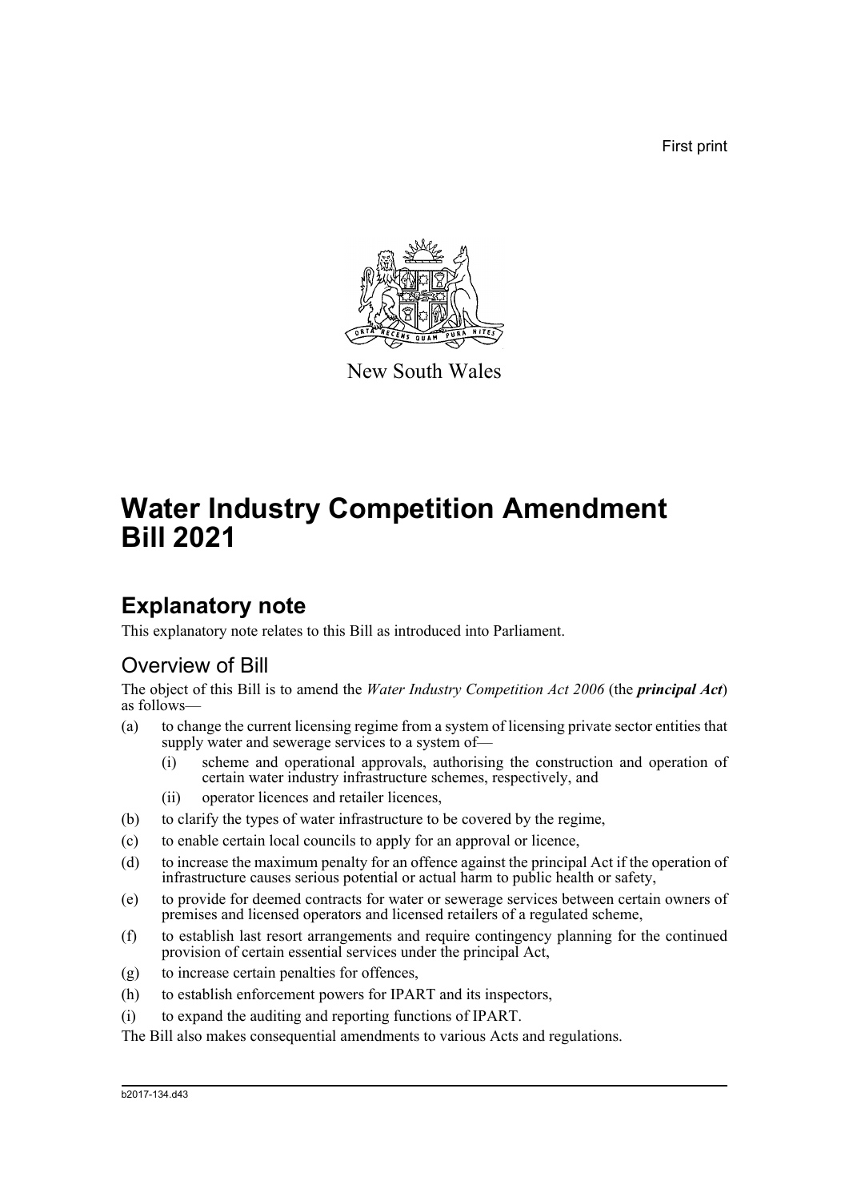First print

New South Wales

# Water Industry Competition Amendment Bill 2021

## Explanatory note

This explanatory note relates to this Bill as introduced into Parliament.

### Overview of Bill

The object of this Bill is to amend the *Water Industry Competition Act 2006* (the ***principal Act***) as follows—

(a) to change the current licensing regime from a system of licensing private sector entities that supply water and sewerage services to a system of—

- (i) scheme and operational approvals, authorising the construction and operation of certain water industry infrastructure schemes, respectively, and
- (ii) operator licences and retailer licences,

(b) to clarify the types of water infrastructure to be covered by the regime,

(c) to enable certain local councils to apply for an approval or licence,

(d) to increase the maximum penalty for an offence against the principal Act if the operation of infrastructure causes serious potential or actual harm to public health or safety,

(e) to provide for deemed contracts for water or sewerage services between certain owners of premises and licensed operators and licensed retailers of a regulated scheme,

(f) to establish last resort arrangements and require contingency planning for the continued provision of certain essential services under the principal Act,

(g) to increase certain penalties for offences,

(h) to establish enforcement powers for IPART and its inspectors,

(i) to expand the auditing and reporting functions of IPART.

The Bill also makes consequential amendments to various Acts and regulations.

b2017-134.d43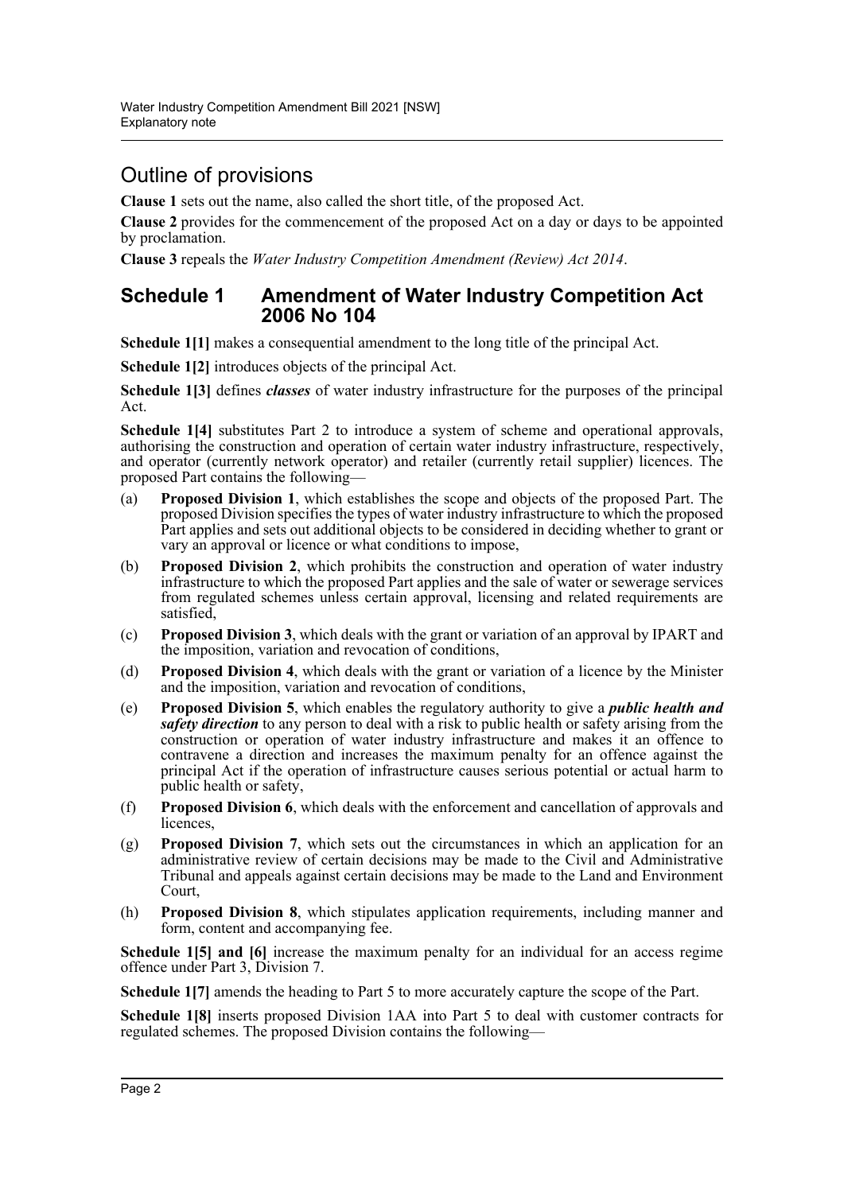## Outline of provisions

**Clause 1** sets out the name, also called the short title, of the proposed Act.

**Clause 2** provides for the commencement of the proposed Act on a day or days to be appointed by proclamation.

**Clause 3** repeals the *Water Industry Competition Amendment (Review) Act 2014*.

## Schedule 1 Amendment of Water Industry Competition Act 2006 No 104

**Schedule 1[1]** makes a consequential amendment to the long title of the principal Act.

**Schedule 1[2]** introduces objects of the principal Act.

**Schedule 1[3]** defines ***classes*** of water industry infrastructure for the purposes of the principal Act.

**Schedule 1[4]** substitutes Part 2 to introduce a system of scheme and operational approvals, authorising the construction and operation of certain water industry infrastructure, respectively, and operator (currently network operator) and retailer (currently retail supplier) licences. The proposed Part contains the following—

(a) **Proposed Division 1**, which establishes the scope and objects of the proposed Part. The proposed Division specifies the types of water industry infrastructure to which the proposed Part applies and sets out additional objects to be considered in deciding whether to grant or vary an approval or licence or what conditions to impose,

(b) **Proposed Division 2**, which prohibits the construction and operation of water industry infrastructure to which the proposed Part applies and the sale of water or sewerage services from regulated schemes unless certain approval, licensing and related requirements are satisfied,

(c) **Proposed Division 3**, which deals with the grant or variation of an approval by IPART and the imposition, variation and revocation of conditions,

(d) **Proposed Division 4**, which deals with the grant or variation of a licence by the Minister and the imposition, variation and revocation of conditions,

(e) **Proposed Division 5**, which enables the regulatory authority to give a ***public health and safety direction*** to any person to deal with a risk to public health or safety arising from the construction or operation of water industry infrastructure and makes it an offence to contravene a direction and increases the maximum penalty for an offence against the principal Act if the operation of infrastructure causes serious potential or actual harm to public health or safety,

(f) **Proposed Division 6**, which deals with the enforcement and cancellation of approvals and licences,

(g) **Proposed Division 7**, which sets out the circumstances in which an application for an administrative review of certain decisions may be made to the Civil and Administrative Tribunal and appeals against certain decisions may be made to the Land and Environment Court,

(h) **Proposed Division 8**, which stipulates application requirements, including manner and form, content and accompanying fee.

**Schedule 1[5] and [6]** increase the maximum penalty for an individual for an access regime offence under Part 3, Division 7.

**Schedule 1[7]** amends the heading to Part 5 to more accurately capture the scope of the Part.

**Schedule 1[8]** inserts proposed Division 1AA into Part 5 to deal with customer contracts for regulated schemes. The proposed Division contains the following—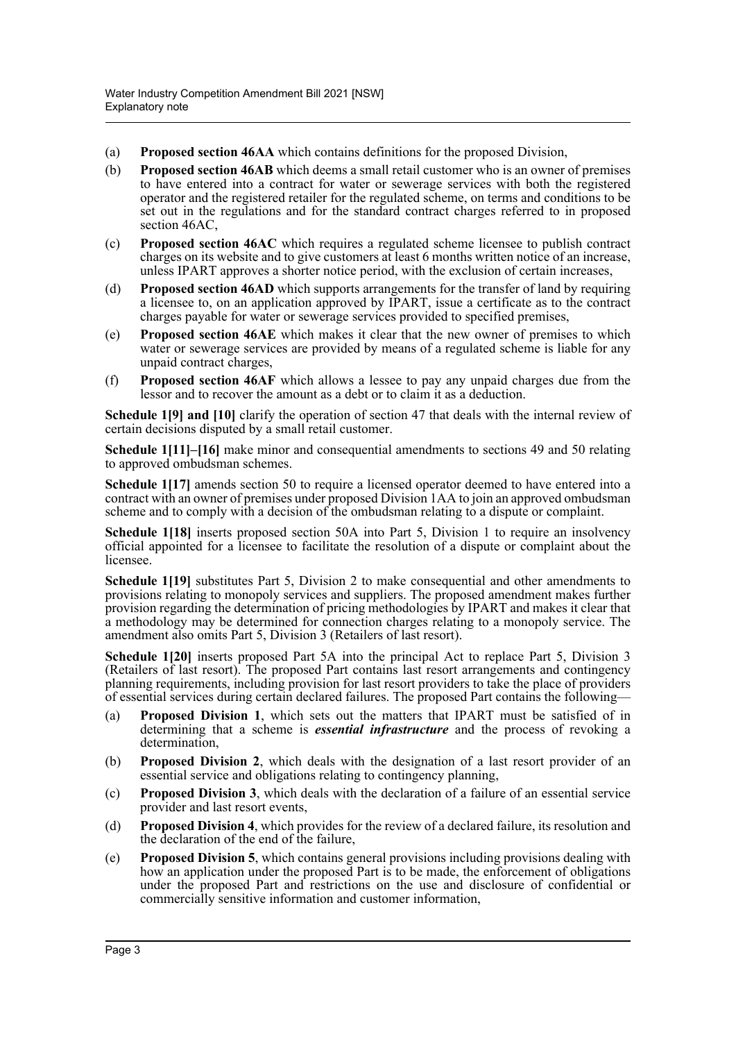(a) **Proposed section 46AA** which contains definitions for the proposed Division,

(b) **Proposed section 46AB** which deems a small retail customer who is an owner of premises to have entered into a contract for water or sewerage services with both the registered operator and the registered retailer for the regulated scheme, on terms and conditions to be set out in the regulations and for the standard contract charges referred to in proposed section 46AC,

(c) **Proposed section 46AC** which requires a regulated scheme licensee to publish contract charges on its website and to give customers at least 6 months written notice of an increase, unless IPART approves a shorter notice period, with the exclusion of certain increases,

(d) **Proposed section 46AD** which supports arrangements for the transfer of land by requiring a licensee to, on an application approved by IPART, issue a certificate as to the contract charges payable for water or sewerage services provided to specified premises,

(e) **Proposed section 46AE** which makes it clear that the new owner of premises to which water or sewerage services are provided by means of a regulated scheme is liable for any unpaid contract charges,

(f) **Proposed section 46AF** which allows a lessee to pay any unpaid charges due from the lessor and to recover the amount as a debt or to claim it as a deduction.

**Schedule 1[9] and [10]** clarify the operation of section 47 that deals with the internal review of certain decisions disputed by a small retail customer.

**Schedule 1[11]–[16]** make minor and consequential amendments to sections 49 and 50 relating to approved ombudsman schemes.

**Schedule 1[17]** amends section 50 to require a licensed operator deemed to have entered into a contract with an owner of premises under proposed Division 1AA to join an approved ombudsman scheme and to comply with a decision of the ombudsman relating to a dispute or complaint.

**Schedule 1[18]** inserts proposed section 50A into Part 5, Division 1 to require an insolvency official appointed for a licensee to facilitate the resolution of a dispute or complaint about the licensee.

**Schedule 1[19]** substitutes Part 5, Division 2 to make consequential and other amendments to provisions relating to monopoly services and suppliers. The proposed amendment makes further provision regarding the determination of pricing methodologies by IPART and makes it clear that a methodology may be determined for connection charges relating to a monopoly service. The amendment also omits Part 5, Division 3 (Retailers of last resort).

**Schedule 1[20]** inserts proposed Part 5A into the principal Act to replace Part 5, Division 3 (Retailers of last resort). The proposed Part contains last resort arrangements and contingency planning requirements, including provision for last resort providers to take the place of providers of essential services during certain declared failures. The proposed Part contains the following—

(a) **Proposed Division 1**, which sets out the matters that IPART must be satisfied of in determining that a scheme is ***essential infrastructure*** and the process of revoking a determination,

(b) **Proposed Division 2**, which deals with the designation of a last resort provider of an essential service and obligations relating to contingency planning,

(c) **Proposed Division 3**, which deals with the declaration of a failure of an essential service provider and last resort events,

(d) **Proposed Division 4**, which provides for the review of a declared failure, its resolution and the declaration of the end of the failure,

(e) **Proposed Division 5**, which contains general provisions including provisions dealing with how an application under the proposed Part is to be made, the enforcement of obligations under the proposed Part and restrictions on the use and disclosure of confidential or commercially sensitive information and customer information,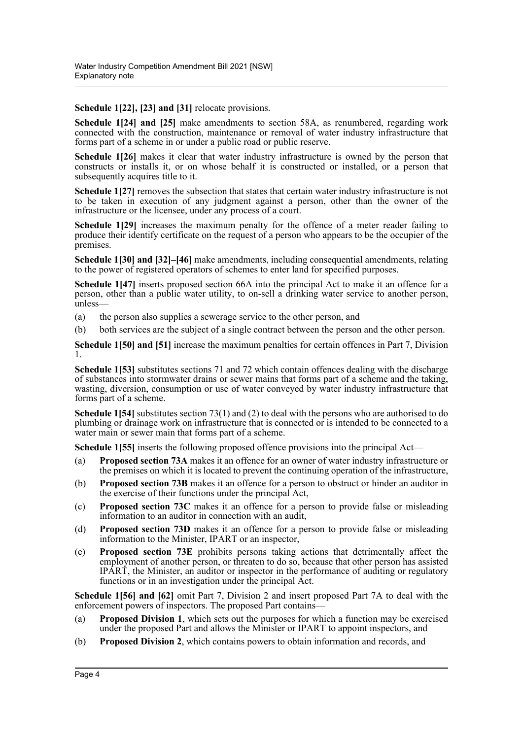**Schedule 1[22], [23] and [31]** relocate provisions.

**Schedule 1[24] and [25]** make amendments to section 58A, as renumbered, regarding work connected with the construction, maintenance or removal of water industry infrastructure that forms part of a scheme in or under a public road or public reserve.

**Schedule 1[26]** makes it clear that water industry infrastructure is owned by the person that constructs or installs it, or on whose behalf it is constructed or installed, or a person that subsequently acquires title to it.

**Schedule 1[27]** removes the subsection that states that certain water industry infrastructure is not to be taken in execution of any judgment against a person, other than the owner of the infrastructure or the licensee, under any process of a court.

**Schedule 1[29]** increases the maximum penalty for the offence of a meter reader failing to produce their identify certificate on the request of a person who appears to be the occupier of the premises.

**Schedule 1[30] and [32]–[46]** make amendments, including consequential amendments, relating to the power of registered operators of schemes to enter land for specified purposes.

**Schedule 1[47]** inserts proposed section 66A into the principal Act to make it an offence for a person, other than a public water utility, to on-sell a drinking water service to another person, unless—

(a) the person also supplies a sewerage service to the other person, and

(b) both services are the subject of a single contract between the person and the other person.

**Schedule 1[50] and [51]** increase the maximum penalties for certain offences in Part 7, Division 1.

**Schedule 1[53]** substitutes sections 71 and 72 which contain offences dealing with the discharge of substances into stormwater drains or sewer mains that forms part of a scheme and the taking, wasting, diversion, consumption or use of water conveyed by water industry infrastructure that forms part of a scheme.

**Schedule 1[54]** substitutes section 73(1) and (2) to deal with the persons who are authorised to do plumbing or drainage work on infrastructure that is connected or is intended to be connected to a water main or sewer main that forms part of a scheme.

**Schedule 1[55]** inserts the following proposed offence provisions into the principal Act—

(a) **Proposed section 73A** makes it an offence for an owner of water industry infrastructure or the premises on which it is located to prevent the continuing operation of the infrastructure,

(b) **Proposed section 73B** makes it an offence for a person to obstruct or hinder an auditor in the exercise of their functions under the principal Act,

(c) **Proposed section 73C** makes it an offence for a person to provide false or misleading information to an auditor in connection with an audit,

(d) **Proposed section 73D** makes it an offence for a person to provide false or misleading information to the Minister, IPART or an inspector,

(e) **Proposed section 73E** prohibits persons taking actions that detrimentally affect the employment of another person, or threaten to do so, because that other person has assisted IPART, the Minister, an auditor or inspector in the performance of auditing or regulatory functions or in an investigation under the principal Act.

**Schedule 1[56] and [62]** omit Part 7, Division 2 and insert proposed Part 7A to deal with the enforcement powers of inspectors. The proposed Part contains—

(a) **Proposed Division 1**, which sets out the purposes for which a function may be exercised under the proposed Part and allows the Minister or IPART to appoint inspectors, and

(b) **Proposed Division 2**, which contains powers to obtain information and records, and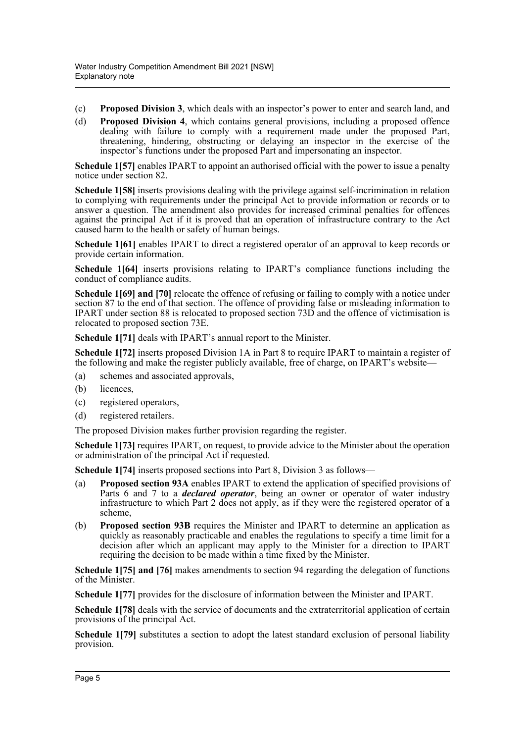(c) **Proposed Division 3**, which deals with an inspector's power to enter and search land, and

(d) **Proposed Division 4**, which contains general provisions, including a proposed offence dealing with failure to comply with a requirement made under the proposed Part, threatening, hindering, obstructing or delaying an inspector in the exercise of the inspector's functions under the proposed Part and impersonating an inspector.

**Schedule 1[57]** enables IPART to appoint an authorised official with the power to issue a penalty notice under section 82.

**Schedule 1[58]** inserts provisions dealing with the privilege against self-incrimination in relation to complying with requirements under the principal Act to provide information or records or to answer a question. The amendment also provides for increased criminal penalties for offences against the principal Act if it is proved that an operation of infrastructure contrary to the Act caused harm to the health or safety of human beings.

**Schedule 1[61]** enables IPART to direct a registered operator of an approval to keep records or provide certain information.

**Schedule 1[64]** inserts provisions relating to IPART's compliance functions including the conduct of compliance audits.

**Schedule 1[69] and [70]** relocate the offence of refusing or failing to comply with a notice under section 87 to the end of that section. The offence of providing false or misleading information to IPART under section 88 is relocated to proposed section 73D and the offence of victimisation is relocated to proposed section 73E.

**Schedule 1[71]** deals with IPART's annual report to the Minister.

**Schedule 1[72]** inserts proposed Division 1A in Part 8 to require IPART to maintain a register of the following and make the register publicly available, free of charge, on IPART's website—

(a) schemes and associated approvals,

(b) licences,

(c) registered operators,

(d) registered retailers.

The proposed Division makes further provision regarding the register.

**Schedule 1[73]** requires IPART, on request, to provide advice to the Minister about the operation or administration of the principal Act if requested.

**Schedule 1[74]** inserts proposed sections into Part 8, Division 3 as follows—

(a) **Proposed section 93A** enables IPART to extend the application of specified provisions of Parts 6 and 7 to a ***declared operator***, being an owner or operator of water industry infrastructure to which Part 2 does not apply, as if they were the registered operator of a scheme,

(b) **Proposed section 93B** requires the Minister and IPART to determine an application as quickly as reasonably practicable and enables the regulations to specify a time limit for a decision after which an applicant may apply to the Minister for a direction to IPART requiring the decision to be made within a time fixed by the Minister.

**Schedule 1[75] and [76]** makes amendments to section 94 regarding the delegation of functions of the Minister.

**Schedule 1[77]** provides for the disclosure of information between the Minister and IPART.

**Schedule 1[78]** deals with the service of documents and the extraterritorial application of certain provisions of the principal Act.

**Schedule 1[79]** substitutes a section to adopt the latest standard exclusion of personal liability provision.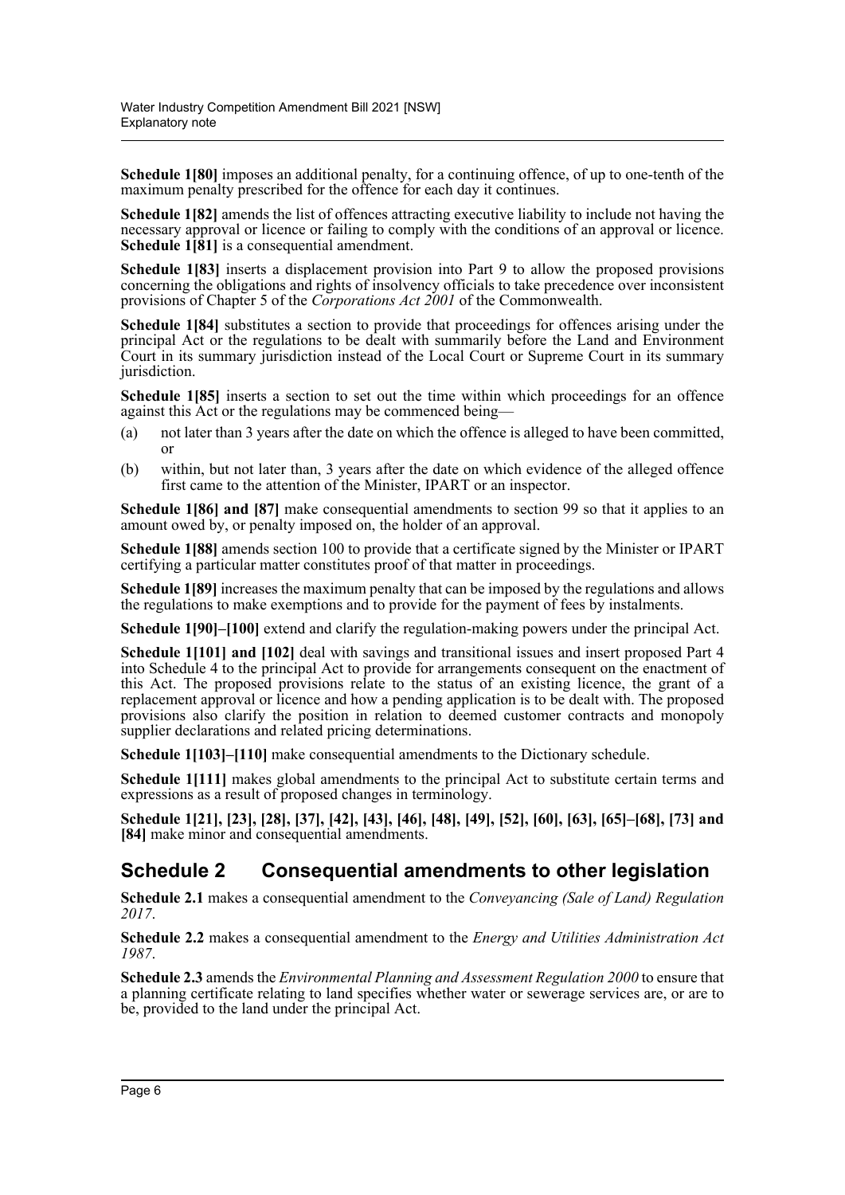**Schedule 1[80]** imposes an additional penalty, for a continuing offence, of up to one-tenth of the maximum penalty prescribed for the offence for each day it continues.

**Schedule 1[82]** amends the list of offences attracting executive liability to include not having the necessary approval or licence or failing to comply with the conditions of an approval or licence. **Schedule 1[81]** is a consequential amendment.

**Schedule 1[83]** inserts a displacement provision into Part 9 to allow the proposed provisions concerning the obligations and rights of insolvency officials to take precedence over inconsistent provisions of Chapter 5 of the *Corporations Act 2001* of the Commonwealth.

**Schedule 1[84]** substitutes a section to provide that proceedings for offences arising under the principal Act or the regulations to be dealt with summarily before the Land and Environment Court in its summary jurisdiction instead of the Local Court or Supreme Court in its summary jurisdiction.

**Schedule 1[85]** inserts a section to set out the time within which proceedings for an offence against this Act or the regulations may be commenced being—

(a) not later than 3 years after the date on which the offence is alleged to have been committed, or

(b) within, but not later than, 3 years after the date on which evidence of the alleged offence first came to the attention of the Minister, IPART or an inspector.

**Schedule 1[86] and [87]** make consequential amendments to section 99 so that it applies to an amount owed by, or penalty imposed on, the holder of an approval.

**Schedule 1[88]** amends section 100 to provide that a certificate signed by the Minister or IPART certifying a particular matter constitutes proof of that matter in proceedings.

**Schedule 1[89]** increases the maximum penalty that can be imposed by the regulations and allows the regulations to make exemptions and to provide for the payment of fees by instalments.

**Schedule 1[90]–[100]** extend and clarify the regulation-making powers under the principal Act.

**Schedule 1[101] and [102]** deal with savings and transitional issues and insert proposed Part 4 into Schedule 4 to the principal Act to provide for arrangements consequent on the enactment of this Act. The proposed provisions relate to the status of an existing licence, the grant of a replacement approval or licence and how a pending application is to be dealt with. The proposed provisions also clarify the position in relation to deemed customer contracts and monopoly supplier declarations and related pricing determinations.

**Schedule 1[103]–[110]** make consequential amendments to the Dictionary schedule.

**Schedule 1[111]** makes global amendments to the principal Act to substitute certain terms and expressions as a result of proposed changes in terminology.

**Schedule 1[21], [23], [28], [37], [42], [43], [46], [48], [49], [52], [60], [63], [65]–[68], [73] and [84]** make minor and consequential amendments.

## Schedule 2 Consequential amendments to other legislation

**Schedule 2.1** makes a consequential amendment to the *Conveyancing (Sale of Land) Regulation 2017*.

**Schedule 2.2** makes a consequential amendment to the *Energy and Utilities Administration Act 1987*.

**Schedule 2.3** amends the *Environmental Planning and Assessment Regulation 2000* to ensure that a planning certificate relating to land specifies whether water or sewerage services are, or are to be, provided to the land under the principal Act.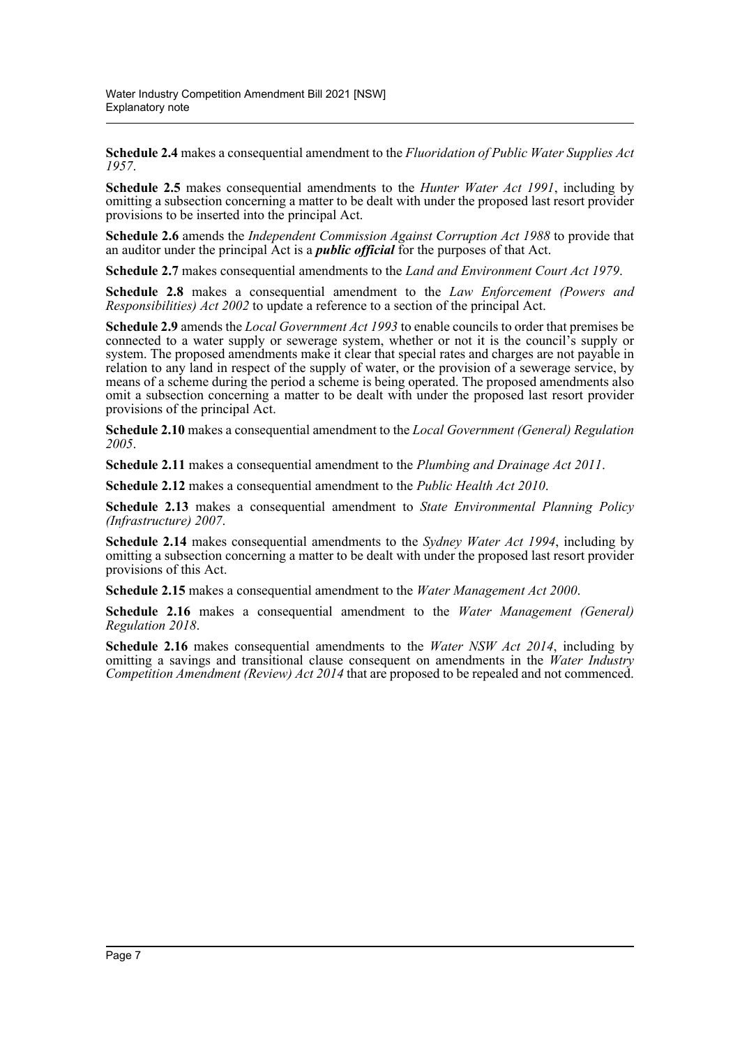**Schedule 2.4** makes a consequential amendment to the *Fluoridation of Public Water Supplies Act 1957*.

**Schedule 2.5** makes consequential amendments to the *Hunter Water Act 1991*, including by omitting a subsection concerning a matter to be dealt with under the proposed last resort provider provisions to be inserted into the principal Act.

**Schedule 2.6** amends the *Independent Commission Against Corruption Act 1988* to provide that an auditor under the principal Act is a ***public official*** for the purposes of that Act.

**Schedule 2.7** makes consequential amendments to the *Land and Environment Court Act 1979*.

**Schedule 2.8** makes a consequential amendment to the *Law Enforcement (Powers and Responsibilities) Act 2002* to update a reference to a section of the principal Act.

**Schedule 2.9** amends the *Local Government Act 1993* to enable councils to order that premises be connected to a water supply or sewerage system, whether or not it is the council's supply or system. The proposed amendments make it clear that special rates and charges are not payable in relation to any land in respect of the supply of water, or the provision of a sewerage service, by means of a scheme during the period a scheme is being operated. The proposed amendments also omit a subsection concerning a matter to be dealt with under the proposed last resort provider provisions of the principal Act.

**Schedule 2.10** makes a consequential amendment to the *Local Government (General) Regulation 2005*.

**Schedule 2.11** makes a consequential amendment to the *Plumbing and Drainage Act 2011*.

**Schedule 2.12** makes a consequential amendment to the *Public Health Act 2010*.

**Schedule 2.13** makes a consequential amendment to *State Environmental Planning Policy (Infrastructure) 2007*.

**Schedule 2.14** makes consequential amendments to the *Sydney Water Act 1994*, including by omitting a subsection concerning a matter to be dealt with under the proposed last resort provider provisions of this Act.

**Schedule 2.15** makes a consequential amendment to the *Water Management Act 2000*.

**Schedule 2.16** makes a consequential amendment to the *Water Management (General) Regulation 2018*.

**Schedule 2.16** makes consequential amendments to the *Water NSW Act 2014*, including by omitting a savings and transitional clause consequent on amendments in the *Water Industry Competition Amendment (Review) Act 2014* that are proposed to be repealed and not commenced.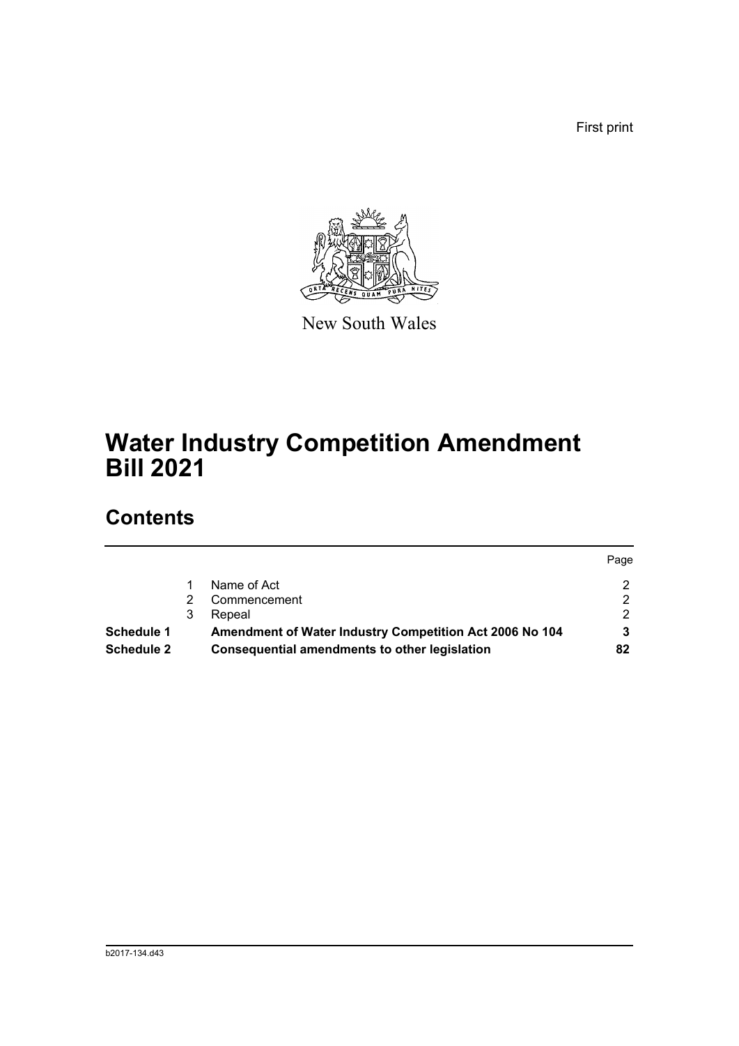First print

New South Wales

# Water Industry Competition Amendment Bill 2021

## Contents

| | | | Page |
|---|---|---|---|
| | 1 | Name of Act | 2 |
| | 2 | Commencement | 2 |
| | 3 | Repeal | 2 |
| **Schedule 1** | | **Amendment of Water Industry Competition Act 2006 No 104** | **3** |
| **Schedule 2** | | **Consequential amendments to other legislation** | **82** |

b2017-134.d43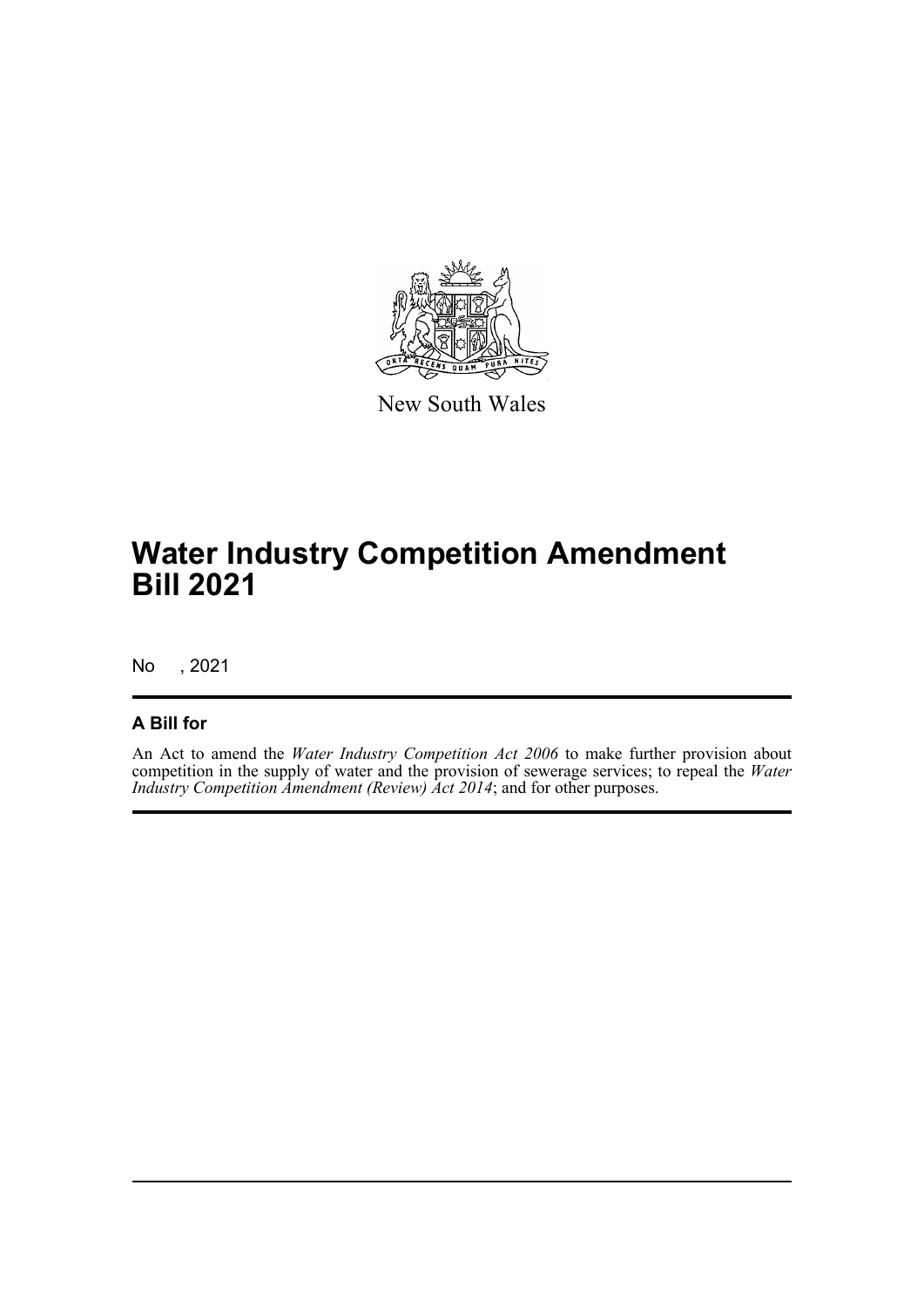New South Wales

# Water Industry Competition Amendment Bill 2021

No , 2021

## A Bill for

An Act to amend the *Water Industry Competition Act 2006* to make further provision about competition in the supply of water and the provision of sewerage services; to repeal the *Water Industry Competition Amendment (Review) Act 2014*; and for other purposes.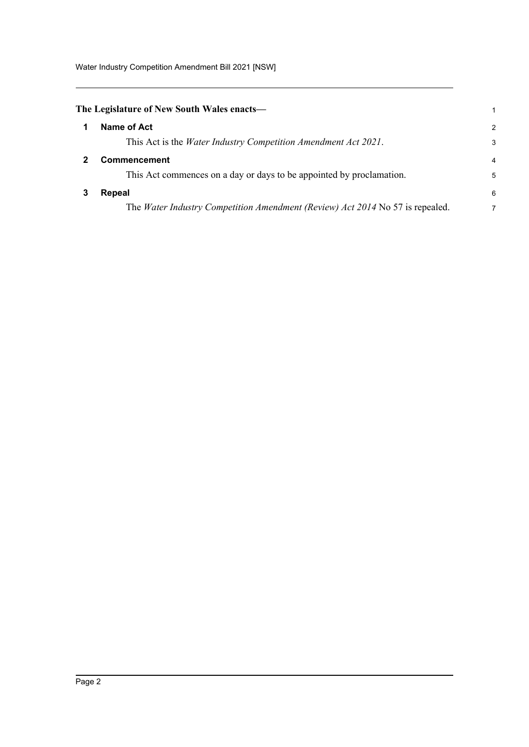**The Legislature of New South Wales enacts—**

## 1 Name of Act

This Act is the *Water Industry Competition Amendment Act 2021*.

## 2 Commencement

This Act commences on a day or days to be appointed by proclamation.

## 3 Repeal

The *Water Industry Competition Amendment (Review) Act 2014* No 57 is repealed.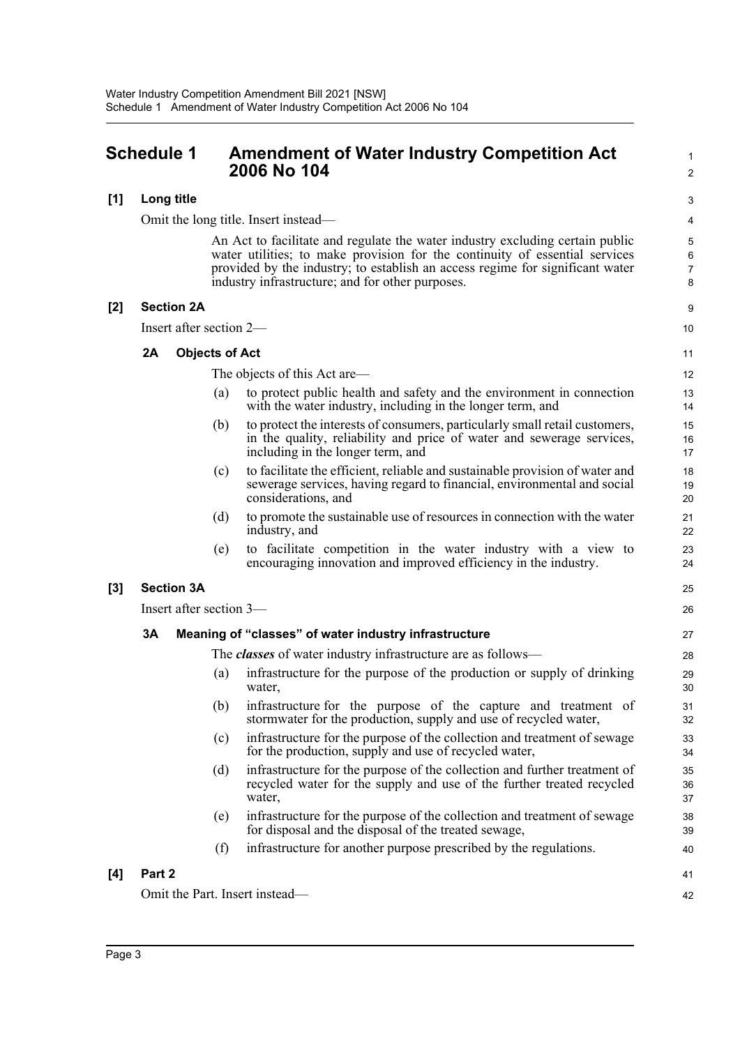# Schedule 1 Amendment of Water Industry Competition Act 2006 No 104

**[1] Long title**

Omit the long title. Insert instead—

> An Act to facilitate and regulate the water industry excluding certain public water utilities; to make provision for the continuity of essential services provided by the industry; to establish an access regime for significant water industry infrastructure; and for other purposes.

**[2] Section 2A**

Insert after section 2—

**2A Objects of Act**

The objects of this Act are—

(a) to protect public health and safety and the environment in connection with the water industry, including in the longer term, and

(b) to protect the interests of consumers, particularly small retail customers, in the quality, reliability and price of water and sewerage services, including in the longer term, and

(c) to facilitate the efficient, reliable and sustainable provision of water and sewerage services, having regard to financial, environmental and social considerations, and

(d) to promote the sustainable use of resources in connection with the water industry, and

(e) to facilitate competition in the water industry with a view to encouraging innovation and improved efficiency in the industry.

**[3] Section 3A**

Insert after section 3—

**3A Meaning of "classes" of water industry infrastructure**

The ***classes*** of water industry infrastructure are as follows—

(a) infrastructure for the purpose of the production or supply of drinking water,

(b) infrastructure for the purpose of the capture and treatment of stormwater for the production, supply and use of recycled water,

(c) infrastructure for the purpose of the collection and treatment of sewage for the production, supply and use of recycled water,

(d) infrastructure for the purpose of the collection and further treatment of recycled water for the supply and use of the further treated recycled water,

(e) infrastructure for the purpose of the collection and treatment of sewage for disposal and the disposal of the treated sewage,

(f) infrastructure for another purpose prescribed by the regulations.

**[4] Part 2**

Omit the Part. Insert instead—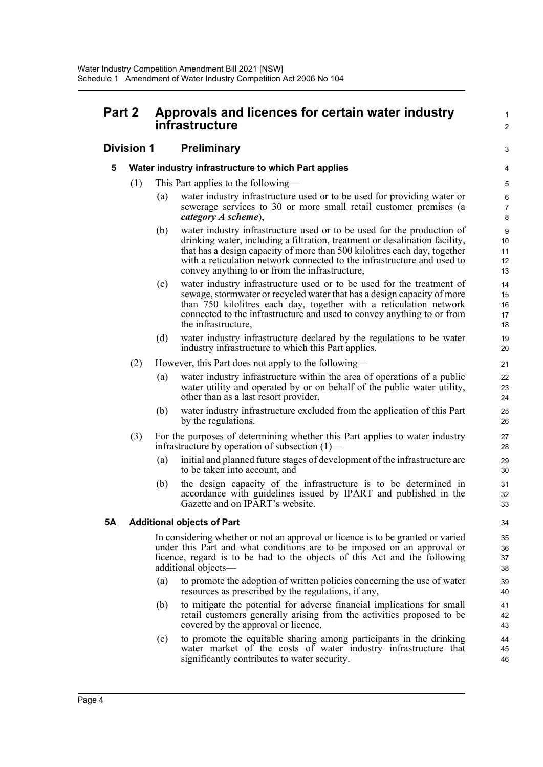## Part 2 Approvals and licences for certain water industry infrastructure

### Division 1 Preliminary

#### 5 Water industry infrastructure to which Part applies

(1) This Part applies to the following—

- (a) water industry infrastructure used or to be used for providing water or sewerage services to 30 or more small retail customer premises (a ***category A scheme***),
- (b) water industry infrastructure used or to be used for the production of drinking water, including a filtration, treatment or desalination facility, that has a design capacity of more than 500 kilolitres each day, together with a reticulation network connected to the infrastructure and used to convey anything to or from the infrastructure,
- (c) water industry infrastructure used or to be used for the treatment of sewage, stormwater or recycled water that has a design capacity of more than 750 kilolitres each day, together with a reticulation network connected to the infrastructure and used to convey anything to or from the infrastructure,
- (d) water industry infrastructure declared by the regulations to be water industry infrastructure to which this Part applies.

(2) However, this Part does not apply to the following—

- (a) water industry infrastructure within the area of operations of a public water utility and operated by or on behalf of the public water utility, other than as a last resort provider,
- (b) water industry infrastructure excluded from the application of this Part by the regulations.

(3) For the purposes of determining whether this Part applies to water industry infrastructure by operation of subsection (1)—

- (a) initial and planned future stages of development of the infrastructure are to be taken into account, and
- (b) the design capacity of the infrastructure is to be determined in accordance with guidelines issued by IPART and published in the Gazette and on IPART's website.

#### 5A Additional objects of Part

In considering whether or not an approval or licence is to be granted or varied under this Part and what conditions are to be imposed on an approval or licence, regard is to be had to the objects of this Act and the following additional objects—

- (a) to promote the adoption of written policies concerning the use of water resources as prescribed by the regulations, if any,
- (b) to mitigate the potential for adverse financial implications for small retail customers generally arising from the activities proposed to be covered by the approval or licence,
- (c) to promote the equitable sharing among participants in the drinking water market of the costs of water industry infrastructure that significantly contributes to water security.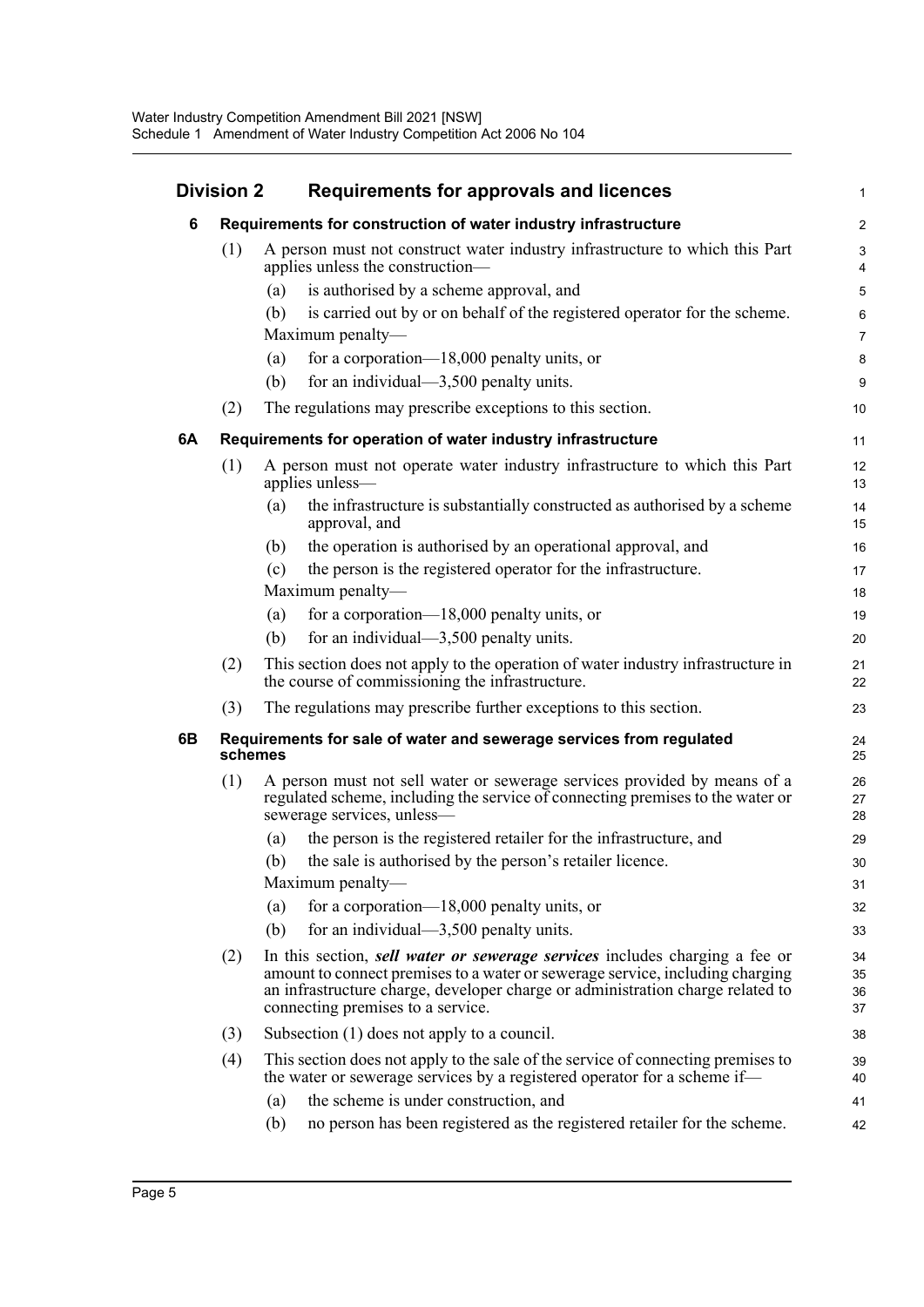## Division 2 Requirements for approvals and licences

### 6 Requirements for construction of water industry infrastructure

(1) A person must not construct water industry infrastructure to which this Part applies unless the construction—

(a) is authorised by a scheme approval, and

(b) is carried out by or on behalf of the registered operator for the scheme.

Maximum penalty—

(a) for a corporation—18,000 penalty units, or

(b) for an individual—3,500 penalty units.

(2) The regulations may prescribe exceptions to this section.

### 6A Requirements for operation of water industry infrastructure

(1) A person must not operate water industry infrastructure to which this Part applies unless—

(a) the infrastructure is substantially constructed as authorised by a scheme approval, and

(b) the operation is authorised by an operational approval, and

(c) the person is the registered operator for the infrastructure.

Maximum penalty—

(a) for a corporation—18,000 penalty units, or

(b) for an individual—3,500 penalty units.

(2) This section does not apply to the operation of water industry infrastructure in the course of commissioning the infrastructure.

(3) The regulations may prescribe further exceptions to this section.

### 6B Requirements for sale of water and sewerage services from regulated schemes

(1) A person must not sell water or sewerage services provided by means of a regulated scheme, including the service of connecting premises to the water or sewerage services, unless—

(a) the person is the registered retailer for the infrastructure, and

(b) the sale is authorised by the person's retailer licence.

Maximum penalty—

(a) for a corporation—18,000 penalty units, or

(b) for an individual—3,500 penalty units.

(2) In this section, ***sell water or sewerage services*** includes charging a fee or amount to connect premises to a water or sewerage service, including charging an infrastructure charge, developer charge or administration charge related to connecting premises to a service.

(3) Subsection (1) does not apply to a council.

(4) This section does not apply to the sale of the service of connecting premises to the water or sewerage services by a registered operator for a scheme if—

(a) the scheme is under construction, and

(b) no person has been registered as the registered retailer for the scheme.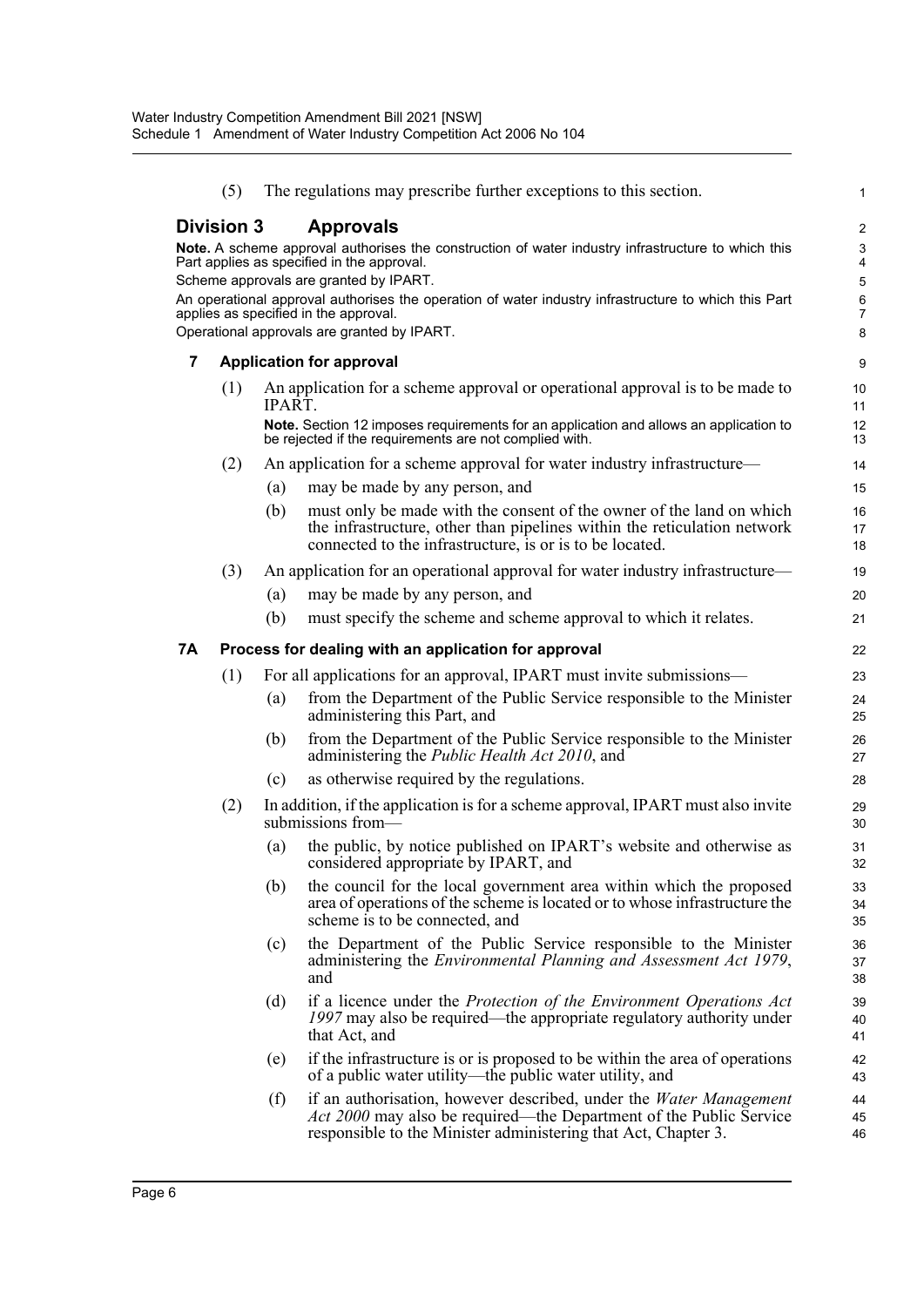(5) The regulations may prescribe further exceptions to this section.

## Division 3 Approvals

**Note.** A scheme approval authorises the construction of water industry infrastructure to which this Part applies as specified in the approval.

Scheme approvals are granted by IPART.

An operational approval authorises the operation of water industry infrastructure to which this Part applies as specified in the approval.

Operational approvals are granted by IPART.

### 7 Application for approval

(1) An application for a scheme approval or operational approval is to be made to IPART.

**Note.** Section 12 imposes requirements for an application and allows an application to be rejected if the requirements are not complied with.

(2) An application for a scheme approval for water industry infrastructure—

(a) may be made by any person, and

(b) must only be made with the consent of the owner of the land on which the infrastructure, other than pipelines within the reticulation network connected to the infrastructure, is or is to be located.

(3) An application for an operational approval for water industry infrastructure—

(a) may be made by any person, and

(b) must specify the scheme and scheme approval to which it relates.

### 7A Process for dealing with an application for approval

(1) For all applications for an approval, IPART must invite submissions—

(a) from the Department of the Public Service responsible to the Minister administering this Part, and

(b) from the Department of the Public Service responsible to the Minister administering the *Public Health Act 2010*, and

(c) as otherwise required by the regulations.

(2) In addition, if the application is for a scheme approval, IPART must also invite submissions from—

(a) the public, by notice published on IPART's website and otherwise as considered appropriate by IPART, and

(b) the council for the local government area within which the proposed area of operations of the scheme is located or to whose infrastructure the scheme is to be connected, and

(c) the Department of the Public Service responsible to the Minister administering the *Environmental Planning and Assessment Act 1979*, and

(d) if a licence under the *Protection of the Environment Operations Act 1997* may also be required—the appropriate regulatory authority under that Act, and

(e) if the infrastructure is or is proposed to be within the area of operations of a public water utility—the public water utility, and

(f) if an authorisation, however described, under the *Water Management Act 2000* may also be required—the Department of the Public Service responsible to the Minister administering that Act, Chapter 3.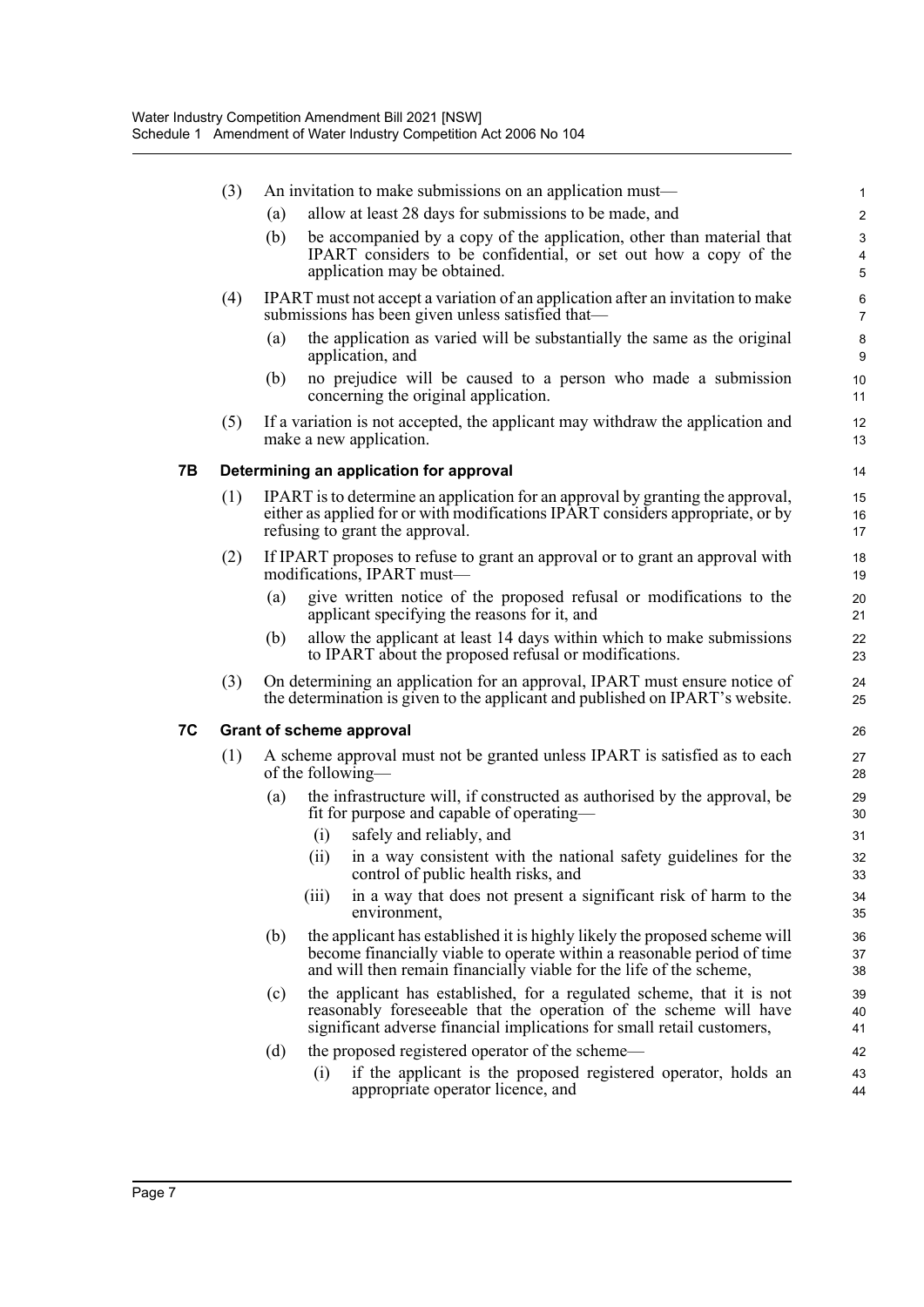(3) An invitation to make submissions on an application must—

(a) allow at least 28 days for submissions to be made, and

(b) be accompanied by a copy of the application, other than material that IPART considers to be confidential, or set out how a copy of the application may be obtained.

(4) IPART must not accept a variation of an application after an invitation to make submissions has been given unless satisfied that—

(a) the application as varied will be substantially the same as the original application, and

(b) no prejudice will be caused to a person who made a submission concerning the original application.

(5) If a variation is not accepted, the applicant may withdraw the application and make a new application.

### 7B Determining an application for approval

(1) IPART is to determine an application for an approval by granting the approval, either as applied for or with modifications IPART considers appropriate, or by refusing to grant the approval.

(2) If IPART proposes to refuse to grant an approval or to grant an approval with modifications, IPART must—

(a) give written notice of the proposed refusal or modifications to the applicant specifying the reasons for it, and

(b) allow the applicant at least 14 days within which to make submissions to IPART about the proposed refusal or modifications.

(3) On determining an application for an approval, IPART must ensure notice of the determination is given to the applicant and published on IPART's website.

### 7C Grant of scheme approval

(1) A scheme approval must not be granted unless IPART is satisfied as to each of the following—

(a) the infrastructure will, if constructed as authorised by the approval, be fit for purpose and capable of operating—

(i) safely and reliably, and

(ii) in a way consistent with the national safety guidelines for the control of public health risks, and

(iii) in a way that does not present a significant risk of harm to the environment,

(b) the applicant has established it is highly likely the proposed scheme will become financially viable to operate within a reasonable period of time and will then remain financially viable for the life of the scheme,

(c) the applicant has established, for a regulated scheme, that it is not reasonably foreseeable that the operation of the scheme will have significant adverse financial implications for small retail customers,

(d) the proposed registered operator of the scheme—

(i) if the applicant is the proposed registered operator, holds an appropriate operator licence, and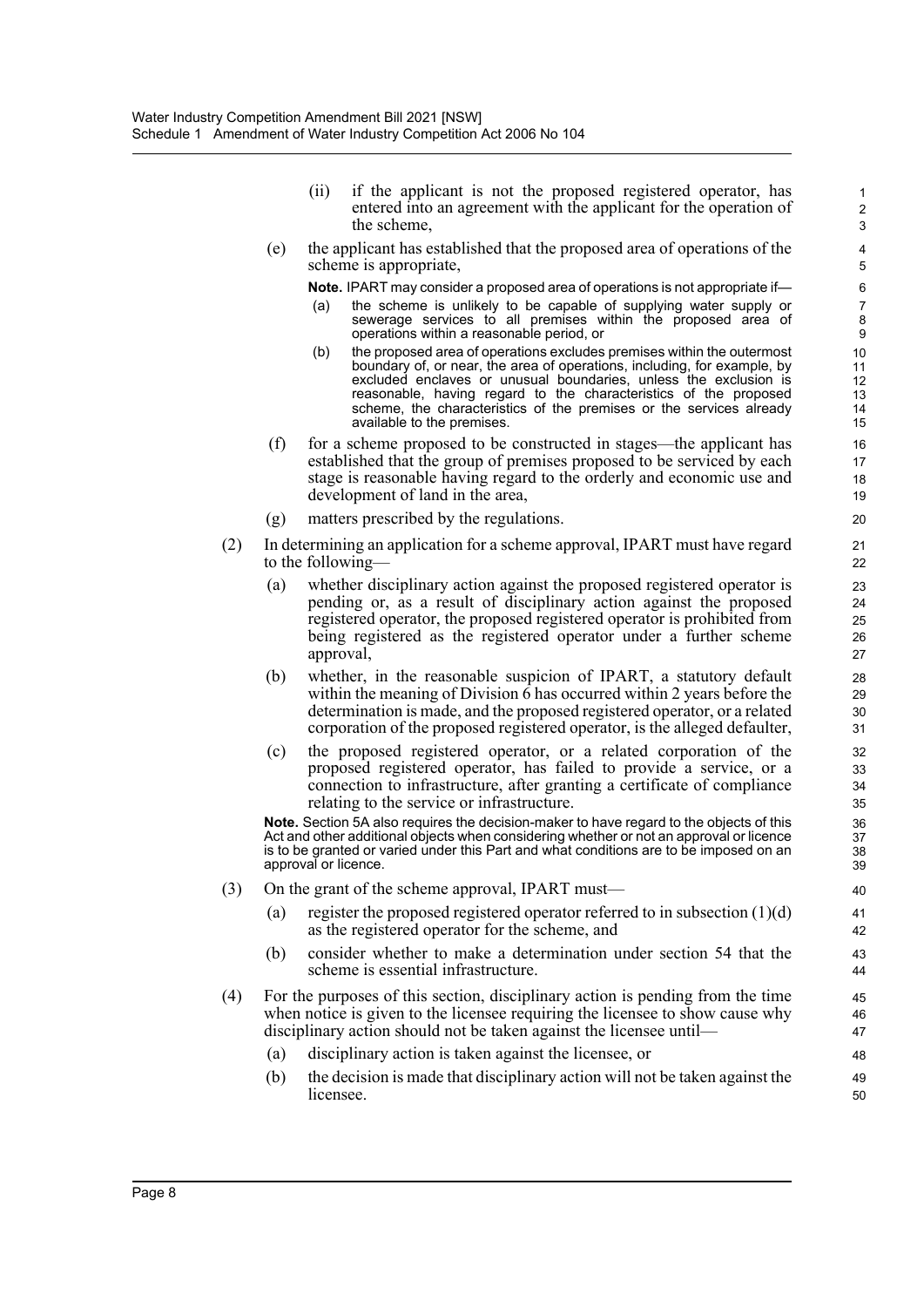(ii) if the applicant is not the proposed registered operator, has entered into an agreement with the applicant for the operation of the scheme,

(e) the applicant has established that the proposed area of operations of the scheme is appropriate,

**Note.** IPART may consider a proposed area of operations is not appropriate if—

(a) the scheme is unlikely to be capable of supplying water supply or sewerage services to all premises within the proposed area of operations within a reasonable period, or

(b) the proposed area of operations excludes premises within the outermost boundary of, or near, the area of operations, including, for example, by excluded enclaves or unusual boundaries, unless the exclusion is reasonable, having regard to the characteristics of the proposed scheme, the characteristics of the premises or the services already available to the premises.

(f) for a scheme proposed to be constructed in stages—the applicant has established that the group of premises proposed to be serviced by each stage is reasonable having regard to the orderly and economic use and development of land in the area,

(g) matters prescribed by the regulations.

(2) In determining an application for a scheme approval, IPART must have regard to the following—

(a) whether disciplinary action against the proposed registered operator is pending or, as a result of disciplinary action against the proposed registered operator, the proposed registered operator is prohibited from being registered as the registered operator under a further scheme approval,

(b) whether, in the reasonable suspicion of IPART, a statutory default within the meaning of Division 6 has occurred within 2 years before the determination is made, and the proposed registered operator, or a related corporation of the proposed registered operator, is the alleged defaulter,

(c) the proposed registered operator, or a related corporation of the proposed registered operator, has failed to provide a service, or a connection to infrastructure, after granting a certificate of compliance relating to the service or infrastructure.

**Note.** Section 5A also requires the decision-maker to have regard to the objects of this Act and other additional objects when considering whether or not an approval or licence is to be granted or varied under this Part and what conditions are to be imposed on an approval or licence.

(3) On the grant of the scheme approval, IPART must—

(a) register the proposed registered operator referred to in subsection (1)(d) as the registered operator for the scheme, and

(b) consider whether to make a determination under section 54 that the scheme is essential infrastructure.

(4) For the purposes of this section, disciplinary action is pending from the time when notice is given to the licensee requiring the licensee to show cause why disciplinary action should not be taken against the licensee until—

(a) disciplinary action is taken against the licensee, or

(b) the decision is made that disciplinary action will not be taken against the licensee.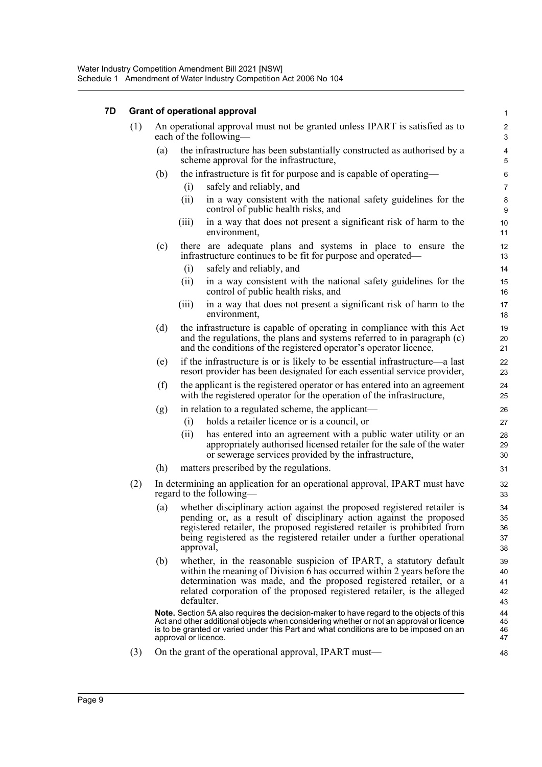### 7D Grant of operational approval

(1) An operational approval must not be granted unless IPART is satisfied as to each of the following—

  (a) the infrastructure has been substantially constructed as authorised by a scheme approval for the infrastructure,

  (b) the infrastructure is fit for purpose and is capable of operating—

    (i) safely and reliably, and

    (ii) in a way consistent with the national safety guidelines for the control of public health risks, and

    (iii) in a way that does not present a significant risk of harm to the environment,

  (c) there are adequate plans and systems in place to ensure the infrastructure continues to be fit for purpose and operated—

    (i) safely and reliably, and

    (ii) in a way consistent with the national safety guidelines for the control of public health risks, and

    (iii) in a way that does not present a significant risk of harm to the environment,

  (d) the infrastructure is capable of operating in compliance with this Act and the regulations, the plans and systems referred to in paragraph (c) and the conditions of the registered operator's operator licence,

  (e) if the infrastructure is or is likely to be essential infrastructure—a last resort provider has been designated for each essential service provider,

  (f) the applicant is the registered operator or has entered into an agreement with the registered operator for the operation of the infrastructure,

  (g) in relation to a regulated scheme, the applicant—

    (i) holds a retailer licence or is a council, or

    (ii) has entered into an agreement with a public water utility or an appropriately authorised licensed retailer for the sale of the water or sewerage services provided by the infrastructure,

  (h) matters prescribed by the regulations.

(2) In determining an application for an operational approval, IPART must have regard to the following—

  (a) whether disciplinary action against the proposed registered retailer is pending or, as a result of disciplinary action against the proposed registered retailer, the proposed registered retailer is prohibited from being registered as the registered retailer under a further operational approval,

  (b) whether, in the reasonable suspicion of IPART, a statutory default within the meaning of Division 6 has occurred within 2 years before the determination was made, and the proposed registered retailer, or a related corporation of the proposed registered retailer, is the alleged defaulter.

**Note.** Section 5A also requires the decision-maker to have regard to the objects of this Act and other additional objects when considering whether or not an approval or licence is to be granted or varied under this Part and what conditions are to be imposed on an approval or licence.

(3) On the grant of the operational approval, IPART must—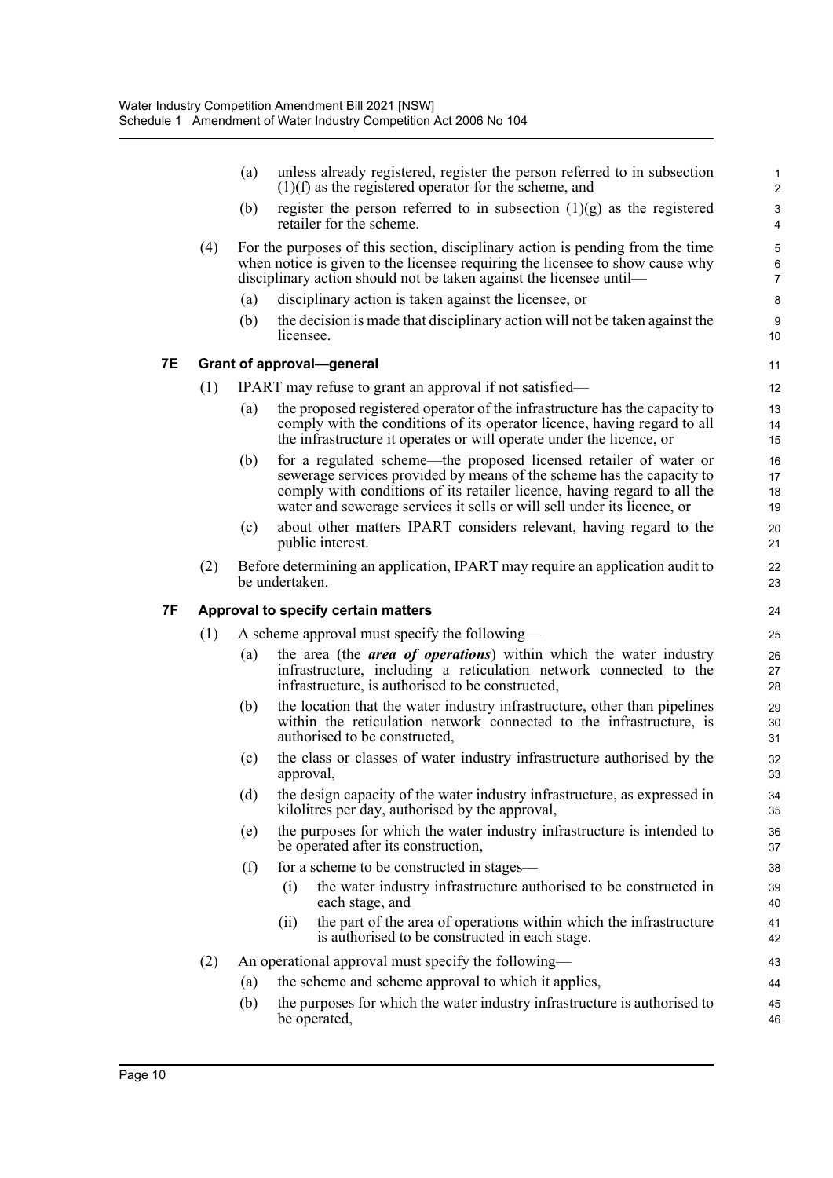(a) unless already registered, register the person referred to in subsection (1)(f) as the registered operator for the scheme, and

(b) register the person referred to in subsection (1)(g) as the registered retailer for the scheme.

(4) For the purposes of this section, disciplinary action is pending from the time when notice is given to the licensee requiring the licensee to show cause why disciplinary action should not be taken against the licensee until—

(a) disciplinary action is taken against the licensee, or

(b) the decision is made that disciplinary action will not be taken against the licensee.

### 7E Grant of approval—general

(1) IPART may refuse to grant an approval if not satisfied—

(a) the proposed registered operator of the infrastructure has the capacity to comply with the conditions of its operator licence, having regard to all the infrastructure it operates or will operate under the licence, or

(b) for a regulated scheme—the proposed licensed retailer of water or sewerage services provided by means of the scheme has the capacity to comply with conditions of its retailer licence, having regard to all the water and sewerage services it sells or will sell under its licence, or

(c) about other matters IPART considers relevant, having regard to the public interest.

(2) Before determining an application, IPART may require an application audit to be undertaken.

### 7F Approval to specify certain matters

(1) A scheme approval must specify the following—

(a) the area (the ***area of operations***) within which the water industry infrastructure, including a reticulation network connected to the infrastructure, is authorised to be constructed,

(b) the location that the water industry infrastructure, other than pipelines within the reticulation network connected to the infrastructure, is authorised to be constructed,

(c) the class or classes of water industry infrastructure authorised by the approval,

(d) the design capacity of the water industry infrastructure, as expressed in kilolitres per day, authorised by the approval,

(e) the purposes for which the water industry infrastructure is intended to be operated after its construction,

(f) for a scheme to be constructed in stages—

(i) the water industry infrastructure authorised to be constructed in each stage, and

(ii) the part of the area of operations within which the infrastructure is authorised to be constructed in each stage.

(2) An operational approval must specify the following—

(a) the scheme and scheme approval to which it applies,

(b) the purposes for which the water industry infrastructure is authorised to be operated,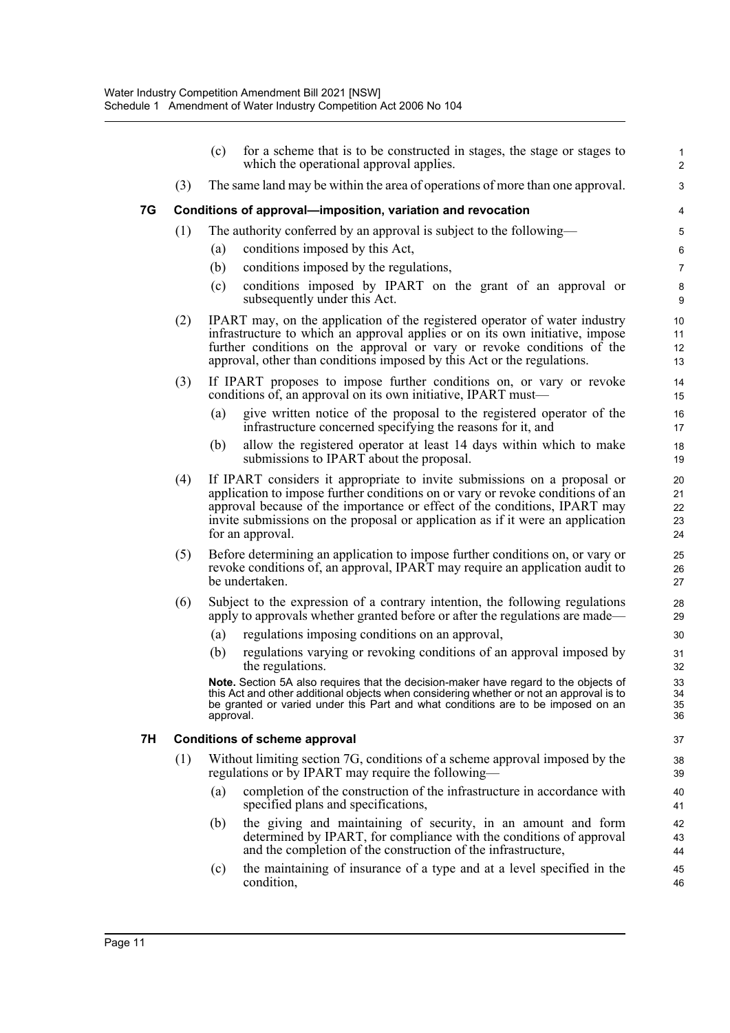(c) for a scheme that is to be constructed in stages, the stage or stages to which the operational approval applies.

(3) The same land may be within the area of operations of more than one approval.

### 7G Conditions of approval—imposition, variation and revocation

(1) The authority conferred by an approval is subject to the following—

(a) conditions imposed by this Act,

(b) conditions imposed by the regulations,

(c) conditions imposed by IPART on the grant of an approval or subsequently under this Act.

(2) IPART may, on the application of the registered operator of water industry infrastructure to which an approval applies or on its own initiative, impose further conditions on the approval or vary or revoke conditions of the approval, other than conditions imposed by this Act or the regulations.

(3) If IPART proposes to impose further conditions on, or vary or revoke conditions of, an approval on its own initiative, IPART must—

(a) give written notice of the proposal to the registered operator of the infrastructure concerned specifying the reasons for it, and

(b) allow the registered operator at least 14 days within which to make submissions to IPART about the proposal.

(4) If IPART considers it appropriate to invite submissions on a proposal or application to impose further conditions on or vary or revoke conditions of an approval because of the importance or effect of the conditions, IPART may invite submissions on the proposal or application as if it were an application for an approval.

(5) Before determining an application to impose further conditions on, or vary or revoke conditions of, an approval, IPART may require an application audit to be undertaken.

(6) Subject to the expression of a contrary intention, the following regulations apply to approvals whether granted before or after the regulations are made—

(a) regulations imposing conditions on an approval,

(b) regulations varying or revoking conditions of an approval imposed by the regulations.

**Note.** Section 5A also requires that the decision-maker have regard to the objects of this Act and other additional objects when considering whether or not an approval is to be granted or varied under this Part and what conditions are to be imposed on an approval.

### 7H Conditions of scheme approval

(1) Without limiting section 7G, conditions of a scheme approval imposed by the regulations or by IPART may require the following—

(a) completion of the construction of the infrastructure in accordance with specified plans and specifications,

(b) the giving and maintaining of security, in an amount and form determined by IPART, for compliance with the conditions of approval and the completion of the construction of the infrastructure,

(c) the maintaining of insurance of a type and at a level specified in the condition,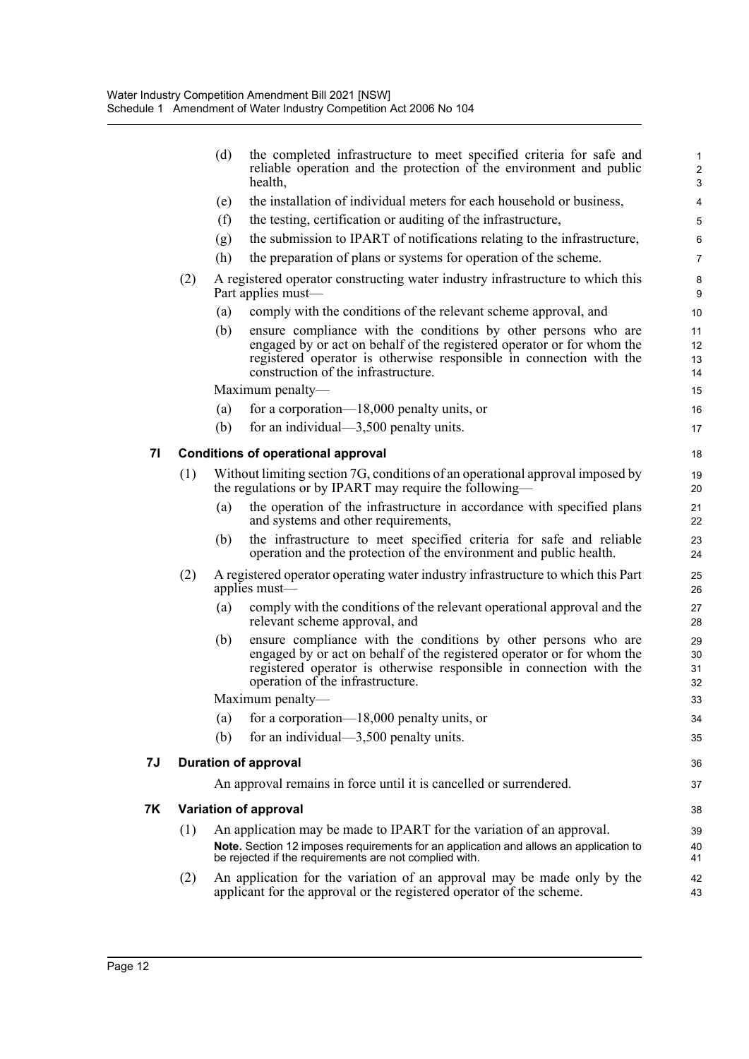(d) the completed infrastructure to meet specified criteria for safe and reliable operation and the protection of the environment and public health,

(e) the installation of individual meters for each household or business,

(f) the testing, certification or auditing of the infrastructure,

(g) the submission to IPART of notifications relating to the infrastructure,

(h) the preparation of plans or systems for operation of the scheme.

(2) A registered operator constructing water industry infrastructure to which this Part applies must—

(a) comply with the conditions of the relevant scheme approval, and

(b) ensure compliance with the conditions by other persons who are engaged by or act on behalf of the registered operator or for whom the registered operator is otherwise responsible in connection with the construction of the infrastructure.

Maximum penalty—

(a) for a corporation—18,000 penalty units, or

(b) for an individual—3,500 penalty units.

### 7I Conditions of operational approval

(1) Without limiting section 7G, conditions of an operational approval imposed by the regulations or by IPART may require the following—

(a) the operation of the infrastructure in accordance with specified plans and systems and other requirements,

(b) the infrastructure to meet specified criteria for safe and reliable operation and the protection of the environment and public health.

(2) A registered operator operating water industry infrastructure to which this Part applies must—

(a) comply with the conditions of the relevant operational approval and the relevant scheme approval, and

(b) ensure compliance with the conditions by other persons who are engaged by or act on behalf of the registered operator or for whom the registered operator is otherwise responsible in connection with the operation of the infrastructure.

Maximum penalty—

(a) for a corporation—18,000 penalty units, or

(b) for an individual—3,500 penalty units.

### 7J Duration of approval

An approval remains in force until it is cancelled or surrendered.

### 7K Variation of approval

(1) An application may be made to IPART for the variation of an approval.

**Note.** Section 12 imposes requirements for an application and allows an application to be rejected if the requirements are not complied with.

(2) An application for the variation of an approval may be made only by the applicant for the approval or the registered operator of the scheme.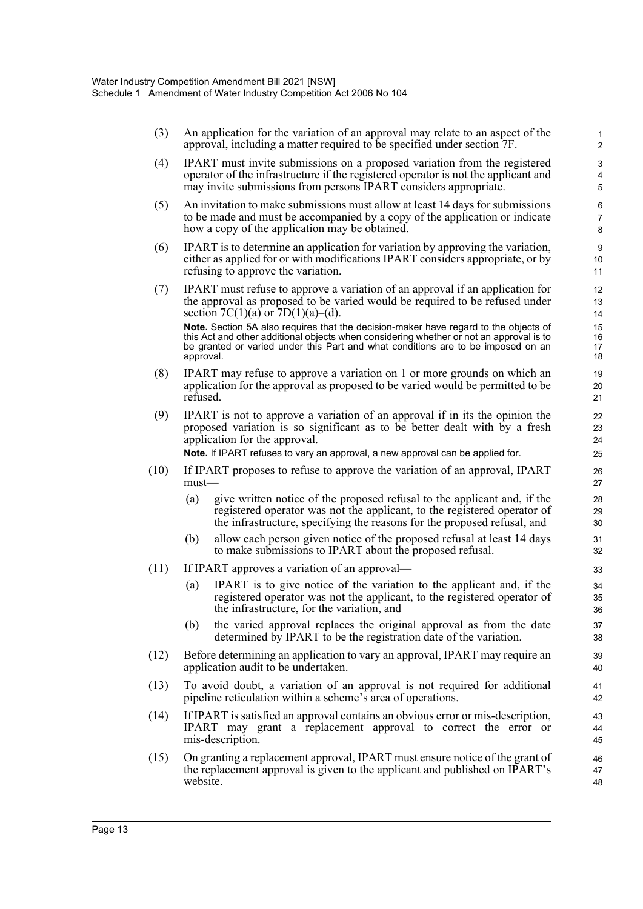(3) An application for the variation of an approval may relate to an aspect of the approval, including a matter required to be specified under section 7F.

(4) IPART must invite submissions on a proposed variation from the registered operator of the infrastructure if the registered operator is not the applicant and may invite submissions from persons IPART considers appropriate.

(5) An invitation to make submissions must allow at least 14 days for submissions to be made and must be accompanied by a copy of the application or indicate how a copy of the application may be obtained.

(6) IPART is to determine an application for variation by approving the variation, either as applied for or with modifications IPART considers appropriate, or by refusing to approve the variation.

(7) IPART must refuse to approve a variation of an approval if an application for the approval as proposed to be varied would be required to be refused under section 7C(1)(a) or 7D(1)(a)–(d).

**Note.** Section 5A also requires that the decision-maker have regard to the objects of this Act and other additional objects when considering whether or not an approval is to be granted or varied under this Part and what conditions are to be imposed on an approval.

(8) IPART may refuse to approve a variation on 1 or more grounds on which an application for the approval as proposed to be varied would be permitted to be refused.

(9) IPART is not to approve a variation of an approval if in its the opinion the proposed variation is so significant as to be better dealt with by a fresh application for the approval.

**Note.** If IPART refuses to vary an approval, a new approval can be applied for.

(10) If IPART proposes to refuse to approve the variation of an approval, IPART must—

(a) give written notice of the proposed refusal to the applicant and, if the registered operator was not the applicant, to the registered operator of the infrastructure, specifying the reasons for the proposed refusal, and

(b) allow each person given notice of the proposed refusal at least 14 days to make submissions to IPART about the proposed refusal.

(11) If IPART approves a variation of an approval—

(a) IPART is to give notice of the variation to the applicant and, if the registered operator was not the applicant, to the registered operator of the infrastructure, for the variation, and

(b) the varied approval replaces the original approval as from the date determined by IPART to be the registration date of the variation.

(12) Before determining an application to vary an approval, IPART may require an application audit to be undertaken.

(13) To avoid doubt, a variation of an approval is not required for additional pipeline reticulation within a scheme's area of operations.

(14) If IPART is satisfied an approval contains an obvious error or mis-description, IPART may grant a replacement approval to correct the error or mis-description.

(15) On granting a replacement approval, IPART must ensure notice of the grant of the replacement approval is given to the applicant and published on IPART's website.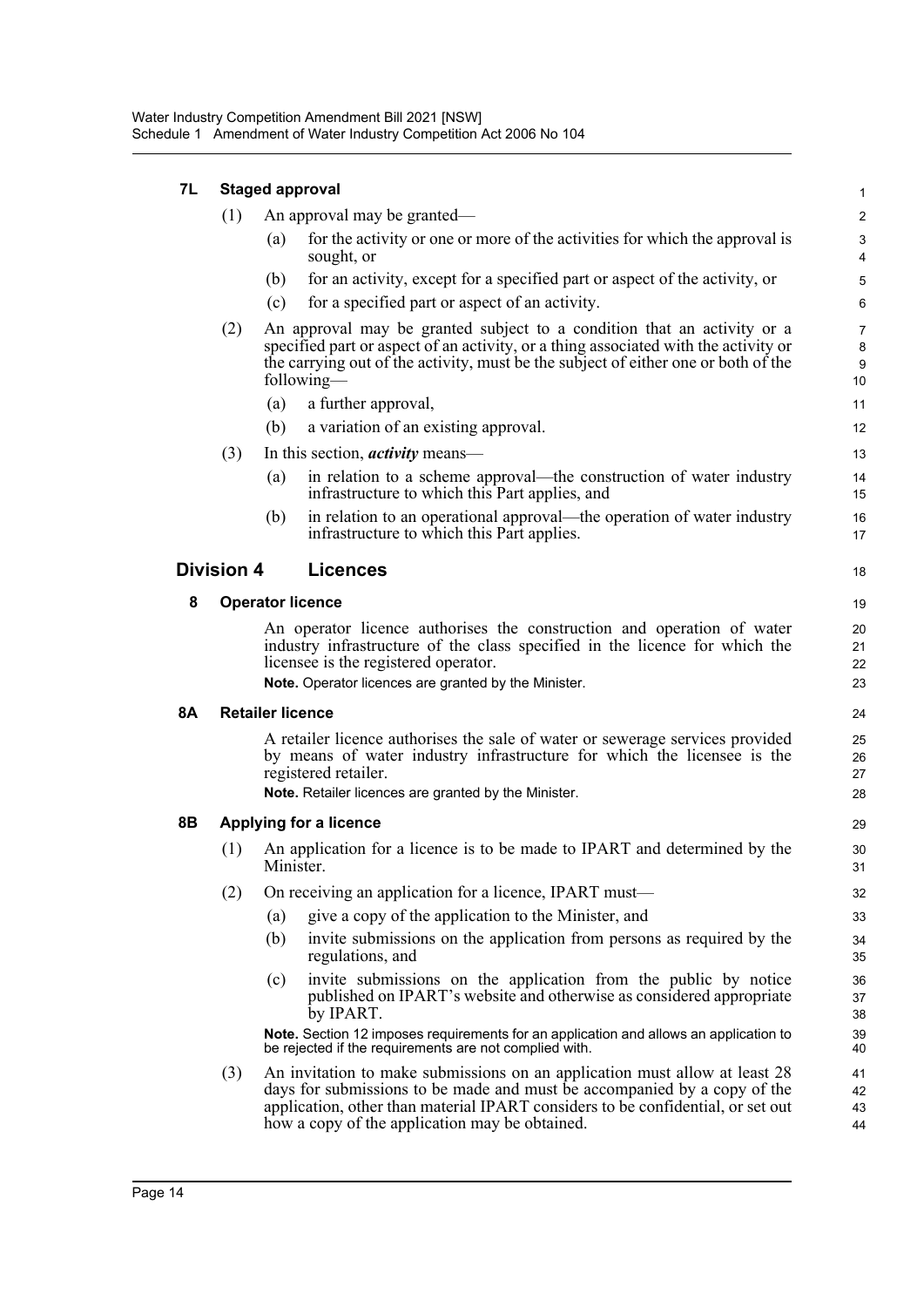**7L Staged approval**

(1) An approval may be granted—

(a) for the activity or one or more of the activities for which the approval is sought, or

(b) for an activity, except for a specified part or aspect of the activity, or

(c) for a specified part or aspect of an activity.

(2) An approval may be granted subject to a condition that an activity or a specified part or aspect of an activity, or a thing associated with the activity or the carrying out of the activity, must be the subject of either one or both of the following—

(a) a further approval,

(b) a variation of an existing approval.

(3) In this section, ***activity*** means—

(a) in relation to a scheme approval—the construction of water industry infrastructure to which this Part applies, and

(b) in relation to an operational approval—the operation of water industry infrastructure to which this Part applies.

## Division 4 Licences

**8 Operator licence**

An operator licence authorises the construction and operation of water industry infrastructure of the class specified in the licence for which the licensee is the registered operator.

**Note.** Operator licences are granted by the Minister.

**8A Retailer licence**

A retailer licence authorises the sale of water or sewerage services provided by means of water industry infrastructure for which the licensee is the registered retailer.

**Note.** Retailer licences are granted by the Minister.

**8B Applying for a licence**

(1) An application for a licence is to be made to IPART and determined by the Minister.

(2) On receiving an application for a licence, IPART must—

(a) give a copy of the application to the Minister, and

(b) invite submissions on the application from persons as required by the regulations, and

(c) invite submissions on the application from the public by notice published on IPART's website and otherwise as considered appropriate by IPART.

**Note.** Section 12 imposes requirements for an application and allows an application to be rejected if the requirements are not complied with.

(3) An invitation to make submissions on an application must allow at least 28 days for submissions to be made and must be accompanied by a copy of the application, other than material IPART considers to be confidential, or set out how a copy of the application may be obtained.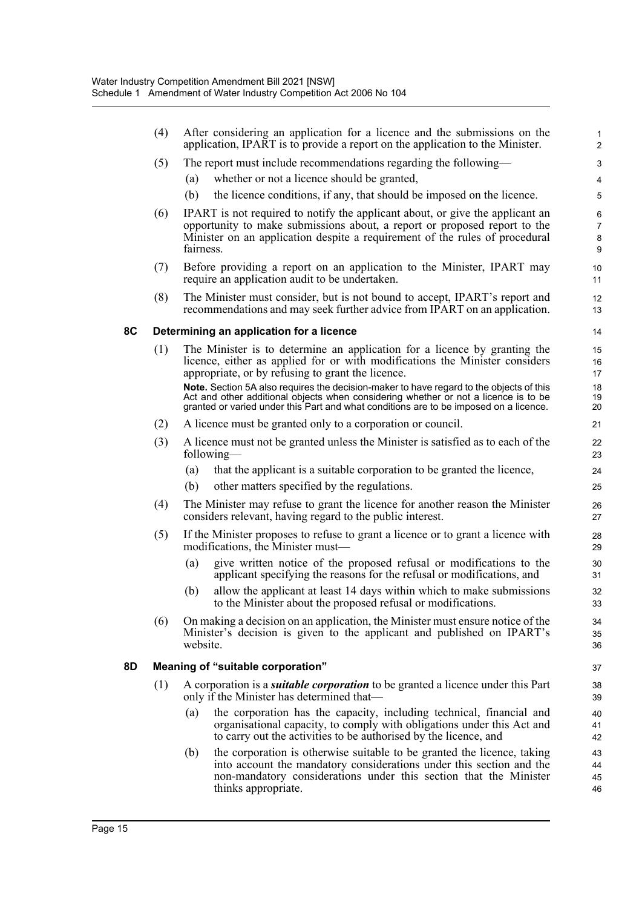(4) After considering an application for a licence and the submissions on the application, IPART is to provide a report on the application to the Minister.

(5) The report must include recommendations regarding the following—

(a) whether or not a licence should be granted,

(b) the licence conditions, if any, that should be imposed on the licence.

(6) IPART is not required to notify the applicant about, or give the applicant an opportunity to make submissions about, a report or proposed report to the Minister on an application despite a requirement of the rules of procedural fairness.

(7) Before providing a report on an application to the Minister, IPART may require an application audit to be undertaken.

(8) The Minister must consider, but is not bound to accept, IPART's report and recommendations and may seek further advice from IPART on an application.

### 8C Determining an application for a licence

(1) The Minister is to determine an application for a licence by granting the licence, either as applied for or with modifications the Minister considers appropriate, or by refusing to grant the licence.

**Note.** Section 5A also requires the decision-maker to have regard to the objects of this Act and other additional objects when considering whether or not a licence is to be granted or varied under this Part and what conditions are to be imposed on a licence.

(2) A licence must be granted only to a corporation or council.

(3) A licence must not be granted unless the Minister is satisfied as to each of the following—

(a) that the applicant is a suitable corporation to be granted the licence,

(b) other matters specified by the regulations.

(4) The Minister may refuse to grant the licence for another reason the Minister considers relevant, having regard to the public interest.

(5) If the Minister proposes to refuse to grant a licence or to grant a licence with modifications, the Minister must—

(a) give written notice of the proposed refusal or modifications to the applicant specifying the reasons for the refusal or modifications, and

(b) allow the applicant at least 14 days within which to make submissions to the Minister about the proposed refusal or modifications.

(6) On making a decision on an application, the Minister must ensure notice of the Minister's decision is given to the applicant and published on IPART's website.

### 8D Meaning of "suitable corporation"

(1) A corporation is a ***suitable corporation*** to be granted a licence under this Part only if the Minister has determined that—

(a) the corporation has the capacity, including technical, financial and organisational capacity, to comply with obligations under this Act and to carry out the activities to be authorised by the licence, and

(b) the corporation is otherwise suitable to be granted the licence, taking into account the mandatory considerations under this section and the non-mandatory considerations under this section that the Minister thinks appropriate.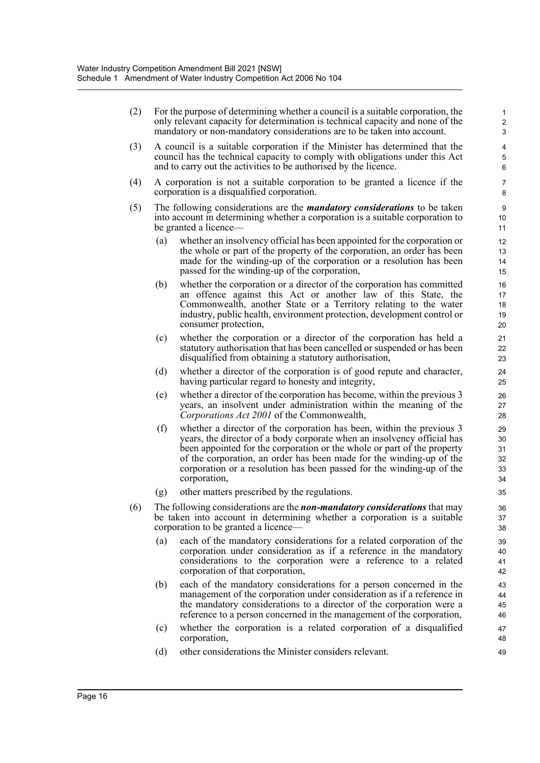(2) For the purpose of determining whether a council is a suitable corporation, the only relevant capacity for determination is technical capacity and none of the mandatory or non-mandatory considerations are to be taken into account.

(3) A council is a suitable corporation if the Minister has determined that the council has the technical capacity to comply with obligations under this Act and to carry out the activities to be authorised by the licence.

(4) A corporation is not a suitable corporation to be granted a licence if the corporation is a disqualified corporation.

(5) The following considerations are the ***mandatory considerations*** to be taken into account in determining whether a corporation is a suitable corporation to be granted a licence—

- (a) whether an insolvency official has been appointed for the corporation or the whole or part of the property of the corporation, an order has been made for the winding-up of the corporation or a resolution has been passed for the winding-up of the corporation,
- (b) whether the corporation or a director of the corporation has committed an offence against this Act or another law of this State, the Commonwealth, another State or a Territory relating to the water industry, public health, environment protection, development control or consumer protection,
- (c) whether the corporation or a director of the corporation has held a statutory authorisation that has been cancelled or suspended or has been disqualified from obtaining a statutory authorisation,
- (d) whether a director of the corporation is of good repute and character, having particular regard to honesty and integrity,
- (e) whether a director of the corporation has become, within the previous 3 years, an insolvent under administration within the meaning of the *Corporations Act 2001* of the Commonwealth,
- (f) whether a director of the corporation has been, within the previous 3 years, the director of a body corporate when an insolvency official has been appointed for the corporation or the whole or part of the property of the corporation, an order has been made for the winding-up of the corporation or a resolution has been passed for the winding-up of the corporation,
- (g) other matters prescribed by the regulations.

(6) The following considerations are the ***non-mandatory considerations*** that may be taken into account in determining whether a corporation is a suitable corporation to be granted a licence—

- (a) each of the mandatory considerations for a related corporation of the corporation under consideration as if a reference in the mandatory considerations to the corporation were a reference to a related corporation of that corporation,
- (b) each of the mandatory considerations for a person concerned in the management of the corporation under consideration as if a reference in the mandatory considerations to a director of the corporation were a reference to a person concerned in the management of the corporation,
- (c) whether the corporation is a related corporation of a disqualified corporation,
- (d) other considerations the Minister considers relevant.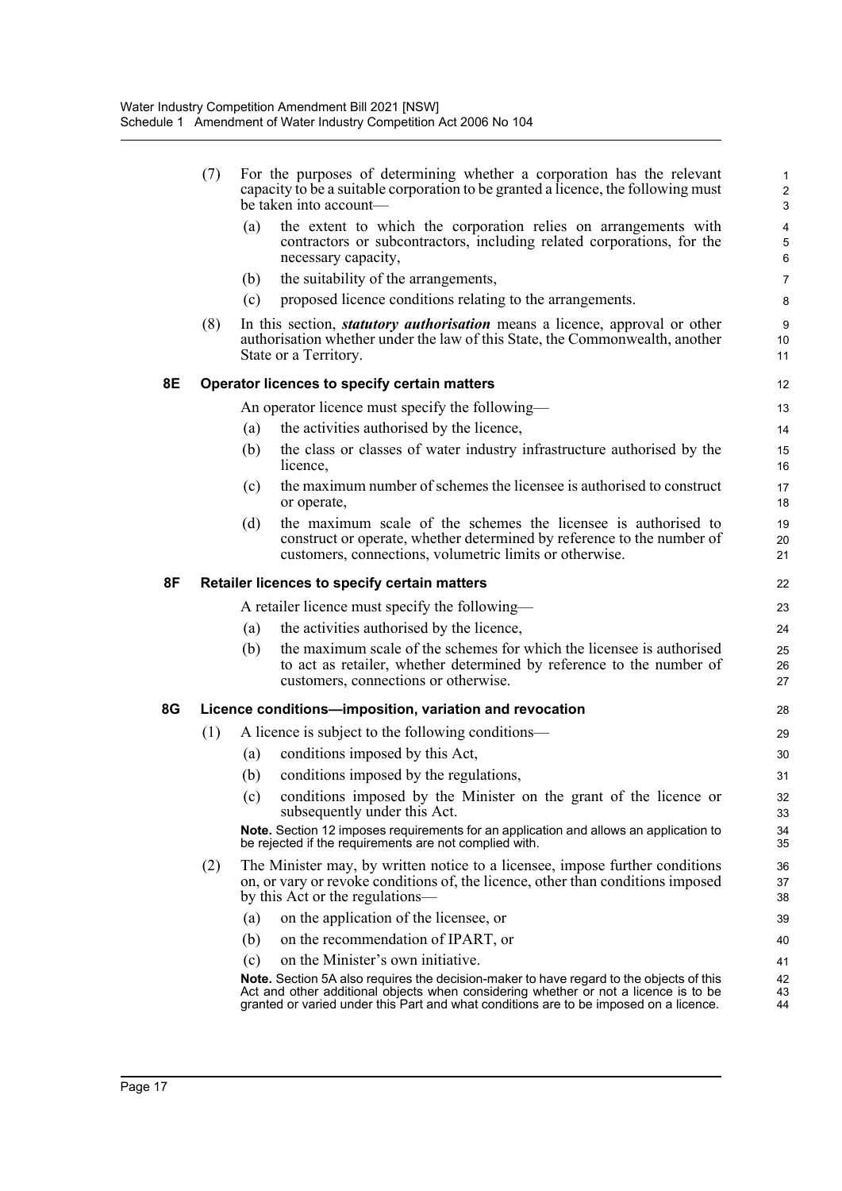(7) For the purposes of determining whether a corporation has the relevant capacity to be a suitable corporation to be granted a licence, the following must be taken into account—

(a) the extent to which the corporation relies on arrangements with contractors or subcontractors, including related corporations, for the necessary capacity,

(b) the suitability of the arrangements,

(c) proposed licence conditions relating to the arrangements.

(8) In this section, ***statutory authorisation*** means a licence, approval or other authorisation whether under the law of this State, the Commonwealth, another State or a Territory.

### 8E Operator licences to specify certain matters

An operator licence must specify the following—

(a) the activities authorised by the licence,

(b) the class or classes of water industry infrastructure authorised by the licence,

(c) the maximum number of schemes the licensee is authorised to construct or operate,

(d) the maximum scale of the schemes the licensee is authorised to construct or operate, whether determined by reference to the number of customers, connections, volumetric limits or otherwise.

### 8F Retailer licences to specify certain matters

A retailer licence must specify the following—

(a) the activities authorised by the licence,

(b) the maximum scale of the schemes for which the licensee is authorised to act as retailer, whether determined by reference to the number of customers, connections or otherwise.

### 8G Licence conditions—imposition, variation and revocation

(1) A licence is subject to the following conditions—

(a) conditions imposed by this Act,

(b) conditions imposed by the regulations,

(c) conditions imposed by the Minister on the grant of the licence or subsequently under this Act.

**Note.** Section 12 imposes requirements for an application and allows an application to be rejected if the requirements are not complied with.

(2) The Minister may, by written notice to a licensee, impose further conditions on, or vary or revoke conditions of, the licence, other than conditions imposed by this Act or the regulations—

(a) on the application of the licensee, or

(b) on the recommendation of IPART, or

(c) on the Minister's own initiative.

**Note.** Section 5A also requires the decision-maker to have regard to the objects of this Act and other additional objects when considering whether or not a licence is to be granted or varied under this Part and what conditions are to be imposed on a licence.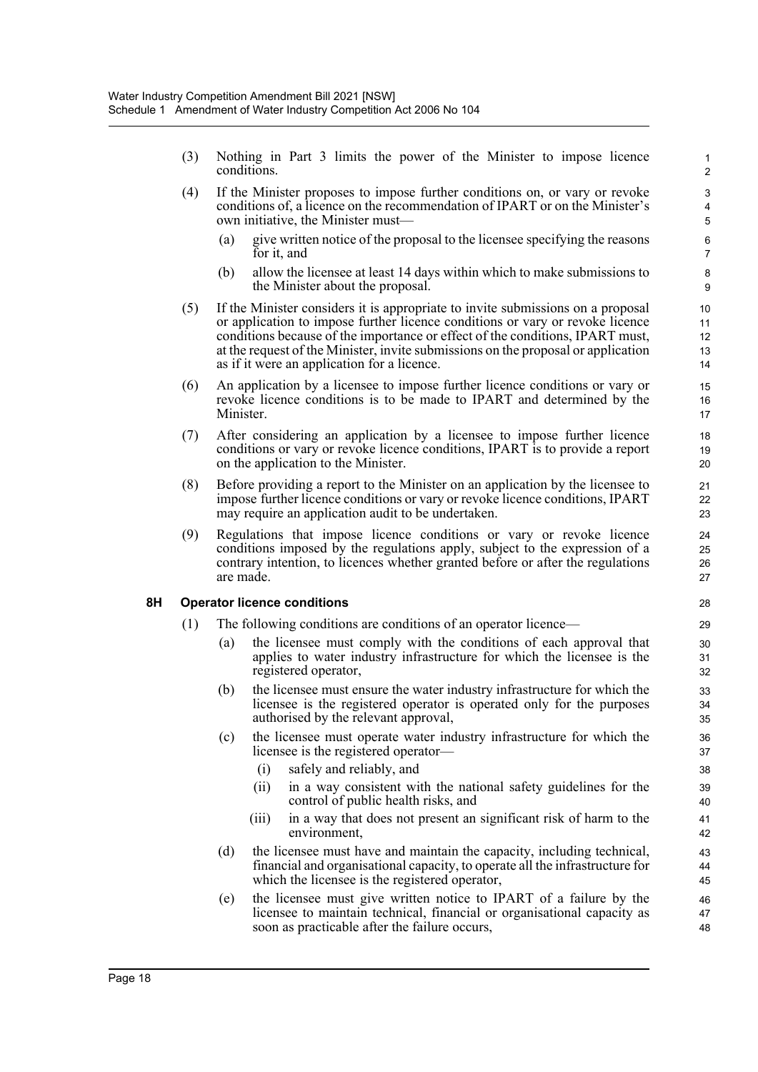(3) Nothing in Part 3 limits the power of the Minister to impose licence conditions.

(4) If the Minister proposes to impose further conditions on, or vary or revoke conditions of, a licence on the recommendation of IPART or on the Minister's own initiative, the Minister must—

(a) give written notice of the proposal to the licensee specifying the reasons for it, and

(b) allow the licensee at least 14 days within which to make submissions to the Minister about the proposal.

(5) If the Minister considers it is appropriate to invite submissions on a proposal or application to impose further licence conditions or vary or revoke licence conditions because of the importance or effect of the conditions, IPART must, at the request of the Minister, invite submissions on the proposal or application as if it were an application for a licence.

(6) An application by a licensee to impose further licence conditions or vary or revoke licence conditions is to be made to IPART and determined by the Minister.

(7) After considering an application by a licensee to impose further licence conditions or vary or revoke licence conditions, IPART is to provide a report on the application to the Minister.

(8) Before providing a report to the Minister on an application by the licensee to impose further licence conditions or vary or revoke licence conditions, IPART may require an application audit to be undertaken.

(9) Regulations that impose licence conditions or vary or revoke licence conditions imposed by the regulations apply, subject to the expression of a contrary intention, to licences whether granted before or after the regulations are made.

**8H Operator licence conditions**

(1) The following conditions are conditions of an operator licence—

(a) the licensee must comply with the conditions of each approval that applies to water industry infrastructure for which the licensee is the registered operator,

(b) the licensee must ensure the water industry infrastructure for which the licensee is the registered operator is operated only for the purposes authorised by the relevant approval,

(c) the licensee must operate water industry infrastructure for which the licensee is the registered operator—

(i) safely and reliably, and

(ii) in a way consistent with the national safety guidelines for the control of public health risks, and

(iii) in a way that does not present an significant risk of harm to the environment,

(d) the licensee must have and maintain the capacity, including technical, financial and organisational capacity, to operate all the infrastructure for which the licensee is the registered operator,

(e) the licensee must give written notice to IPART of a failure by the licensee to maintain technical, financial or organisational capacity as soon as practicable after the failure occurs,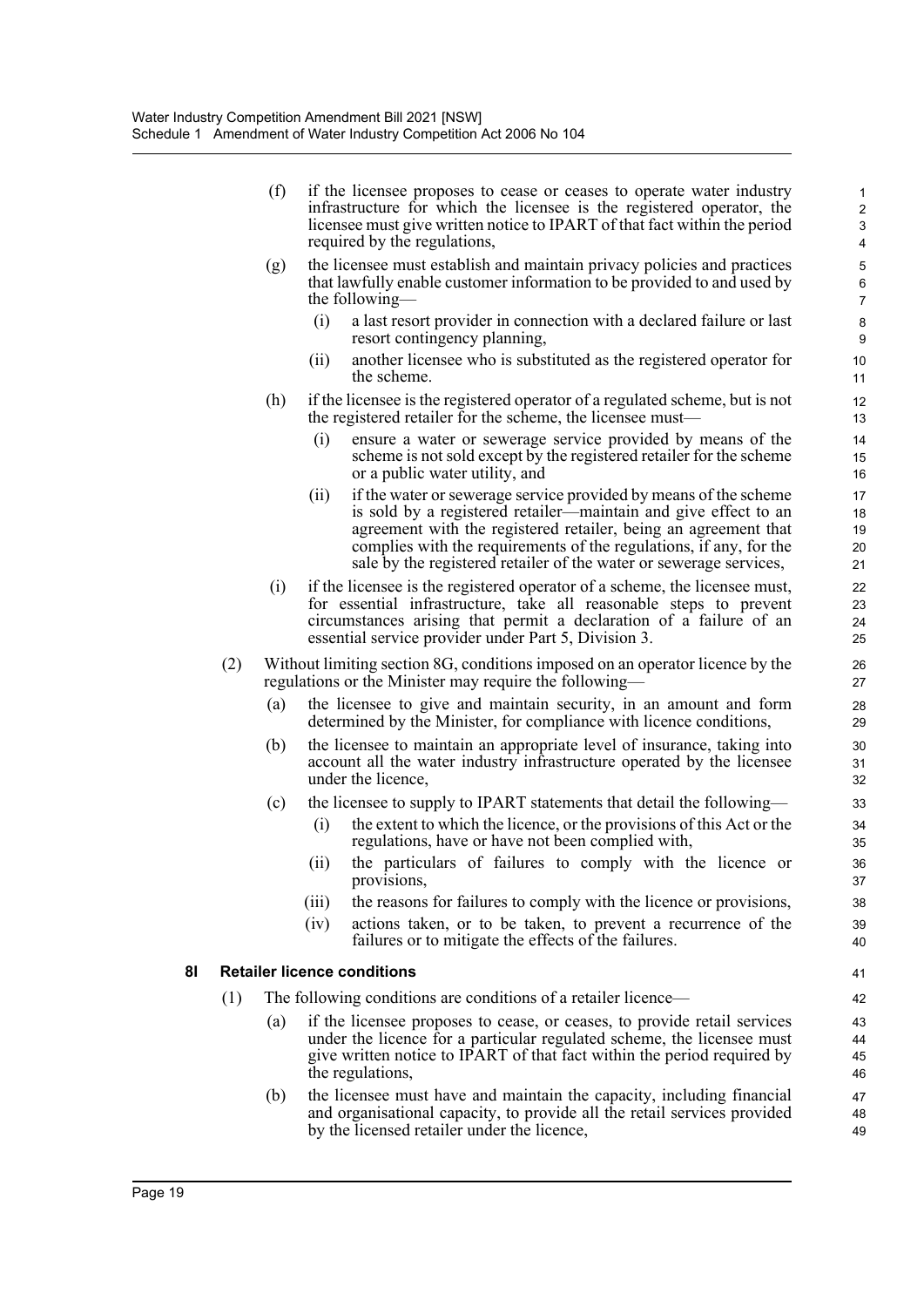(f) if the licensee proposes to cease or ceases to operate water industry infrastructure for which the licensee is the registered operator, the licensee must give written notice to IPART of that fact within the period required by the regulations,

(g) the licensee must establish and maintain privacy policies and practices that lawfully enable customer information to be provided to and used by the following—

(i) a last resort provider in connection with a declared failure or last resort contingency planning,

(ii) another licensee who is substituted as the registered operator for the scheme.

(h) if the licensee is the registered operator of a regulated scheme, but is not the registered retailer for the scheme, the licensee must—

(i) ensure a water or sewerage service provided by means of the scheme is not sold except by the registered retailer for the scheme or a public water utility, and

(ii) if the water or sewerage service provided by means of the scheme is sold by a registered retailer—maintain and give effect to an agreement with the registered retailer, being an agreement that complies with the requirements of the regulations, if any, for the sale by the registered retailer of the water or sewerage services,

(i) if the licensee is the registered operator of a scheme, the licensee must, for essential infrastructure, take all reasonable steps to prevent circumstances arising that permit a declaration of a failure of an essential service provider under Part 5, Division 3.

(2) Without limiting section 8G, conditions imposed on an operator licence by the regulations or the Minister may require the following—

(a) the licensee to give and maintain security, in an amount and form determined by the Minister, for compliance with licence conditions,

(b) the licensee to maintain an appropriate level of insurance, taking into account all the water industry infrastructure operated by the licensee under the licence,

(c) the licensee to supply to IPART statements that detail the following—

(i) the extent to which the licence, or the provisions of this Act or the regulations, have or have not been complied with,

(ii) the particulars of failures to comply with the licence or provisions,

(iii) the reasons for failures to comply with the licence or provisions,

(iv) actions taken, or to be taken, to prevent a recurrence of the failures or to mitigate the effects of the failures.

### 8I Retailer licence conditions

(1) The following conditions are conditions of a retailer licence—

(a) if the licensee proposes to cease, or ceases, to provide retail services under the licence for a particular regulated scheme, the licensee must give written notice to IPART of that fact within the period required by the regulations,

(b) the licensee must have and maintain the capacity, including financial and organisational capacity, to provide all the retail services provided by the licensed retailer under the licence,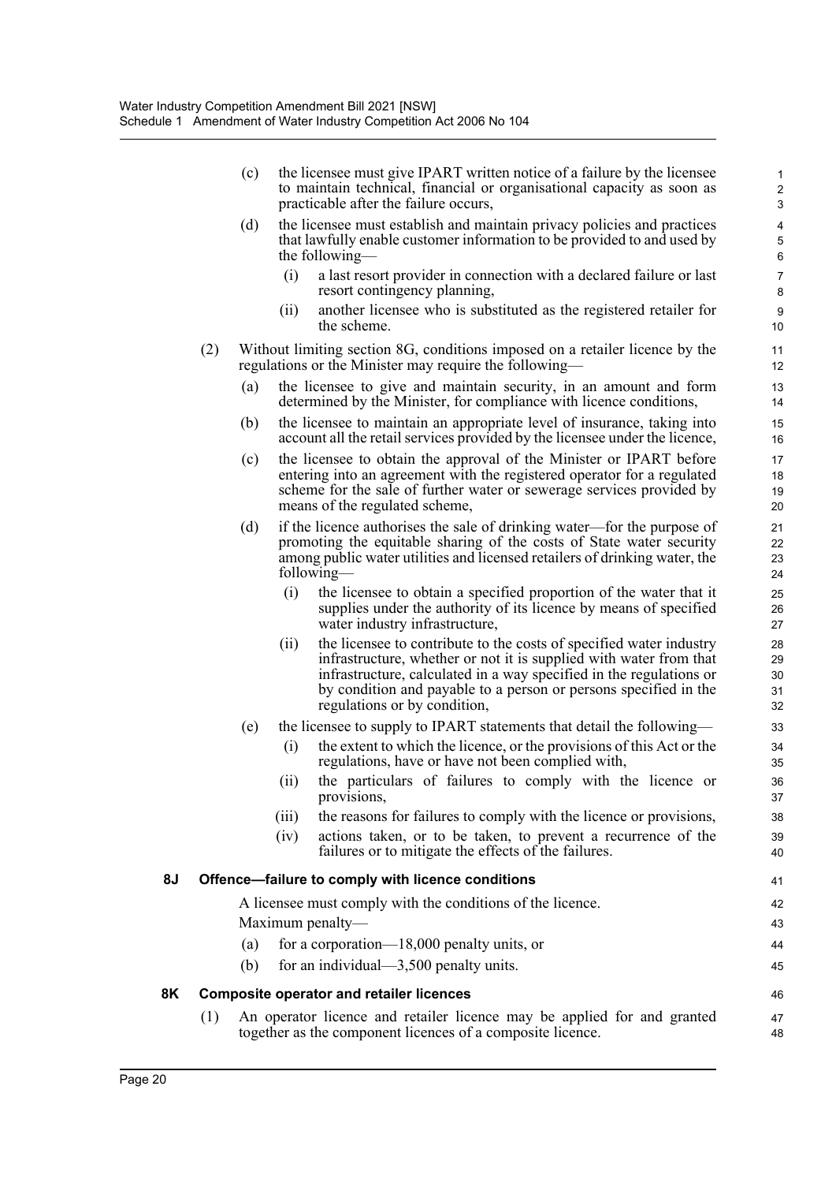(c) the licensee must give IPART written notice of a failure by the licensee to maintain technical, financial or organisational capacity as soon as practicable after the failure occurs,

(d) the licensee must establish and maintain privacy policies and practices that lawfully enable customer information to be provided to and used by the following—

  (i) a last resort provider in connection with a declared failure or last resort contingency planning,

  (ii) another licensee who is substituted as the registered retailer for the scheme.

(2) Without limiting section 8G, conditions imposed on a retailer licence by the regulations or the Minister may require the following—

(a) the licensee to give and maintain security, in an amount and form determined by the Minister, for compliance with licence conditions,

(b) the licensee to maintain an appropriate level of insurance, taking into account all the retail services provided by the licensee under the licence,

(c) the licensee to obtain the approval of the Minister or IPART before entering into an agreement with the registered operator for a regulated scheme for the sale of further water or sewerage services provided by means of the regulated scheme,

(d) if the licence authorises the sale of drinking water—for the purpose of promoting the equitable sharing of the costs of State water security among public water utilities and licensed retailers of drinking water, the following—

  (i) the licensee to obtain a specified proportion of the water that it supplies under the authority of its licence by means of specified water industry infrastructure,

  (ii) the licensee to contribute to the costs of specified water industry infrastructure, whether or not it is supplied with water from that infrastructure, calculated in a way specified in the regulations or by condition and payable to a person or persons specified in the regulations or by condition,

(e) the licensee to supply to IPART statements that detail the following—

  (i) the extent to which the licence, or the provisions of this Act or the regulations, have or have not been complied with,

  (ii) the particulars of failures to comply with the licence or provisions,

  (iii) the reasons for failures to comply with the licence or provisions,

  (iv) actions taken, or to be taken, to prevent a recurrence of the failures or to mitigate the effects of the failures.

### 8J Offence—failure to comply with licence conditions

A licensee must comply with the conditions of the licence.

Maximum penalty—

(a) for a corporation—18,000 penalty units, or

(b) for an individual—3,500 penalty units.

### 8K Composite operator and retailer licences

(1) An operator licence and retailer licence may be applied for and granted together as the component licences of a composite licence.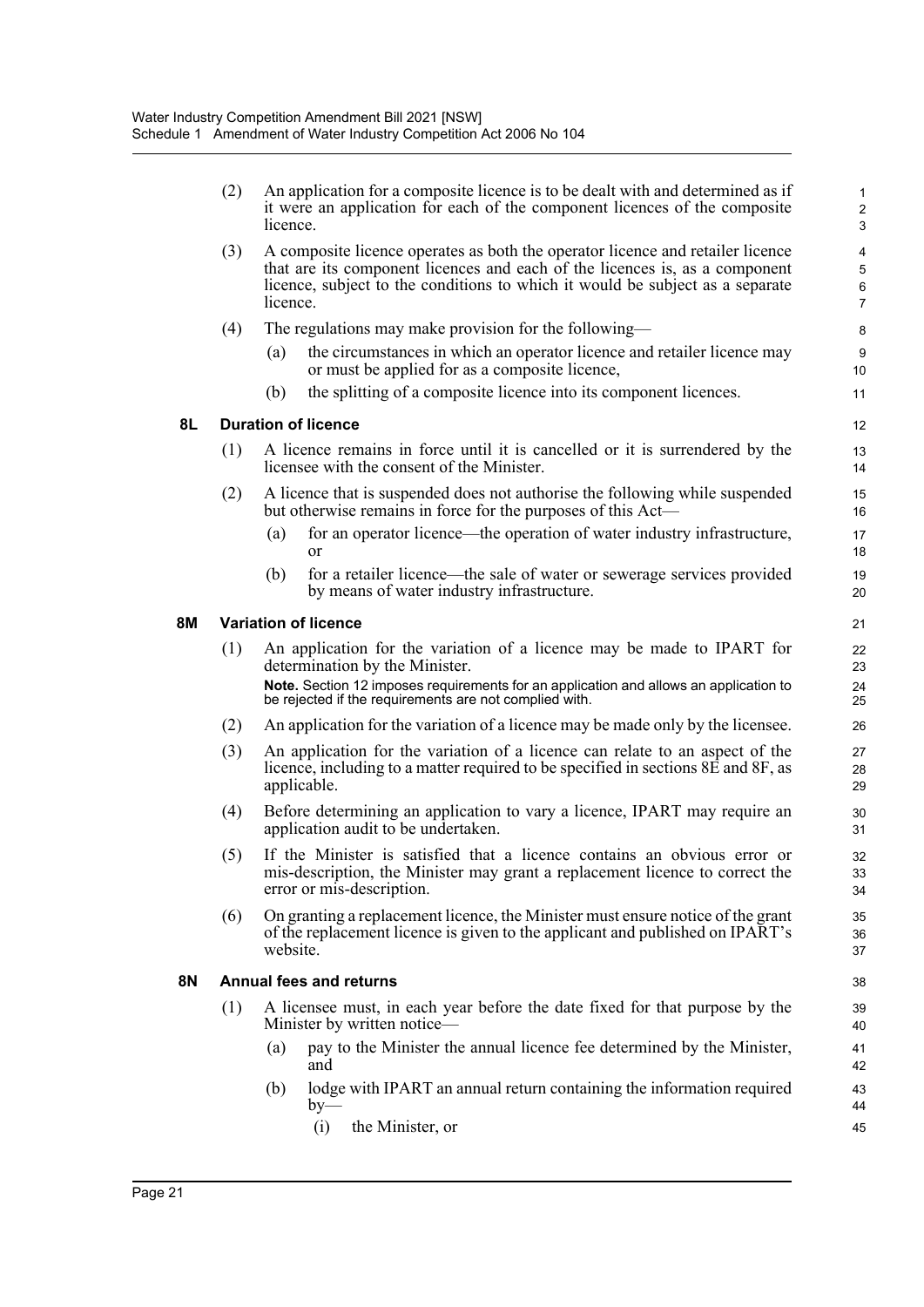(2) An application for a composite licence is to be dealt with and determined as if it were an application for each of the component licences of the composite licence.

(3) A composite licence operates as both the operator licence and retailer licence that are its component licences and each of the licences is, as a component licence, subject to the conditions to which it would be subject as a separate licence.

(4) The regulations may make provision for the following—

(a) the circumstances in which an operator licence and retailer licence may or must be applied for as a composite licence,

(b) the splitting of a composite licence into its component licences.

### 8L Duration of licence

(1) A licence remains in force until it is cancelled or it is surrendered by the licensee with the consent of the Minister.

(2) A licence that is suspended does not authorise the following while suspended but otherwise remains in force for the purposes of this Act—

(a) for an operator licence—the operation of water industry infrastructure, or

(b) for a retailer licence—the sale of water or sewerage services provided by means of water industry infrastructure.

### 8M Variation of licence

(1) An application for the variation of a licence may be made to IPART for determination by the Minister.

**Note.** Section 12 imposes requirements for an application and allows an application to be rejected if the requirements are not complied with.

(2) An application for the variation of a licence may be made only by the licensee.

(3) An application for the variation of a licence can relate to an aspect of the licence, including to a matter required to be specified in sections 8E and 8F, as applicable.

(4) Before determining an application to vary a licence, IPART may require an application audit to be undertaken.

(5) If the Minister is satisfied that a licence contains an obvious error or mis-description, the Minister may grant a replacement licence to correct the error or mis-description.

(6) On granting a replacement licence, the Minister must ensure notice of the grant of the replacement licence is given to the applicant and published on IPART's website.

### 8N Annual fees and returns

(1) A licensee must, in each year before the date fixed for that purpose by the Minister by written notice—

(a) pay to the Minister the annual licence fee determined by the Minister, and

(b) lodge with IPART an annual return containing the information required by—

(i) the Minister, or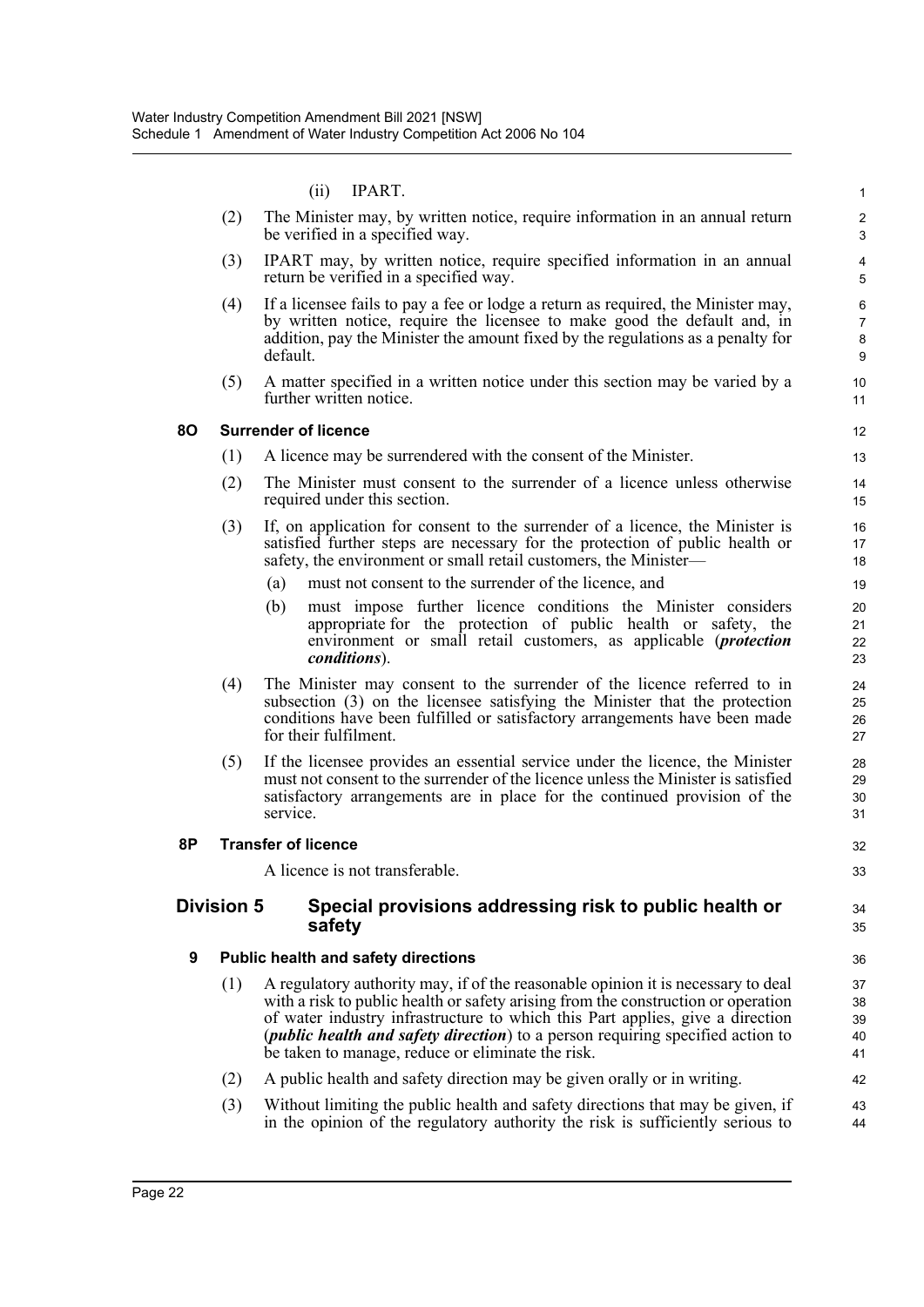(ii) IPART.

(2) The Minister may, by written notice, require information in an annual return be verified in a specified way.

(3) IPART may, by written notice, require specified information in an annual return be verified in a specified way.

(4) If a licensee fails to pay a fee or lodge a return as required, the Minister may, by written notice, require the licensee to make good the default and, in addition, pay the Minister the amount fixed by the regulations as a penalty for default.

(5) A matter specified in a written notice under this section may be varied by a further written notice.

### 8O Surrender of licence

(1) A licence may be surrendered with the consent of the Minister.

(2) The Minister must consent to the surrender of a licence unless otherwise required under this section.

(3) If, on application for consent to the surrender of a licence, the Minister is satisfied further steps are necessary for the protection of public health or safety, the environment or small retail customers, the Minister—

(a) must not consent to the surrender of the licence, and

(b) must impose further licence conditions the Minister considers appropriate for the protection of public health or safety, the environment or small retail customers, as applicable (***protection conditions***).

(4) The Minister may consent to the surrender of the licence referred to in subsection (3) on the licensee satisfying the Minister that the protection conditions have been fulfilled or satisfactory arrangements have been made for their fulfilment.

(5) If the licensee provides an essential service under the licence, the Minister must not consent to the surrender of the licence unless the Minister is satisfied satisfactory arrangements are in place for the continued provision of the service.

### 8P Transfer of licence

A licence is not transferable.

## Division 5 Special provisions addressing risk to public health or safety

### 9 Public health and safety directions

(1) A regulatory authority may, if of the reasonable opinion it is necessary to deal with a risk to public health or safety arising from the construction or operation of water industry infrastructure to which this Part applies, give a direction (***public health and safety direction***) to a person requiring specified action to be taken to manage, reduce or eliminate the risk.

(2) A public health and safety direction may be given orally or in writing.

(3) Without limiting the public health and safety directions that may be given, if in the opinion of the regulatory authority the risk is sufficiently serious to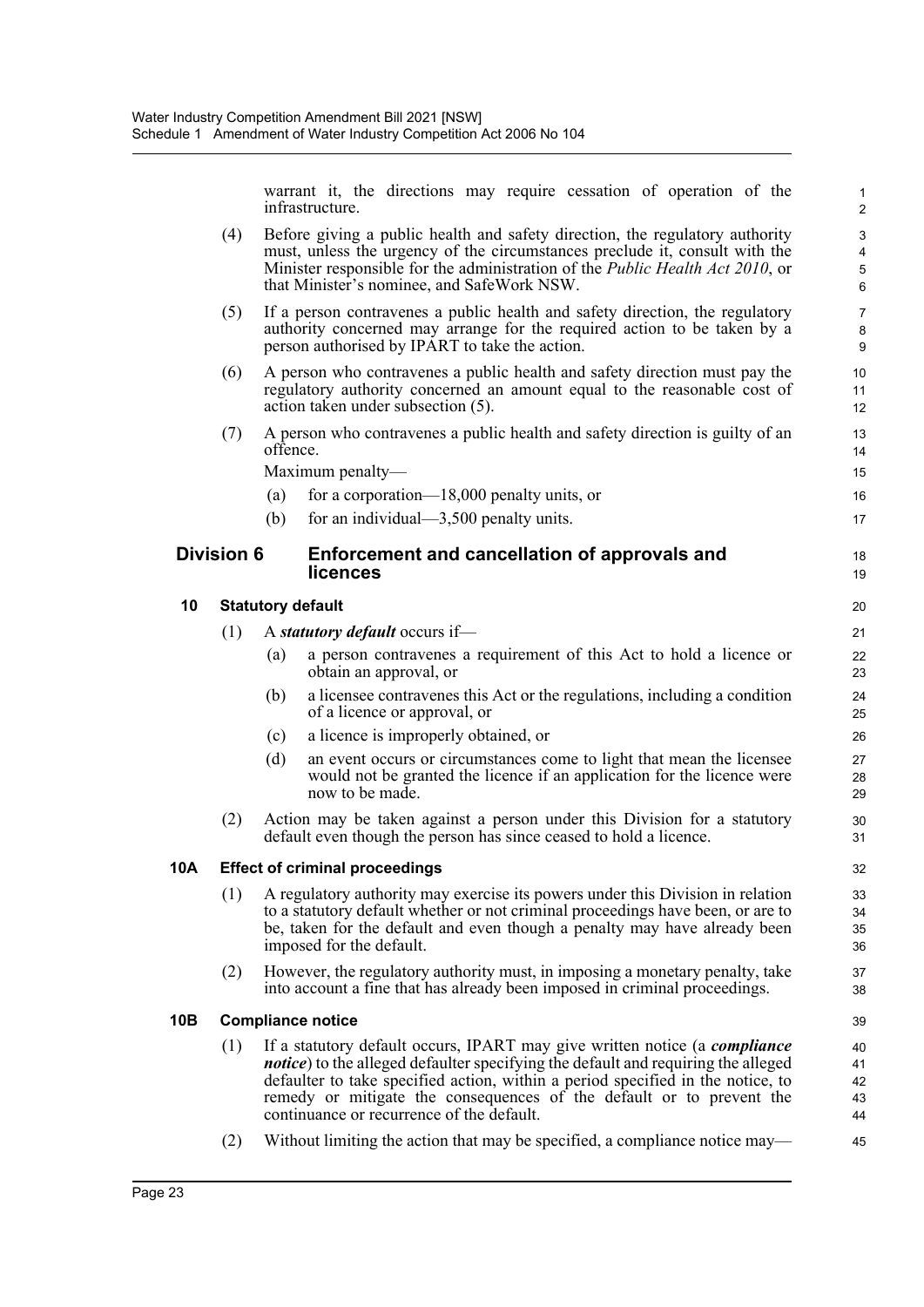warrant it, the directions may require cessation of operation of the infrastructure.

(4) Before giving a public health and safety direction, the regulatory authority must, unless the urgency of the circumstances preclude it, consult with the Minister responsible for the administration of the *Public Health Act 2010*, or that Minister's nominee, and SafeWork NSW.

(5) If a person contravenes a public health and safety direction, the regulatory authority concerned may arrange for the required action to be taken by a person authorised by IPART to take the action.

(6) A person who contravenes a public health and safety direction must pay the regulatory authority concerned an amount equal to the reasonable cost of action taken under subsection (5).

(7) A person who contravenes a public health and safety direction is guilty of an offence.

Maximum penalty—

(a) for a corporation—18,000 penalty units, or

(b) for an individual—3,500 penalty units.

## Division 6 Enforcement and cancellation of approvals and licences

### 10 Statutory default

(1) A ***statutory default*** occurs if—

(a) a person contravenes a requirement of this Act to hold a licence or obtain an approval, or

(b) a licensee contravenes this Act or the regulations, including a condition of a licence or approval, or

(c) a licence is improperly obtained, or

(d) an event occurs or circumstances come to light that mean the licensee would not be granted the licence if an application for the licence were now to be made.

(2) Action may be taken against a person under this Division for a statutory default even though the person has since ceased to hold a licence.

### 10A Effect of criminal proceedings

(1) A regulatory authority may exercise its powers under this Division in relation to a statutory default whether or not criminal proceedings have been, or are to be, taken for the default and even though a penalty may have already been imposed for the default.

(2) However, the regulatory authority must, in imposing a monetary penalty, take into account a fine that has already been imposed in criminal proceedings.

### 10B Compliance notice

(1) If a statutory default occurs, IPART may give written notice (a ***compliance notice***) to the alleged defaulter specifying the default and requiring the alleged defaulter to take specified action, within a period specified in the notice, to remedy or mitigate the consequences of the default or to prevent the continuance or recurrence of the default.

(2) Without limiting the action that may be specified, a compliance notice may—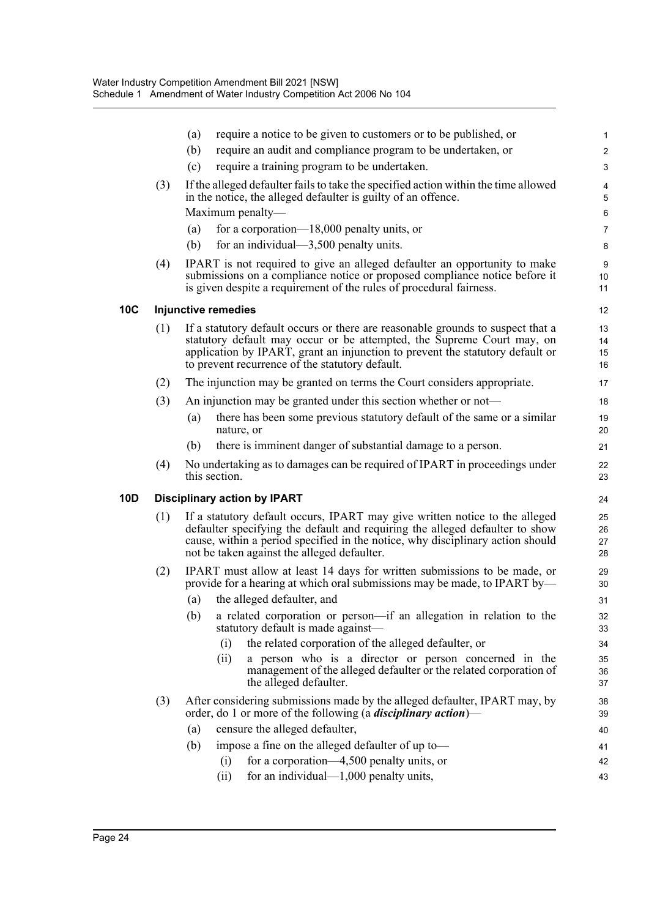(a) require a notice to be given to customers or to be published, or

(b) require an audit and compliance program to be undertaken, or

(c) require a training program to be undertaken.

(3) If the alleged defaulter fails to take the specified action within the time allowed in the notice, the alleged defaulter is guilty of an offence.

Maximum penalty—

(a) for a corporation—18,000 penalty units, or

(b) for an individual—3,500 penalty units.

(4) IPART is not required to give an alleged defaulter an opportunity to make submissions on a compliance notice or proposed compliance notice before it is given despite a requirement of the rules of procedural fairness.

### 10C Injunctive remedies

(1) If a statutory default occurs or there are reasonable grounds to suspect that a statutory default may occur or be attempted, the Supreme Court may, on application by IPART, grant an injunction to prevent the statutory default or to prevent recurrence of the statutory default.

(2) The injunction may be granted on terms the Court considers appropriate.

(3) An injunction may be granted under this section whether or not—

(a) there has been some previous statutory default of the same or a similar nature, or

(b) there is imminent danger of substantial damage to a person.

(4) No undertaking as to damages can be required of IPART in proceedings under this section.

### 10D Disciplinary action by IPART

(1) If a statutory default occurs, IPART may give written notice to the alleged defaulter specifying the default and requiring the alleged defaulter to show cause, within a period specified in the notice, why disciplinary action should not be taken against the alleged defaulter.

(2) IPART must allow at least 14 days for written submissions to be made, or provide for a hearing at which oral submissions may be made, to IPART by—

(a) the alleged defaulter, and

(b) a related corporation or person—if an allegation in relation to the statutory default is made against—

(i) the related corporation of the alleged defaulter, or

(ii) a person who is a director or person concerned in the management of the alleged defaulter or the related corporation of the alleged defaulter.

(3) After considering submissions made by the alleged defaulter, IPART may, by order, do 1 or more of the following (a ***disciplinary action***)—

(a) censure the alleged defaulter,

(b) impose a fine on the alleged defaulter of up to—

(i) for a corporation—4,500 penalty units, or

(ii) for an individual—1,000 penalty units,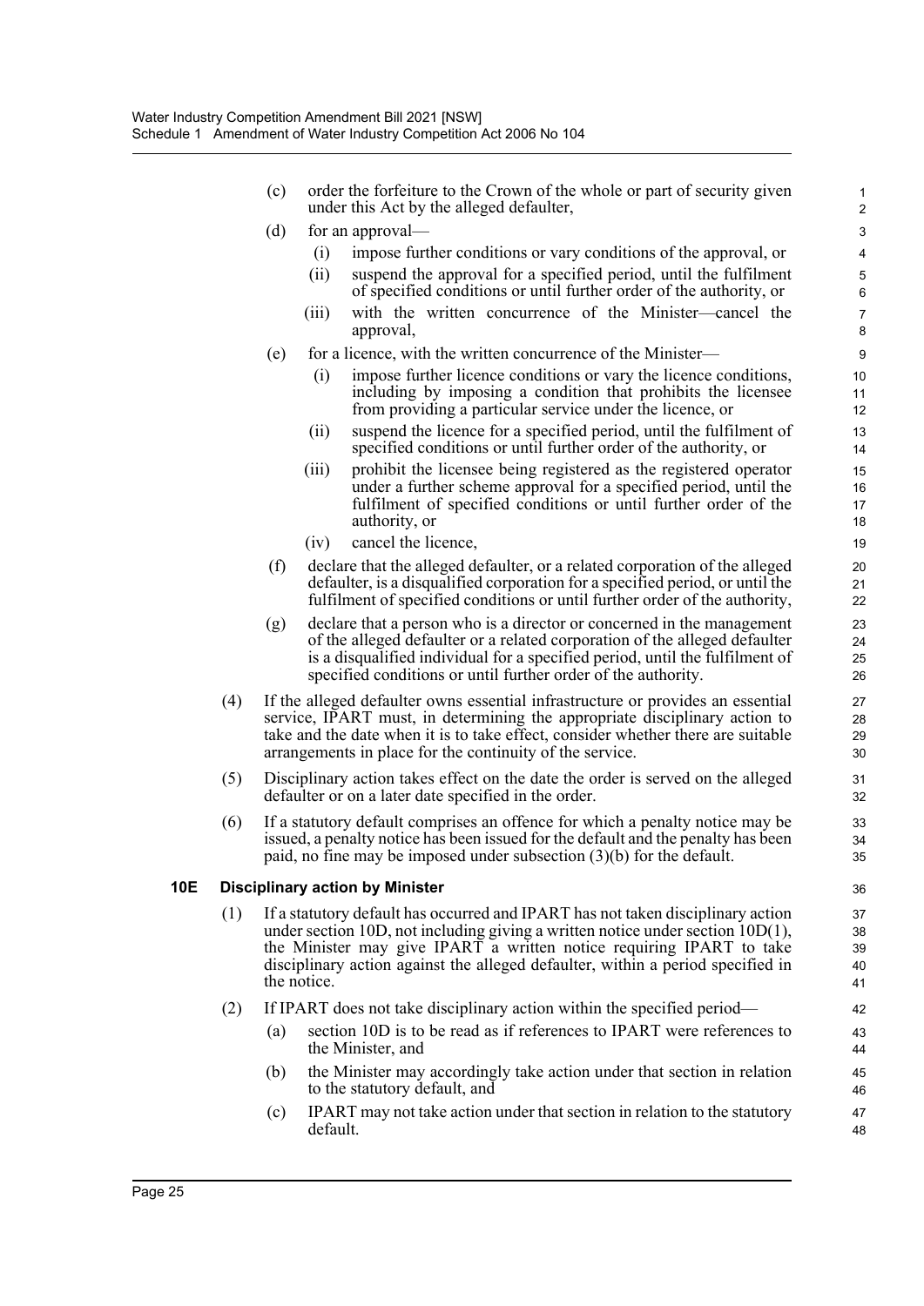(c) order the forfeiture to the Crown of the whole or part of security given under this Act by the alleged defaulter,

(d) for an approval—

(i) impose further conditions or vary conditions of the approval, or

(ii) suspend the approval for a specified period, until the fulfilment of specified conditions or until further order of the authority, or

(iii) with the written concurrence of the Minister—cancel the approval,

(e) for a licence, with the written concurrence of the Minister—

(i) impose further licence conditions or vary the licence conditions, including by imposing a condition that prohibits the licensee from providing a particular service under the licence, or

(ii) suspend the licence for a specified period, until the fulfilment of specified conditions or until further order of the authority, or

(iii) prohibit the licensee being registered as the registered operator under a further scheme approval for a specified period, until the fulfilment of specified conditions or until further order of the authority, or

(iv) cancel the licence,

(f) declare that the alleged defaulter, or a related corporation of the alleged defaulter, is a disqualified corporation for a specified period, or until the fulfilment of specified conditions or until further order of the authority,

(g) declare that a person who is a director or concerned in the management of the alleged defaulter or a related corporation of the alleged defaulter is a disqualified individual for a specified period, until the fulfilment of specified conditions or until further order of the authority.

(4) If the alleged defaulter owns essential infrastructure or provides an essential service, IPART must, in determining the appropriate disciplinary action to take and the date when it is to take effect, consider whether there are suitable arrangements in place for the continuity of the service.

(5) Disciplinary action takes effect on the date the order is served on the alleged defaulter or on a later date specified in the order.

(6) If a statutory default comprises an offence for which a penalty notice may be issued, a penalty notice has been issued for the default and the penalty has been paid, no fine may be imposed under subsection (3)(b) for the default.

**10E Disciplinary action by Minister**

(1) If a statutory default has occurred and IPART has not taken disciplinary action under section 10D, not including giving a written notice under section 10D(1), the Minister may give IPART a written notice requiring IPART to take disciplinary action against the alleged defaulter, within a period specified in the notice.

(2) If IPART does not take disciplinary action within the specified period—

(a) section 10D is to be read as if references to IPART were references to the Minister, and

(b) the Minister may accordingly take action under that section in relation to the statutory default, and

(c) IPART may not take action under that section in relation to the statutory default.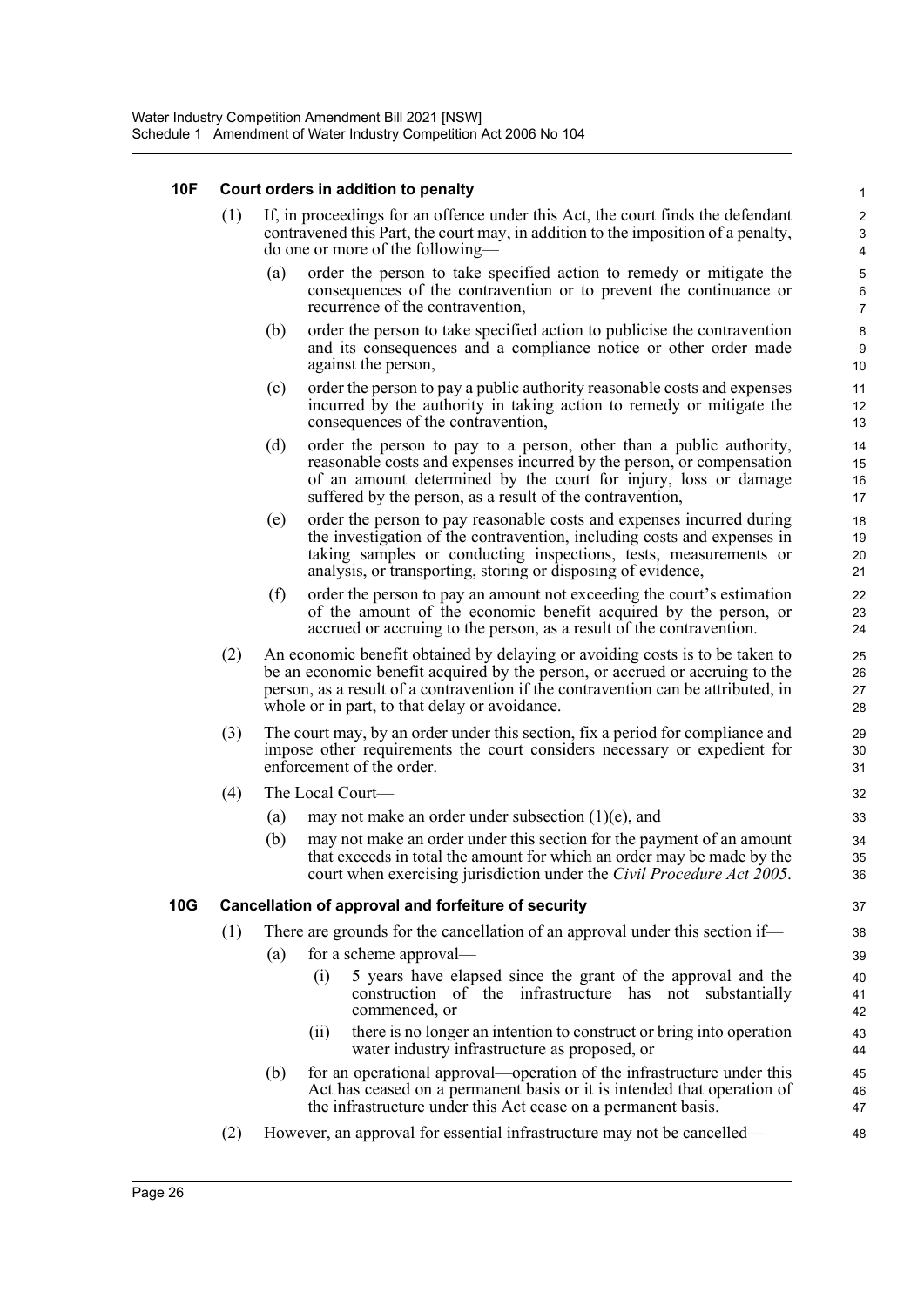#### 10F Court orders in addition to penalty

(1) If, in proceedings for an offence under this Act, the court finds the defendant contravened this Part, the court may, in addition to the imposition of a penalty, do one or more of the following—

(a) order the person to take specified action to remedy or mitigate the consequences of the contravention or to prevent the continuance or recurrence of the contravention,

(b) order the person to take specified action to publicise the contravention and its consequences and a compliance notice or other order made against the person,

(c) order the person to pay a public authority reasonable costs and expenses incurred by the authority in taking action to remedy or mitigate the consequences of the contravention,

(d) order the person to pay to a person, other than a public authority, reasonable costs and expenses incurred by the person, or compensation of an amount determined by the court for injury, loss or damage suffered by the person, as a result of the contravention,

(e) order the person to pay reasonable costs and expenses incurred during the investigation of the contravention, including costs and expenses in taking samples or conducting inspections, tests, measurements or analysis, or transporting, storing or disposing of evidence,

(f) order the person to pay an amount not exceeding the court's estimation of the amount of the economic benefit acquired by the person, or accrued or accruing to the person, as a result of the contravention.

(2) An economic benefit obtained by delaying or avoiding costs is to be taken to be an economic benefit acquired by the person, or accrued or accruing to the person, as a result of a contravention if the contravention can be attributed, in whole or in part, to that delay or avoidance.

(3) The court may, by an order under this section, fix a period for compliance and impose other requirements the court considers necessary or expedient for enforcement of the order.

(4) The Local Court—

(a) may not make an order under subsection (1)(e), and

(b) may not make an order under this section for the payment of an amount that exceeds in total the amount for which an order may be made by the court when exercising jurisdiction under the *Civil Procedure Act 2005*.

#### 10G Cancellation of approval and forfeiture of security

(1) There are grounds for the cancellation of an approval under this section if—

(a) for a scheme approval—

(i) 5 years have elapsed since the grant of the approval and the construction of the infrastructure has not substantially commenced, or

(ii) there is no longer an intention to construct or bring into operation water industry infrastructure as proposed, or

(b) for an operational approval—operation of the infrastructure under this Act has ceased on a permanent basis or it is intended that operation of the infrastructure under this Act cease on a permanent basis.

(2) However, an approval for essential infrastructure may not be cancelled—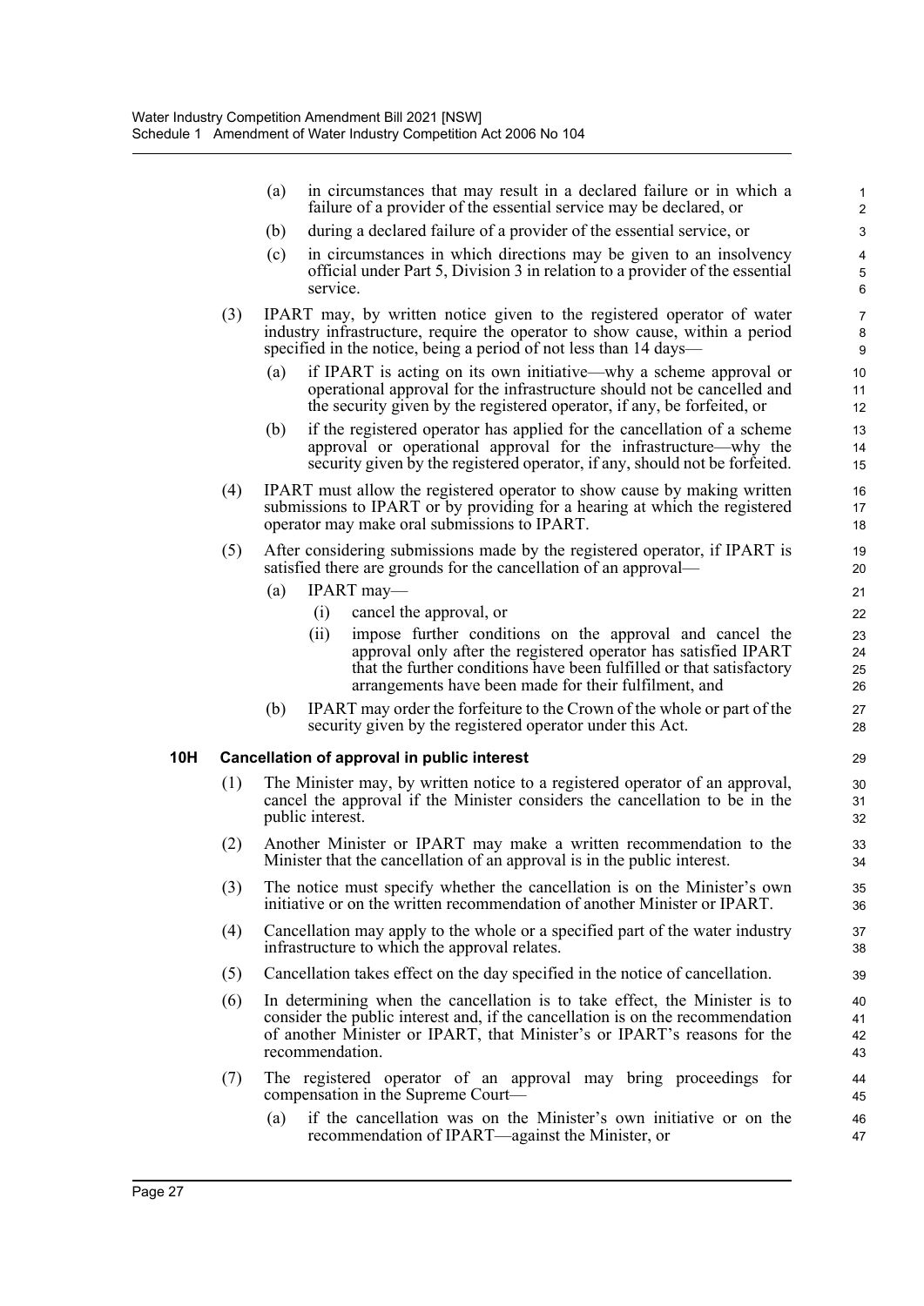(a) in circumstances that may result in a declared failure or in which a failure of a provider of the essential service may be declared, or

(b) during a declared failure of a provider of the essential service, or

(c) in circumstances in which directions may be given to an insolvency official under Part 5, Division 3 in relation to a provider of the essential service.

(3) IPART may, by written notice given to the registered operator of water industry infrastructure, require the operator to show cause, within a period specified in the notice, being a period of not less than 14 days—

(a) if IPART is acting on its own initiative—why a scheme approval or operational approval for the infrastructure should not be cancelled and the security given by the registered operator, if any, be forfeited, or

(b) if the registered operator has applied for the cancellation of a scheme approval or operational approval for the infrastructure—why the security given by the registered operator, if any, should not be forfeited.

(4) IPART must allow the registered operator to show cause by making written submissions to IPART or by providing for a hearing at which the registered operator may make oral submissions to IPART.

(5) After considering submissions made by the registered operator, if IPART is satisfied there are grounds for the cancellation of an approval—

(a) IPART may—

(i) cancel the approval, or

(ii) impose further conditions on the approval and cancel the approval only after the registered operator has satisfied IPART that the further conditions have been fulfilled or that satisfactory arrangements have been made for their fulfilment, and

(b) IPART may order the forfeiture to the Crown of the whole or part of the security given by the registered operator under this Act.

**10H Cancellation of approval in public interest**

(1) The Minister may, by written notice to a registered operator of an approval, cancel the approval if the Minister considers the cancellation to be in the public interest.

(2) Another Minister or IPART may make a written recommendation to the Minister that the cancellation of an approval is in the public interest.

(3) The notice must specify whether the cancellation is on the Minister's own initiative or on the written recommendation of another Minister or IPART.

(4) Cancellation may apply to the whole or a specified part of the water industry infrastructure to which the approval relates.

(5) Cancellation takes effect on the day specified in the notice of cancellation.

(6) In determining when the cancellation is to take effect, the Minister is to consider the public interest and, if the cancellation is on the recommendation of another Minister or IPART, that Minister's or IPART's reasons for the recommendation.

(7) The registered operator of an approval may bring proceedings for compensation in the Supreme Court—

(a) if the cancellation was on the Minister's own initiative or on the recommendation of IPART—against the Minister, or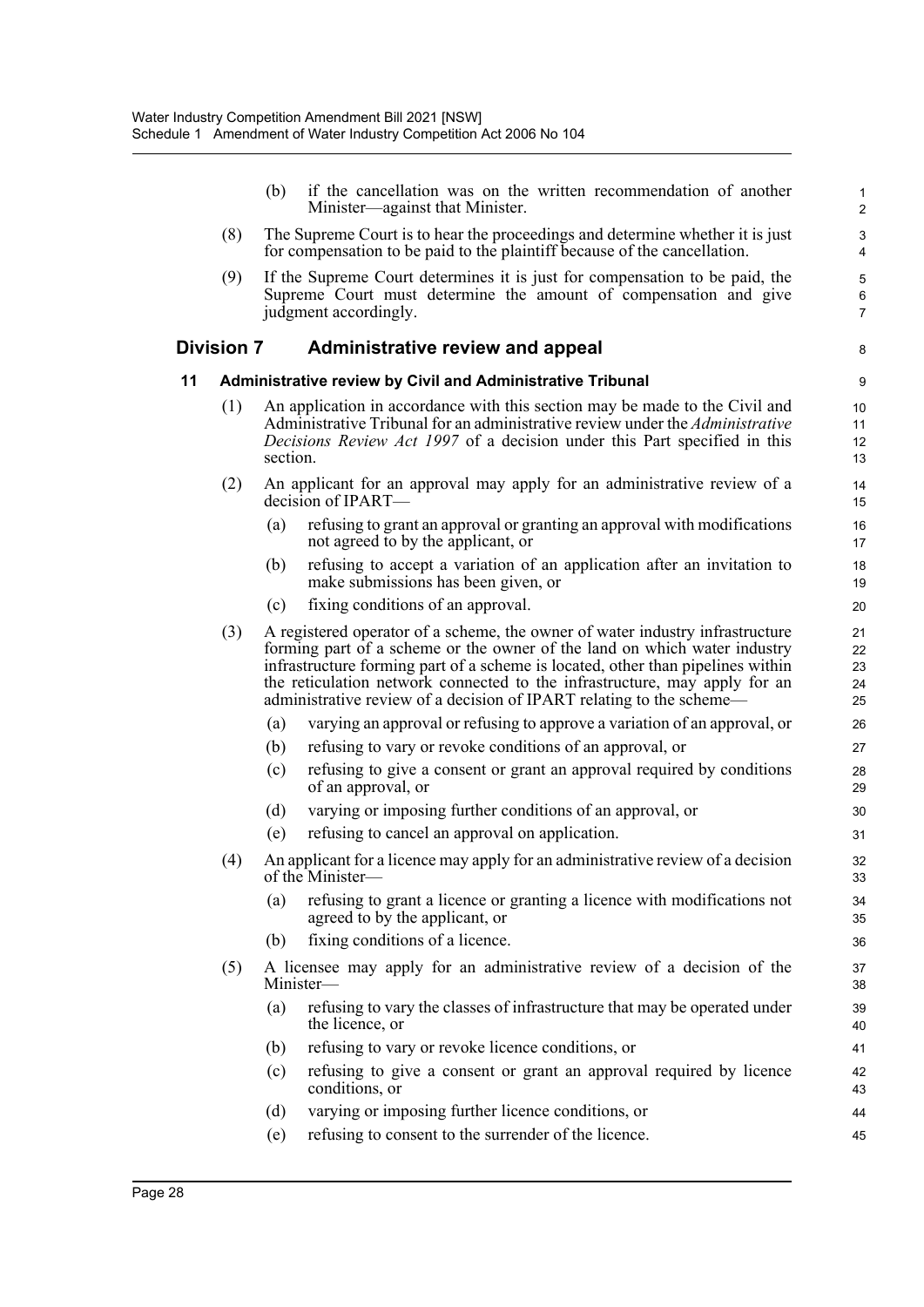(b) if the cancellation was on the written recommendation of another Minister—against that Minister.

(8) The Supreme Court is to hear the proceedings and determine whether it is just for compensation to be paid to the plaintiff because of the cancellation.

(9) If the Supreme Court determines it is just for compensation to be paid, the Supreme Court must determine the amount of compensation and give judgment accordingly.

## Division 7 Administrative review and appeal

### 11 Administrative review by Civil and Administrative Tribunal

(1) An application in accordance with this section may be made to the Civil and Administrative Tribunal for an administrative review under the *Administrative Decisions Review Act 1997* of a decision under this Part specified in this section.

(2) An applicant for an approval may apply for an administrative review of a decision of IPART—

(a) refusing to grant an approval or granting an approval with modifications not agreed to by the applicant, or

(b) refusing to accept a variation of an application after an invitation to make submissions has been given, or

(c) fixing conditions of an approval.

(3) A registered operator of a scheme, the owner of water industry infrastructure forming part of a scheme or the owner of the land on which water industry infrastructure forming part of a scheme is located, other than pipelines within the reticulation network connected to the infrastructure, may apply for an administrative review of a decision of IPART relating to the scheme—

(a) varying an approval or refusing to approve a variation of an approval, or

(b) refusing to vary or revoke conditions of an approval, or

(c) refusing to give a consent or grant an approval required by conditions of an approval, or

(d) varying or imposing further conditions of an approval, or

(e) refusing to cancel an approval on application.

(4) An applicant for a licence may apply for an administrative review of a decision of the Minister—

(a) refusing to grant a licence or granting a licence with modifications not agreed to by the applicant, or

(b) fixing conditions of a licence.

(5) A licensee may apply for an administrative review of a decision of the Minister—

(a) refusing to vary the classes of infrastructure that may be operated under the licence, or

(b) refusing to vary or revoke licence conditions, or

(c) refusing to give a consent or grant an approval required by licence conditions, or

(d) varying or imposing further licence conditions, or

(e) refusing to consent to the surrender of the licence.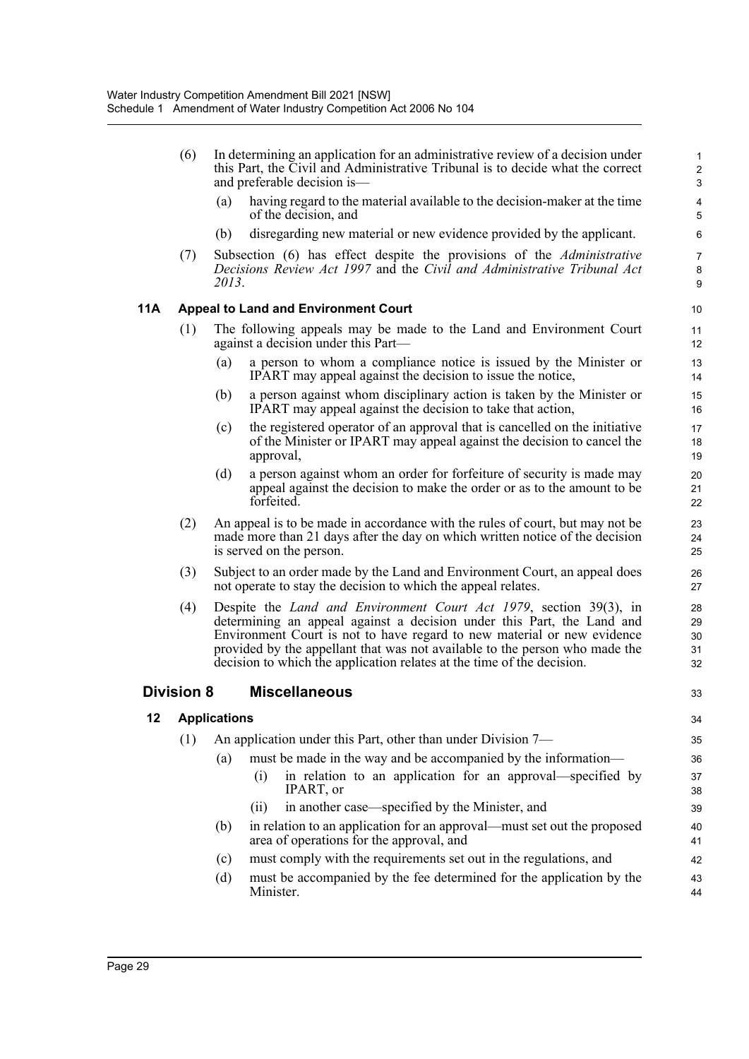(6) In determining an application for an administrative review of a decision under this Part, the Civil and Administrative Tribunal is to decide what the correct and preferable decision is—

  (a) having regard to the material available to the decision-maker at the time of the decision, and

  (b) disregarding new material or new evidence provided by the applicant.

(7) Subsection (6) has effect despite the provisions of the *Administrative Decisions Review Act 1997* and the *Civil and Administrative Tribunal Act 2013*.

### 11A Appeal to Land and Environment Court

(1) The following appeals may be made to the Land and Environment Court against a decision under this Part—

  (a) a person to whom a compliance notice is issued by the Minister or IPART may appeal against the decision to issue the notice,

  (b) a person against whom disciplinary action is taken by the Minister or IPART may appeal against the decision to take that action,

  (c) the registered operator of an approval that is cancelled on the initiative of the Minister or IPART may appeal against the decision to cancel the approval,

  (d) a person against whom an order for forfeiture of security is made may appeal against the decision to make the order or as to the amount to be forfeited.

(2) An appeal is to be made in accordance with the rules of court, but may not be made more than 21 days after the day on which written notice of the decision is served on the person.

(3) Subject to an order made by the Land and Environment Court, an appeal does not operate to stay the decision to which the appeal relates.

(4) Despite the *Land and Environment Court Act 1979*, section 39(3), in determining an appeal against a decision under this Part, the Land and Environment Court is not to have regard to new material or new evidence provided by the appellant that was not available to the person who made the decision to which the application relates at the time of the decision.

## Division 8 Miscellaneous

### 12 Applications

(1) An application under this Part, other than under Division 7—

  (a) must be made in the way and be accompanied by the information—

    (i) in relation to an application for an approval—specified by IPART, or

    (ii) in another case—specified by the Minister, and

  (b) in relation to an application for an approval—must set out the proposed area of operations for the approval, and

  (c) must comply with the requirements set out in the regulations, and

  (d) must be accompanied by the fee determined for the application by the Minister.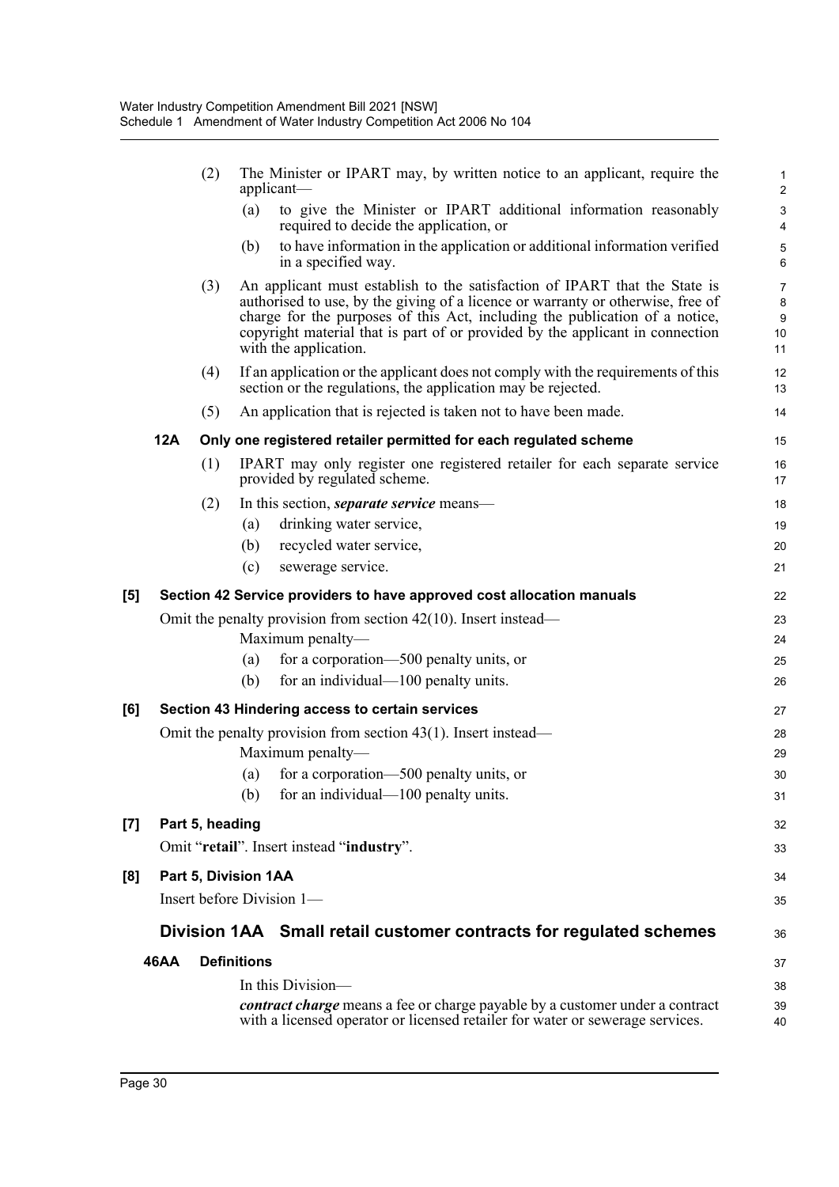(2) The Minister or IPART may, by written notice to an applicant, require the applicant—

(a) to give the Minister or IPART additional information reasonably required to decide the application, or

(b) to have information in the application or additional information verified in a specified way.

(3) An applicant must establish to the satisfaction of IPART that the State is authorised to use, by the giving of a licence or warranty or otherwise, free of charge for the purposes of this Act, including the publication of a notice, copyright material that is part of or provided by the applicant in connection with the application.

(4) If an application or the applicant does not comply with the requirements of this section or the regulations, the application may be rejected.

(5) An application that is rejected is taken not to have been made.

**12A Only one registered retailer permitted for each regulated scheme**

(1) IPART may only register one registered retailer for each separate service provided by regulated scheme.

(2) In this section, ***separate service*** means—

(a) drinking water service,

(b) recycled water service,

(c) sewerage service.

**[5] Section 42 Service providers to have approved cost allocation manuals**

Omit the penalty provision from section 42(10). Insert instead—

Maximum penalty—

(a) for a corporation—500 penalty units, or

(b) for an individual—100 penalty units.

**[6] Section 43 Hindering access to certain services**

Omit the penalty provision from section 43(1). Insert instead—

Maximum penalty—

(a) for a corporation—500 penalty units, or

(b) for an individual—100 penalty units.

**[7] Part 5, heading**

Omit "**retail**". Insert instead "**industry**".

**[8] Part 5, Division 1AA**

Insert before Division 1—

## Division 1AA Small retail customer contracts for regulated schemes

**46AA Definitions**

In this Division—

***contract charge*** means a fee or charge payable by a customer under a contract with a licensed operator or licensed retailer for water or sewerage services.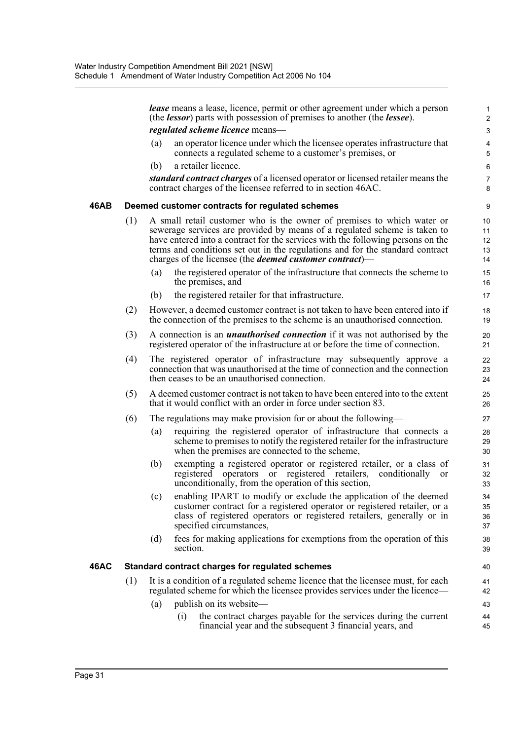***lease*** means a lease, licence, permit or other agreement under which a person (the ***lessor***) parts with possession of premises to another (the ***lessee***).

***regulated scheme licence*** means—

(a) an operator licence under which the licensee operates infrastructure that connects a regulated scheme to a customer's premises, or

(b) a retailer licence.

***standard contract charges*** of a licensed operator or licensed retailer means the contract charges of the licensee referred to in section 46AC.

### 46AB Deemed customer contracts for regulated schemes

(1) A small retail customer who is the owner of premises to which water or sewerage services are provided by means of a regulated scheme is taken to have entered into a contract for the services with the following persons on the terms and conditions set out in the regulations and for the standard contract charges of the licensee (the ***deemed customer contract***)—

(a) the registered operator of the infrastructure that connects the scheme to the premises, and

(b) the registered retailer for that infrastructure.

(2) However, a deemed customer contract is not taken to have been entered into if the connection of the premises to the scheme is an unauthorised connection.

(3) A connection is an ***unauthorised connection*** if it was not authorised by the registered operator of the infrastructure at or before the time of connection.

(4) The registered operator of infrastructure may subsequently approve a connection that was unauthorised at the time of connection and the connection then ceases to be an unauthorised connection.

(5) A deemed customer contract is not taken to have been entered into to the extent that it would conflict with an order in force under section 83.

(6) The regulations may make provision for or about the following—

(a) requiring the registered operator of infrastructure that connects a scheme to premises to notify the registered retailer for the infrastructure when the premises are connected to the scheme,

(b) exempting a registered operator or registered retailer, or a class of registered operators or registered retailers, conditionally or unconditionally, from the operation of this section,

(c) enabling IPART to modify or exclude the application of the deemed customer contract for a registered operator or registered retailer, or a class of registered operators or registered retailers, generally or in specified circumstances,

(d) fees for making applications for exemptions from the operation of this section.

### 46AC Standard contract charges for regulated schemes

(1) It is a condition of a regulated scheme licence that the licensee must, for each regulated scheme for which the licensee provides services under the licence—

(a) publish on its website—

(i) the contract charges payable for the services during the current financial year and the subsequent 3 financial years, and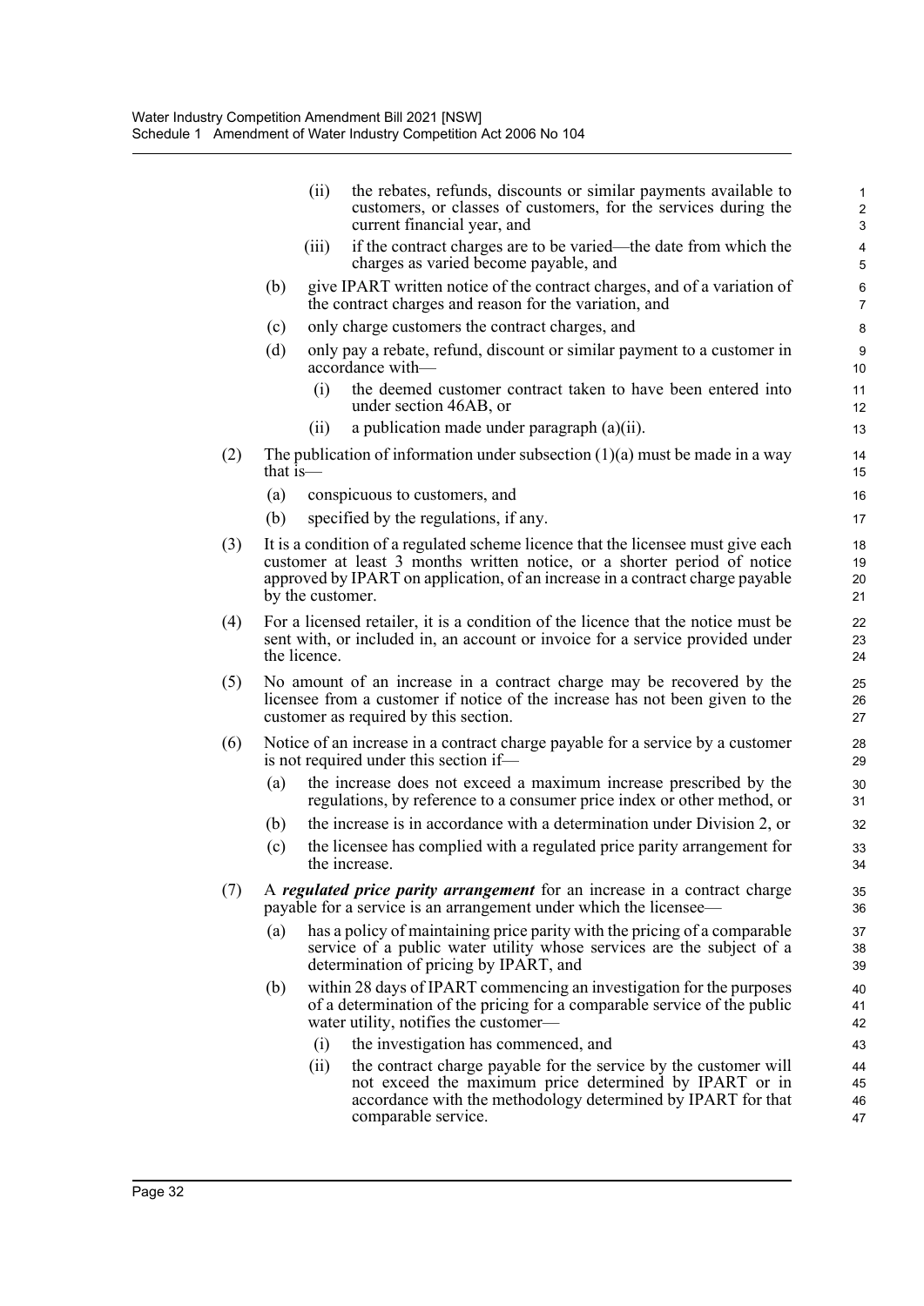(ii) the rebates, refunds, discounts or similar payments available to customers, or classes of customers, for the services during the current financial year, and

(iii) if the contract charges are to be varied—the date from which the charges as varied become payable, and

(b) give IPART written notice of the contract charges, and of a variation of the contract charges and reason for the variation, and

(c) only charge customers the contract charges, and

(d) only pay a rebate, refund, discount or similar payment to a customer in accordance with—

(i) the deemed customer contract taken to have been entered into under section 46AB, or

(ii) a publication made under paragraph (a)(ii).

(2) The publication of information under subsection (1)(a) must be made in a way that is—

(a) conspicuous to customers, and

(b) specified by the regulations, if any.

(3) It is a condition of a regulated scheme licence that the licensee must give each customer at least 3 months written notice, or a shorter period of notice approved by IPART on application, of an increase in a contract charge payable by the customer.

(4) For a licensed retailer, it is a condition of the licence that the notice must be sent with, or included in, an account or invoice for a service provided under the licence.

(5) No amount of an increase in a contract charge may be recovered by the licensee from a customer if notice of the increase has not been given to the customer as required by this section.

(6) Notice of an increase in a contract charge payable for a service by a customer is not required under this section if—

(a) the increase does not exceed a maximum increase prescribed by the regulations, by reference to a consumer price index or other method, or

(b) the increase is in accordance with a determination under Division 2, or

(c) the licensee has complied with a regulated price parity arrangement for the increase.

(7) A ***regulated price parity arrangement*** for an increase in a contract charge payable for a service is an arrangement under which the licensee—

(a) has a policy of maintaining price parity with the pricing of a comparable service of a public water utility whose services are the subject of a determination of pricing by IPART, and

(b) within 28 days of IPART commencing an investigation for the purposes of a determination of the pricing for a comparable service of the public water utility, notifies the customer—

(i) the investigation has commenced, and

(ii) the contract charge payable for the service by the customer will not exceed the maximum price determined by IPART or in accordance with the methodology determined by IPART for that comparable service.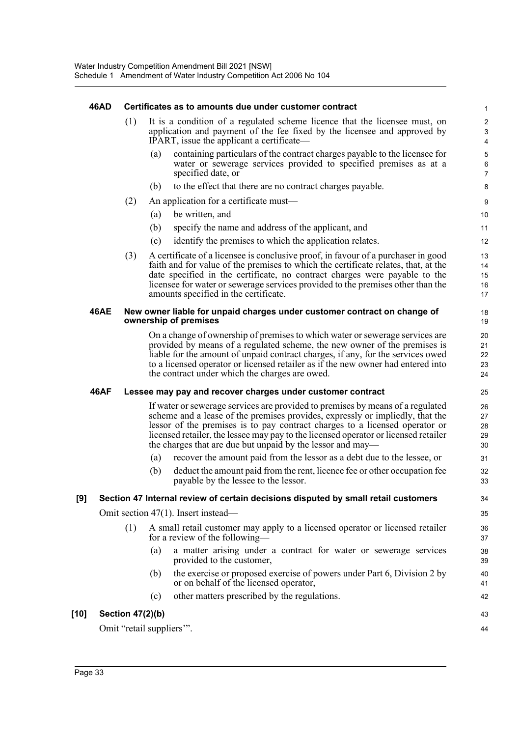#### 46AD Certificates as to amounts due under customer contract

(1) It is a condition of a regulated scheme licence that the licensee must, on application and payment of the fee fixed by the licensee and approved by IPART, issue the applicant a certificate—

(a) containing particulars of the contract charges payable to the licensee for water or sewerage services provided to specified premises as at a specified date, or

(b) to the effect that there are no contract charges payable.

(2) An application for a certificate must—

(a) be written, and

(b) specify the name and address of the applicant, and

(c) identify the premises to which the application relates.

(3) A certificate of a licensee is conclusive proof, in favour of a purchaser in good faith and for value of the premises to which the certificate relates, that, at the date specified in the certificate, no contract charges were payable to the licensee for water or sewerage services provided to the premises other than the amounts specified in the certificate.

#### 46AE New owner liable for unpaid charges under customer contract on change of ownership of premises

On a change of ownership of premises to which water or sewerage services are provided by means of a regulated scheme, the new owner of the premises is liable for the amount of unpaid contract charges, if any, for the services owed to a licensed operator or licensed retailer as if the new owner had entered into the contract under which the charges are owed.

#### 46AF Lessee may pay and recover charges under customer contract

If water or sewerage services are provided to premises by means of a regulated scheme and a lease of the premises provides, expressly or impliedly, that the lessor of the premises is to pay contract charges to a licensed operator or licensed retailer, the lessee may pay to the licensed operator or licensed retailer the charges that are due but unpaid by the lessor and may—

(a) recover the amount paid from the lessor as a debt due to the lessee, or

(b) deduct the amount paid from the rent, licence fee or other occupation fee payable by the lessee to the lessor.

### [9] Section 47 Internal review of certain decisions disputed by small retail customers

Omit section 47(1). Insert instead—

(1) A small retail customer may apply to a licensed operator or licensed retailer for a review of the following—

(a) a matter arising under a contract for water or sewerage services provided to the customer,

(b) the exercise or proposed exercise of powers under Part 6, Division 2 by or on behalf of the licensed operator,

(c) other matters prescribed by the regulations.

### [10] Section 47(2)(b)

Omit "retail suppliers'".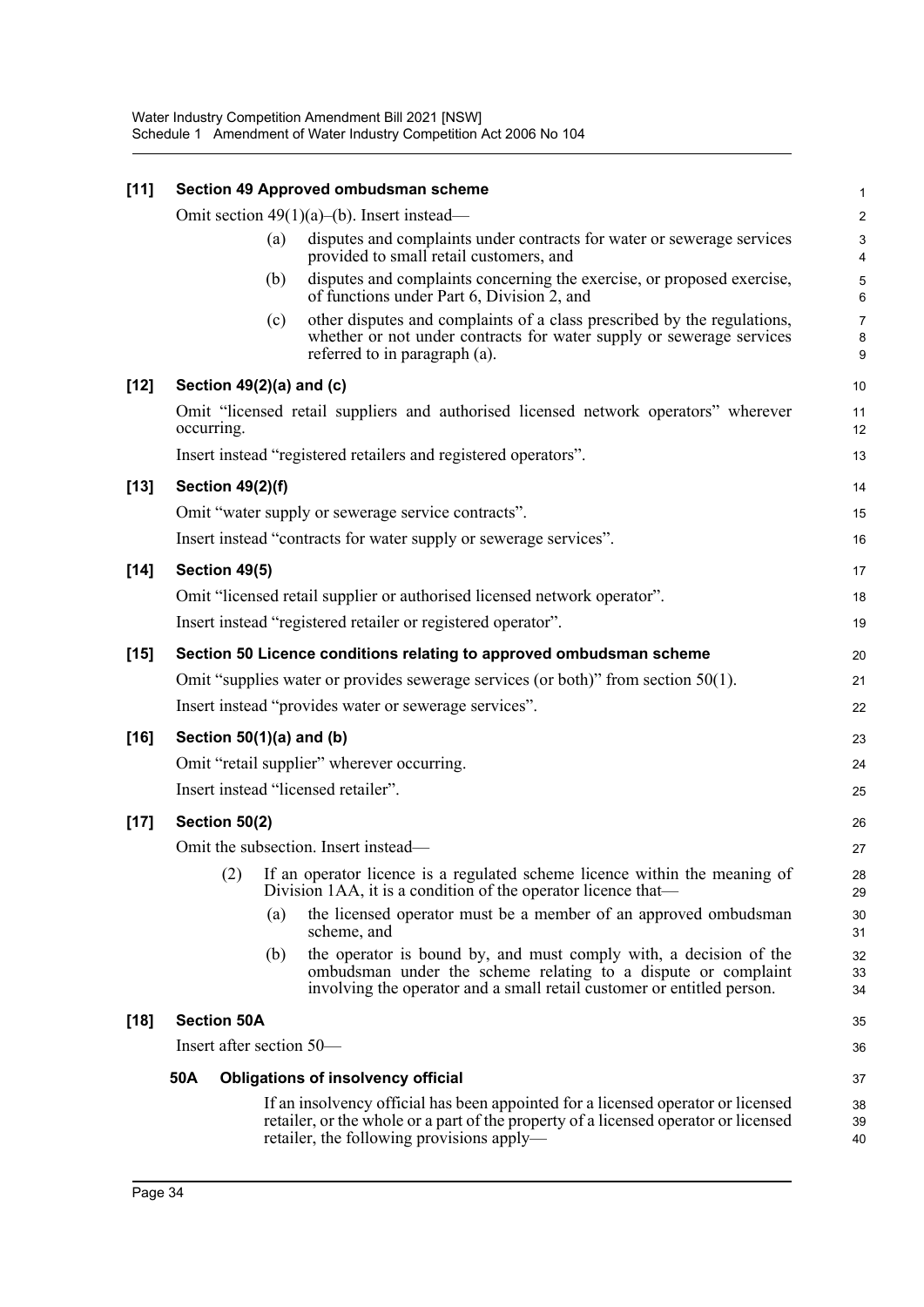**[11] Section 49 Approved ombudsman scheme**

Omit section 49(1)(a)–(b). Insert instead—

(a) disputes and complaints under contracts for water or sewerage services provided to small retail customers, and

(b) disputes and complaints concerning the exercise, or proposed exercise, of functions under Part 6, Division 2, and

(c) other disputes and complaints of a class prescribed by the regulations, whether or not under contracts for water supply or sewerage services referred to in paragraph (a).

**[12] Section 49(2)(a) and (c)**

Omit "licensed retail suppliers and authorised licensed network operators" wherever occurring.

Insert instead "registered retailers and registered operators".

**[13] Section 49(2)(f)**

Omit "water supply or sewerage service contracts".

Insert instead "contracts for water supply or sewerage services".

**[14] Section 49(5)**

Omit "licensed retail supplier or authorised licensed network operator".

Insert instead "registered retailer or registered operator".

**[15] Section 50 Licence conditions relating to approved ombudsman scheme**

Omit "supplies water or provides sewerage services (or both)" from section 50(1).

Insert instead "provides water or sewerage services".

**[16] Section 50(1)(a) and (b)**

Omit "retail supplier" wherever occurring.

Insert instead "licensed retailer".

**[17] Section 50(2)**

Omit the subsection. Insert instead—

(2) If an operator licence is a regulated scheme licence within the meaning of Division 1AA, it is a condition of the operator licence that—

(a) the licensed operator must be a member of an approved ombudsman scheme, and

(b) the operator is bound by, and must comply with, a decision of the ombudsman under the scheme relating to a dispute or complaint involving the operator and a small retail customer or entitled person.

**[18] Section 50A**

Insert after section 50—

**50A Obligations of insolvency official**

If an insolvency official has been appointed for a licensed operator or licensed retailer, or the whole or a part of the property of a licensed operator or licensed retailer, the following provisions apply—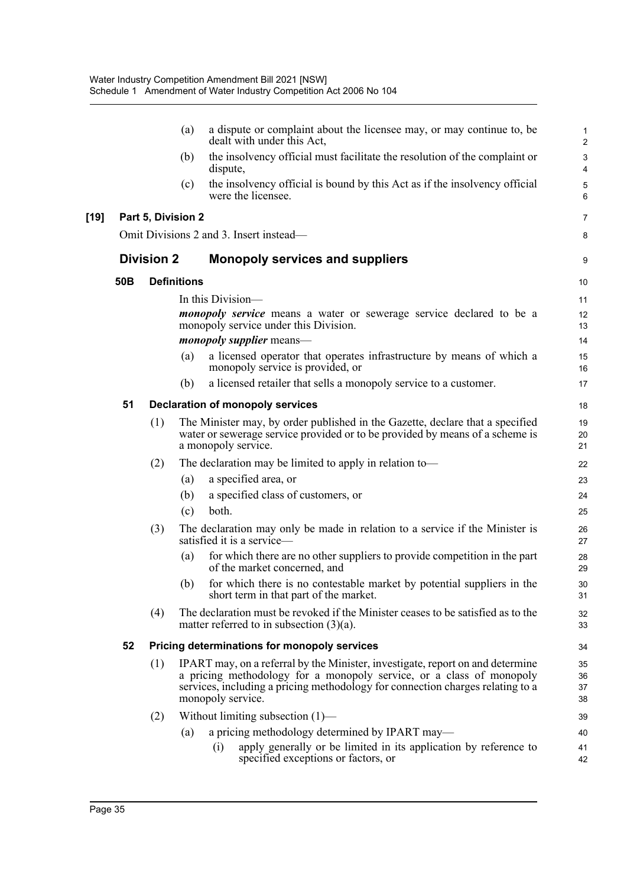(a) a dispute or complaint about the licensee may, or may continue to, be dealt with under this Act,

(b) the insolvency official must facilitate the resolution of the complaint or dispute,

(c) the insolvency official is bound by this Act as if the insolvency official were the licensee.

**[19] Part 5, Division 2**

Omit Divisions 2 and 3. Insert instead—

## Division 2 Monopoly services and suppliers

### 50B Definitions

In this Division—

***monopoly service*** means a water or sewerage service declared to be a monopoly service under this Division.

***monopoly supplier*** means—

(a) a licensed operator that operates infrastructure by means of which a monopoly service is provided, or

(b) a licensed retailer that sells a monopoly service to a customer.

### 51 Declaration of monopoly services

(1) The Minister may, by order published in the Gazette, declare that a specified water or sewerage service provided or to be provided by means of a scheme is a monopoly service.

(2) The declaration may be limited to apply in relation to—

(a) a specified area, or

(b) a specified class of customers, or

(c) both.

(3) The declaration may only be made in relation to a service if the Minister is satisfied it is a service—

(a) for which there are no other suppliers to provide competition in the part of the market concerned, and

(b) for which there is no contestable market by potential suppliers in the short term in that part of the market.

(4) The declaration must be revoked if the Minister ceases to be satisfied as to the matter referred to in subsection (3)(a).

### 52 Pricing determinations for monopoly services

(1) IPART may, on a referral by the Minister, investigate, report on and determine a pricing methodology for a monopoly service, or a class of monopoly services, including a pricing methodology for connection charges relating to a monopoly service.

(2) Without limiting subsection (1)—

(a) a pricing methodology determined by IPART may—

(i) apply generally or be limited in its application by reference to specified exceptions or factors, or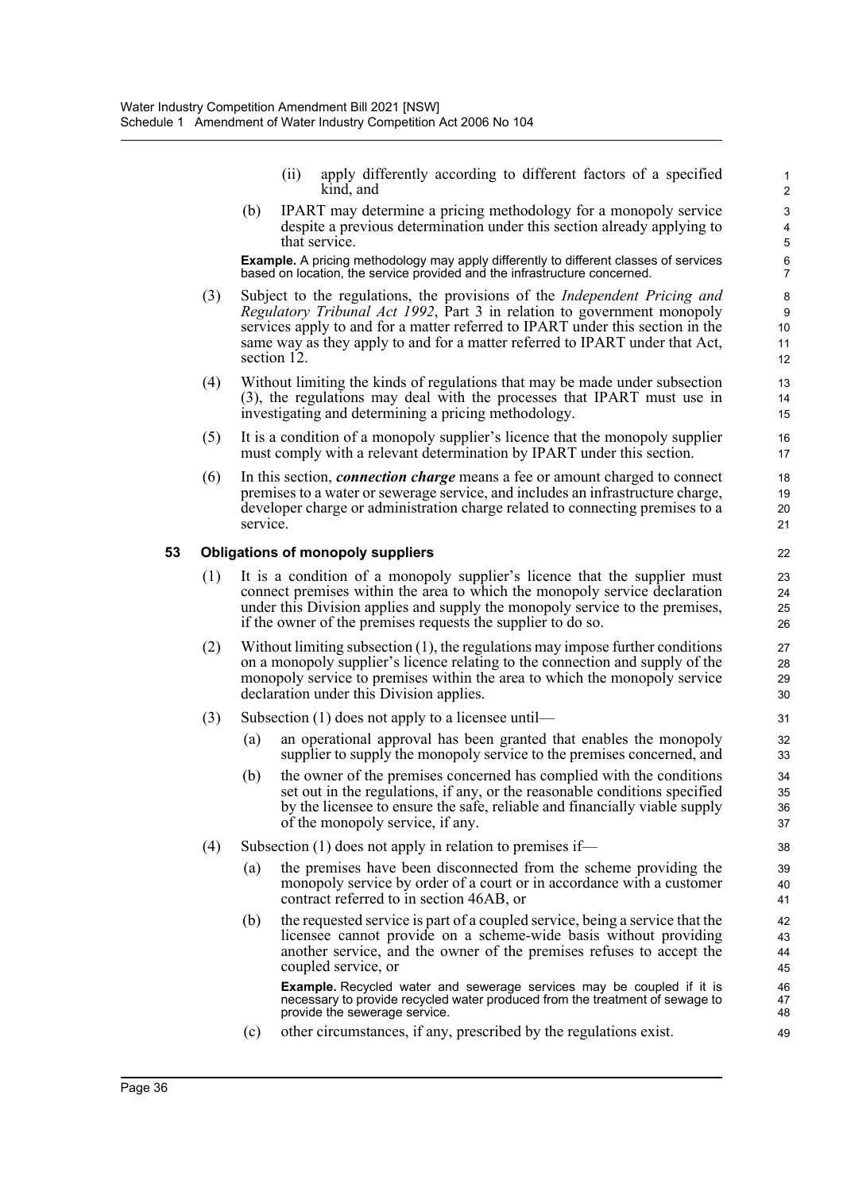(ii) apply differently according to different factors of a specified kind, and

(b) IPART may determine a pricing methodology for a monopoly service despite a previous determination under this section already applying to that service.

**Example.** A pricing methodology may apply differently to different classes of services based on location, the service provided and the infrastructure concerned.

(3) Subject to the regulations, the provisions of the *Independent Pricing and Regulatory Tribunal Act 1992*, Part 3 in relation to government monopoly services apply to and for a matter referred to IPART under this section in the same way as they apply to and for a matter referred to IPART under that Act, section 12.

(4) Without limiting the kinds of regulations that may be made under subsection (3), the regulations may deal with the processes that IPART must use in investigating and determining a pricing methodology.

(5) It is a condition of a monopoly supplier's licence that the monopoly supplier must comply with a relevant determination by IPART under this section.

(6) In this section, ***connection charge*** means a fee or amount charged to connect premises to a water or sewerage service, and includes an infrastructure charge, developer charge or administration charge related to connecting premises to a service.

### 53 Obligations of monopoly suppliers

(1) It is a condition of a monopoly supplier's licence that the supplier must connect premises within the area to which the monopoly service declaration under this Division applies and supply the monopoly service to the premises, if the owner of the premises requests the supplier to do so.

(2) Without limiting subsection (1), the regulations may impose further conditions on a monopoly supplier's licence relating to the connection and supply of the monopoly service to premises within the area to which the monopoly service declaration under this Division applies.

(3) Subsection (1) does not apply to a licensee until—

(a) an operational approval has been granted that enables the monopoly supplier to supply the monopoly service to the premises concerned, and

(b) the owner of the premises concerned has complied with the conditions set out in the regulations, if any, or the reasonable conditions specified by the licensee to ensure the safe, reliable and financially viable supply of the monopoly service, if any.

(4) Subsection (1) does not apply in relation to premises if—

(a) the premises have been disconnected from the scheme providing the monopoly service by order of a court or in accordance with a customer contract referred to in section 46AB, or

(b) the requested service is part of a coupled service, being a service that the licensee cannot provide on a scheme-wide basis without providing another service, and the owner of the premises refuses to accept the coupled service, or

**Example.** Recycled water and sewerage services may be coupled if it is necessary to provide recycled water produced from the treatment of sewage to provide the sewerage service.

(c) other circumstances, if any, prescribed by the regulations exist.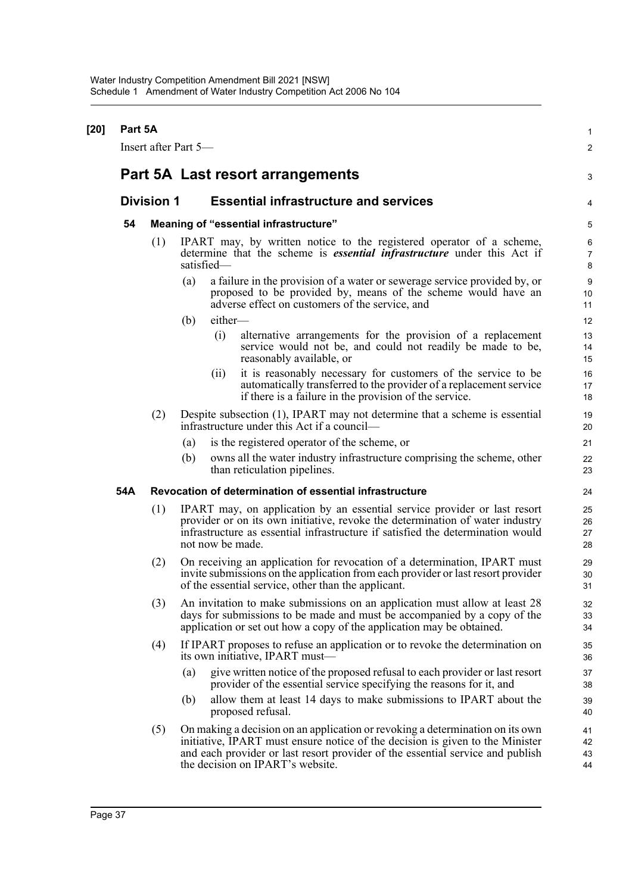**[20] Part 5A**

Insert after Part 5—

# Part 5A Last resort arrangements

## Division 1 Essential infrastructure and services

### 54 Meaning of "essential infrastructure"

(1) IPART may, by written notice to the registered operator of a scheme, determine that the scheme is ***essential infrastructure*** under this Act if satisfied—

(a) a failure in the provision of a water or sewerage service provided by, or proposed to be provided by, means of the scheme would have an adverse effect on customers of the service, and

(b) either—

(i) alternative arrangements for the provision of a replacement service would not be, and could not readily be made to be, reasonably available, or

(ii) it is reasonably necessary for customers of the service to be automatically transferred to the provider of a replacement service if there is a failure in the provision of the service.

(2) Despite subsection (1), IPART may not determine that a scheme is essential infrastructure under this Act if a council—

(a) is the registered operator of the scheme, or

(b) owns all the water industry infrastructure comprising the scheme, other than reticulation pipelines.

### 54A Revocation of determination of essential infrastructure

(1) IPART may, on application by an essential service provider or last resort provider or on its own initiative, revoke the determination of water industry infrastructure as essential infrastructure if satisfied the determination would not now be made.

(2) On receiving an application for revocation of a determination, IPART must invite submissions on the application from each provider or last resort provider of the essential service, other than the applicant.

(3) An invitation to make submissions on an application must allow at least 28 days for submissions to be made and must be accompanied by a copy of the application or set out how a copy of the application may be obtained.

(4) If IPART proposes to refuse an application or to revoke the determination on its own initiative, IPART must—

(a) give written notice of the proposed refusal to each provider or last resort provider of the essential service specifying the reasons for it, and

(b) allow them at least 14 days to make submissions to IPART about the proposed refusal.

(5) On making a decision on an application or revoking a determination on its own initiative, IPART must ensure notice of the decision is given to the Minister and each provider or last resort provider of the essential service and publish the decision on IPART's website.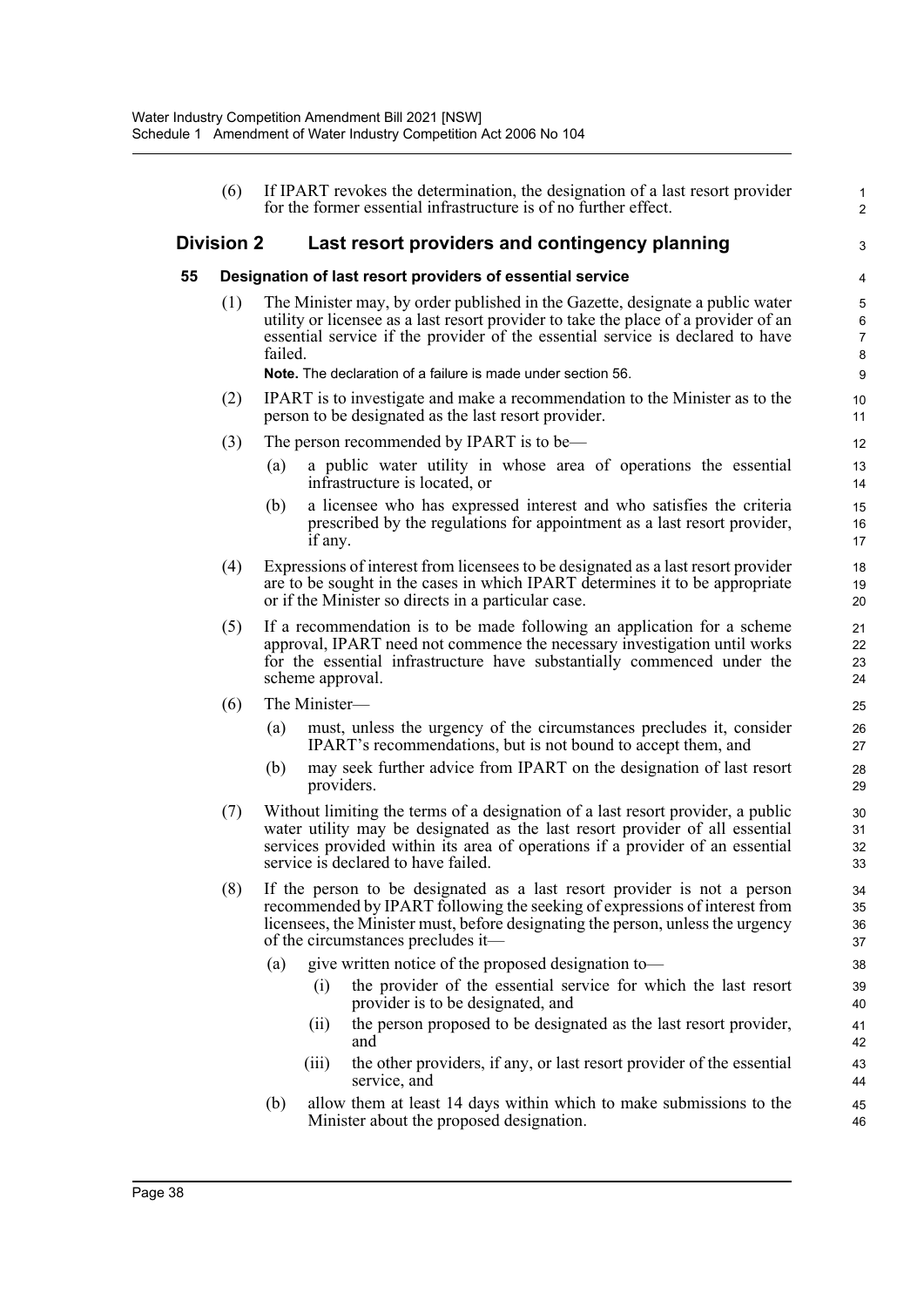(6) If IPART revokes the determination, the designation of a last resort provider for the former essential infrastructure is of no further effect.

## Division 2 Last resort providers and contingency planning

### 55 Designation of last resort providers of essential service

(1) The Minister may, by order published in the Gazette, designate a public water utility or licensee as a last resort provider to take the place of a provider of an essential service if the provider of the essential service is declared to have failed.

**Note.** The declaration of a failure is made under section 56.

(2) IPART is to investigate and make a recommendation to the Minister as to the person to be designated as the last resort provider.

(3) The person recommended by IPART is to be—

(a) a public water utility in whose area of operations the essential infrastructure is located, or

(b) a licensee who has expressed interest and who satisfies the criteria prescribed by the regulations for appointment as a last resort provider, if any.

(4) Expressions of interest from licensees to be designated as a last resort provider are to be sought in the cases in which IPART determines it to be appropriate or if the Minister so directs in a particular case.

(5) If a recommendation is to be made following an application for a scheme approval, IPART need not commence the necessary investigation until works for the essential infrastructure have substantially commenced under the scheme approval.

(6) The Minister—

(a) must, unless the urgency of the circumstances precludes it, consider IPART's recommendations, but is not bound to accept them, and

(b) may seek further advice from IPART on the designation of last resort providers.

(7) Without limiting the terms of a designation of a last resort provider, a public water utility may be designated as the last resort provider of all essential services provided within its area of operations if a provider of an essential service is declared to have failed.

(8) If the person to be designated as a last resort provider is not a person recommended by IPART following the seeking of expressions of interest from licensees, the Minister must, before designating the person, unless the urgency of the circumstances precludes it—

(a) give written notice of the proposed designation to—

(i) the provider of the essential service for which the last resort provider is to be designated, and

(ii) the person proposed to be designated as the last resort provider, and

(iii) the other providers, if any, or last resort provider of the essential service, and

(b) allow them at least 14 days within which to make submissions to the Minister about the proposed designation.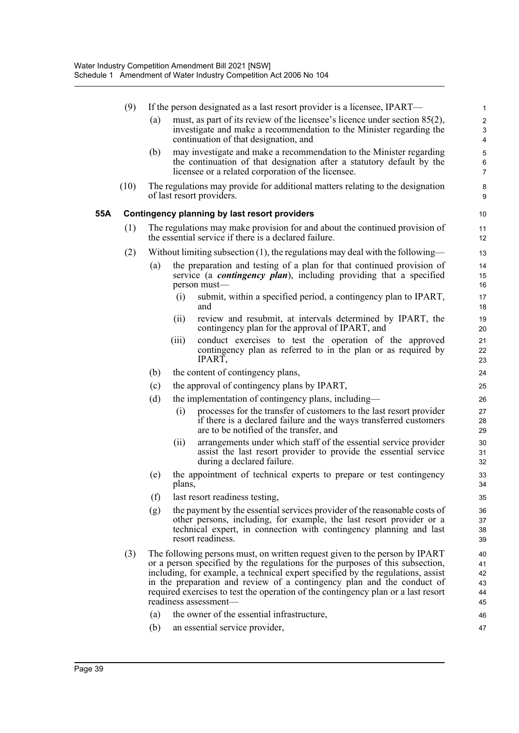(9) If the person designated as a last resort provider is a licensee, IPART—

(a) must, as part of its review of the licensee's licence under section 85(2), investigate and make a recommendation to the Minister regarding the continuation of that designation, and

(b) may investigate and make a recommendation to the Minister regarding the continuation of that designation after a statutory default by the licensee or a related corporation of the licensee.

(10) The regulations may provide for additional matters relating to the designation of last resort providers.

### 55A Contingency planning by last resort providers

(1) The regulations may make provision for and about the continued provision of the essential service if there is a declared failure.

(2) Without limiting subsection (1), the regulations may deal with the following—

(a) the preparation and testing of a plan for that continued provision of service (a ***contingency plan***), including providing that a specified person must—

(i) submit, within a specified period, a contingency plan to IPART, and

(ii) review and resubmit, at intervals determined by IPART, the contingency plan for the approval of IPART, and

(iii) conduct exercises to test the operation of the approved contingency plan as referred to in the plan or as required by IPART,

(b) the content of contingency plans,

(c) the approval of contingency plans by IPART,

(d) the implementation of contingency plans, including—

(i) processes for the transfer of customers to the last resort provider if there is a declared failure and the ways transferred customers are to be notified of the transfer, and

(ii) arrangements under which staff of the essential service provider assist the last resort provider to provide the essential service during a declared failure.

(e) the appointment of technical experts to prepare or test contingency plans,

(f) last resort readiness testing,

(g) the payment by the essential services provider of the reasonable costs of other persons, including, for example, the last resort provider or a technical expert, in connection with contingency planning and last resort readiness.

(3) The following persons must, on written request given to the person by IPART or a person specified by the regulations for the purposes of this subsection, including, for example, a technical expert specified by the regulations, assist in the preparation and review of a contingency plan and the conduct of required exercises to test the operation of the contingency plan or a last resort readiness assessment—

(a) the owner of the essential infrastructure,

(b) an essential service provider,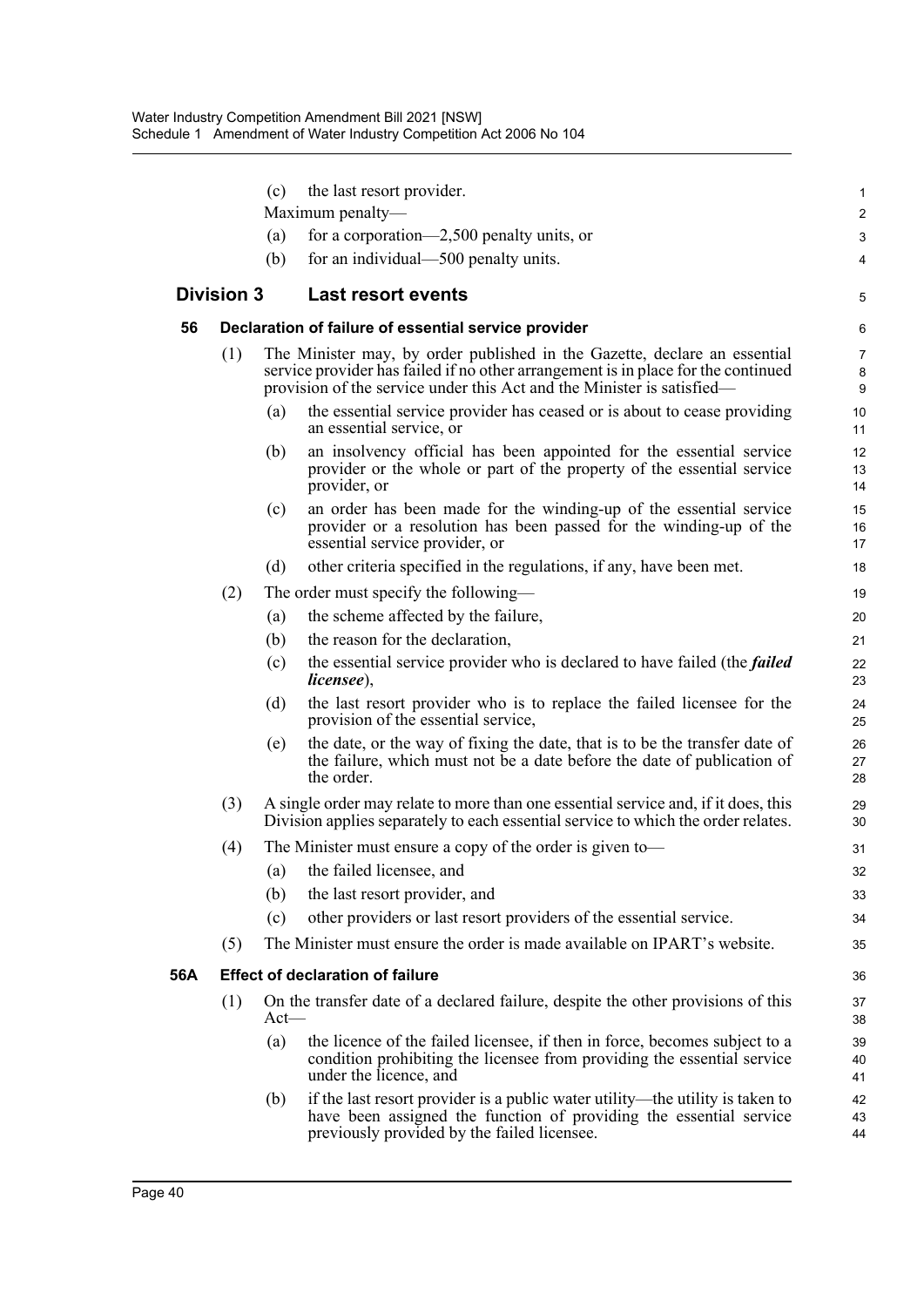(c) the last resort provider.

Maximum penalty—

(a) for a corporation—2,500 penalty units, or

(b) for an individual—500 penalty units.

## Division 3 Last resort events

### 56 Declaration of failure of essential service provider

(1) The Minister may, by order published in the Gazette, declare an essential service provider has failed if no other arrangement is in place for the continued provision of the service under this Act and the Minister is satisfied—

(a) the essential service provider has ceased or is about to cease providing an essential service, or

(b) an insolvency official has been appointed for the essential service provider or the whole or part of the property of the essential service provider, or

(c) an order has been made for the winding-up of the essential service provider or a resolution has been passed for the winding-up of the essential service provider, or

(d) other criteria specified in the regulations, if any, have been met.

(2) The order must specify the following—

(a) the scheme affected by the failure,

(b) the reason for the declaration,

(c) the essential service provider who is declared to have failed (the ***failed licensee***),

(d) the last resort provider who is to replace the failed licensee for the provision of the essential service,

(e) the date, or the way of fixing the date, that is to be the transfer date of the failure, which must not be a date before the date of publication of the order.

(3) A single order may relate to more than one essential service and, if it does, this Division applies separately to each essential service to which the order relates.

(4) The Minister must ensure a copy of the order is given to—

(a) the failed licensee, and

(b) the last resort provider, and

(c) other providers or last resort providers of the essential service.

(5) The Minister must ensure the order is made available on IPART's website.

### 56A Effect of declaration of failure

(1) On the transfer date of a declared failure, despite the other provisions of this Act—

(a) the licence of the failed licensee, if then in force, becomes subject to a condition prohibiting the licensee from providing the essential service under the licence, and

(b) if the last resort provider is a public water utility—the utility is taken to have been assigned the function of providing the essential service previously provided by the failed licensee.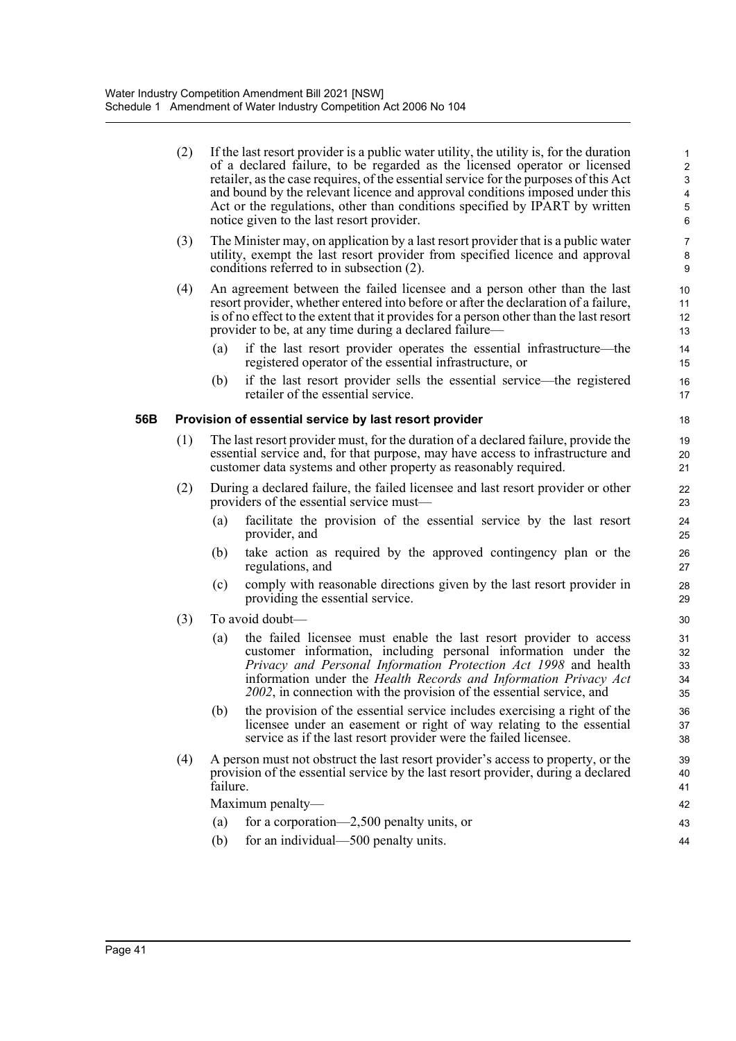(2) If the last resort provider is a public water utility, the utility is, for the duration of a declared failure, to be regarded as the licensed operator or licensed retailer, as the case requires, of the essential service for the purposes of this Act and bound by the relevant licence and approval conditions imposed under this Act or the regulations, other than conditions specified by IPART by written notice given to the last resort provider.

(3) The Minister may, on application by a last resort provider that is a public water utility, exempt the last resort provider from specified licence and approval conditions referred to in subsection (2).

(4) An agreement between the failed licensee and a person other than the last resort provider, whether entered into before or after the declaration of a failure, is of no effect to the extent that it provides for a person other than the last resort provider to be, at any time during a declared failure—

- (a) if the last resort provider operates the essential infrastructure—the registered operator of the essential infrastructure, or
- (b) if the last resort provider sells the essential service—the registered retailer of the essential service.

**56B Provision of essential service by last resort provider**

(1) The last resort provider must, for the duration of a declared failure, provide the essential service and, for that purpose, may have access to infrastructure and customer data systems and other property as reasonably required.

(2) During a declared failure, the failed licensee and last resort provider or other providers of the essential service must—

- (a) facilitate the provision of the essential service by the last resort provider, and
- (b) take action as required by the approved contingency plan or the regulations, and
- (c) comply with reasonable directions given by the last resort provider in providing the essential service.

(3) To avoid doubt—

- (a) the failed licensee must enable the last resort provider to access customer information, including personal information under the *Privacy and Personal Information Protection Act 1998* and health information under the *Health Records and Information Privacy Act 2002*, in connection with the provision of the essential service, and
- (b) the provision of the essential service includes exercising a right of the licensee under an easement or right of way relating to the essential service as if the last resort provider were the failed licensee.

(4) A person must not obstruct the last resort provider's access to property, or the provision of the essential service by the last resort provider, during a declared failure.

Maximum penalty—

- (a) for a corporation—2,500 penalty units, or
- (b) for an individual—500 penalty units.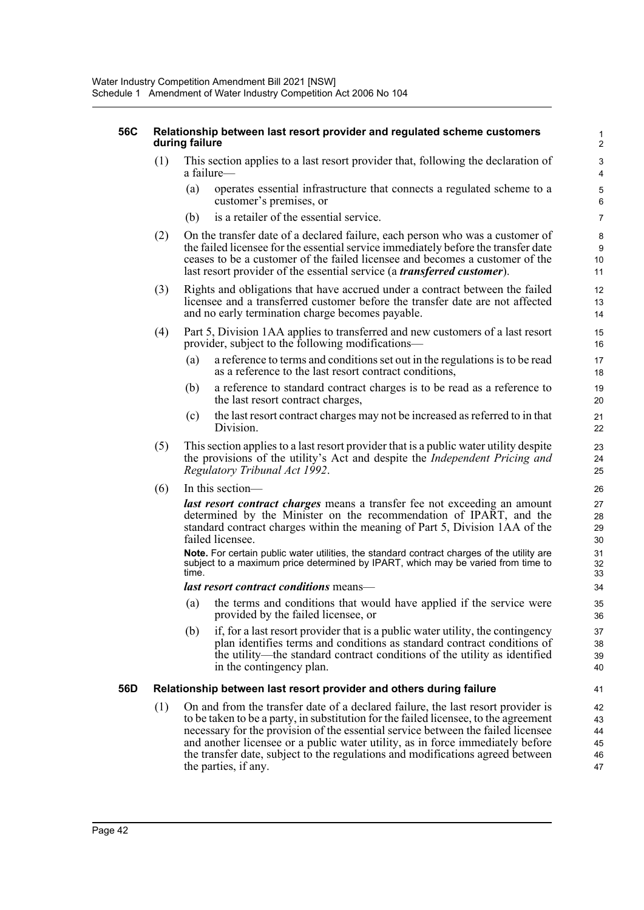**56C Relationship between last resort provider and regulated scheme customers during failure**

(1) This section applies to a last resort provider that, following the declaration of a failure—

(a) operates essential infrastructure that connects a regulated scheme to a customer's premises, or

(b) is a retailer of the essential service.

(2) On the transfer date of a declared failure, each person who was a customer of the failed licensee for the essential service immediately before the transfer date ceases to be a customer of the failed licensee and becomes a customer of the last resort provider of the essential service (a ***transferred customer***).

(3) Rights and obligations that have accrued under a contract between the failed licensee and a transferred customer before the transfer date are not affected and no early termination charge becomes payable.

(4) Part 5, Division 1AA applies to transferred and new customers of a last resort provider, subject to the following modifications—

(a) a reference to terms and conditions set out in the regulations is to be read as a reference to the last resort contract conditions,

(b) a reference to standard contract charges is to be read as a reference to the last resort contract charges,

(c) the last resort contract charges may not be increased as referred to in that Division.

(5) This section applies to a last resort provider that is a public water utility despite the provisions of the utility's Act and despite the *Independent Pricing and Regulatory Tribunal Act 1992*.

(6) In this section—

***last resort contract charges*** means a transfer fee not exceeding an amount determined by the Minister on the recommendation of IPART, and the standard contract charges within the meaning of Part 5, Division 1AA of the failed licensee.

**Note.** For certain public water utilities, the standard contract charges of the utility are subject to a maximum price determined by IPART, which may be varied from time to time.

***last resort contract conditions*** means—

(a) the terms and conditions that would have applied if the service were provided by the failed licensee, or

(b) if, for a last resort provider that is a public water utility, the contingency plan identifies terms and conditions as standard contract conditions of the utility—the standard contract conditions of the utility as identified in the contingency plan.

**56D Relationship between last resort provider and others during failure**

(1) On and from the transfer date of a declared failure, the last resort provider is to be taken to be a party, in substitution for the failed licensee, to the agreement necessary for the provision of the essential service between the failed licensee and another licensee or a public water utility, as in force immediately before the transfer date, subject to the regulations and modifications agreed between the parties, if any.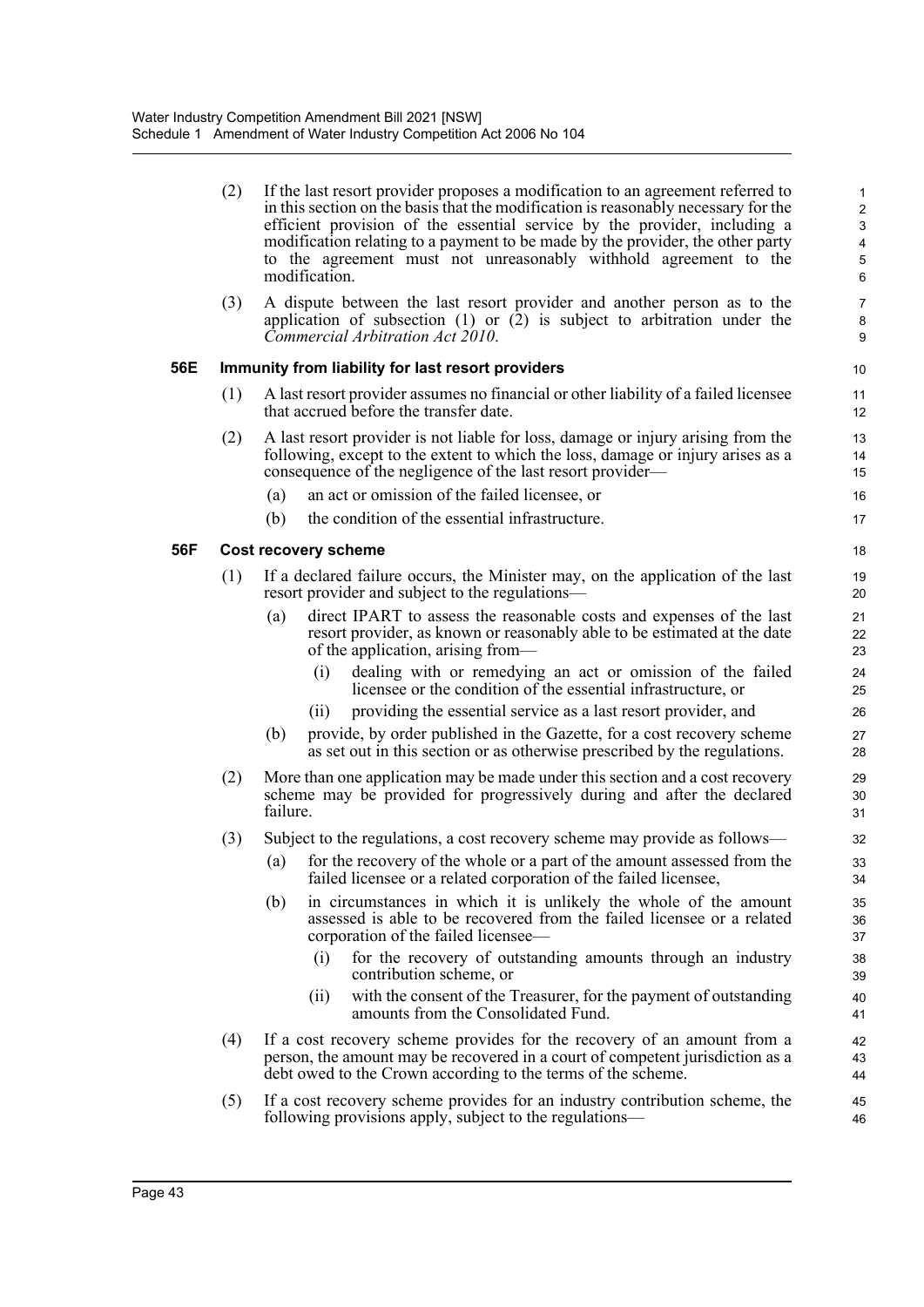(2) If the last resort provider proposes a modification to an agreement referred to in this section on the basis that the modification is reasonably necessary for the efficient provision of the essential service by the provider, including a modification relating to a payment to be made by the provider, the other party to the agreement must not unreasonably withhold agreement to the modification.

(3) A dispute between the last resort provider and another person as to the application of subsection (1) or (2) is subject to arbitration under the *Commercial Arbitration Act 2010*.

**56E Immunity from liability for last resort providers**

(1) A last resort provider assumes no financial or other liability of a failed licensee that accrued before the transfer date.

(2) A last resort provider is not liable for loss, damage or injury arising from the following, except to the extent to which the loss, damage or injury arises as a consequence of the negligence of the last resort provider—

(a) an act or omission of the failed licensee, or

(b) the condition of the essential infrastructure.

**56F Cost recovery scheme**

(1) If a declared failure occurs, the Minister may, on the application of the last resort provider and subject to the regulations—

(a) direct IPART to assess the reasonable costs and expenses of the last resort provider, as known or reasonably able to be estimated at the date of the application, arising from—

(i) dealing with or remedying an act or omission of the failed licensee or the condition of the essential infrastructure, or

(ii) providing the essential service as a last resort provider, and

(b) provide, by order published in the Gazette, for a cost recovery scheme as set out in this section or as otherwise prescribed by the regulations.

(2) More than one application may be made under this section and a cost recovery scheme may be provided for progressively during and after the declared failure.

(3) Subject to the regulations, a cost recovery scheme may provide as follows—

(a) for the recovery of the whole or a part of the amount assessed from the failed licensee or a related corporation of the failed licensee,

(b) in circumstances in which it is unlikely the whole of the amount assessed is able to be recovered from the failed licensee or a related corporation of the failed licensee—

(i) for the recovery of outstanding amounts through an industry contribution scheme, or

(ii) with the consent of the Treasurer, for the payment of outstanding amounts from the Consolidated Fund.

(4) If a cost recovery scheme provides for the recovery of an amount from a person, the amount may be recovered in a court of competent jurisdiction as a debt owed to the Crown according to the terms of the scheme.

(5) If a cost recovery scheme provides for an industry contribution scheme, the following provisions apply, subject to the regulations—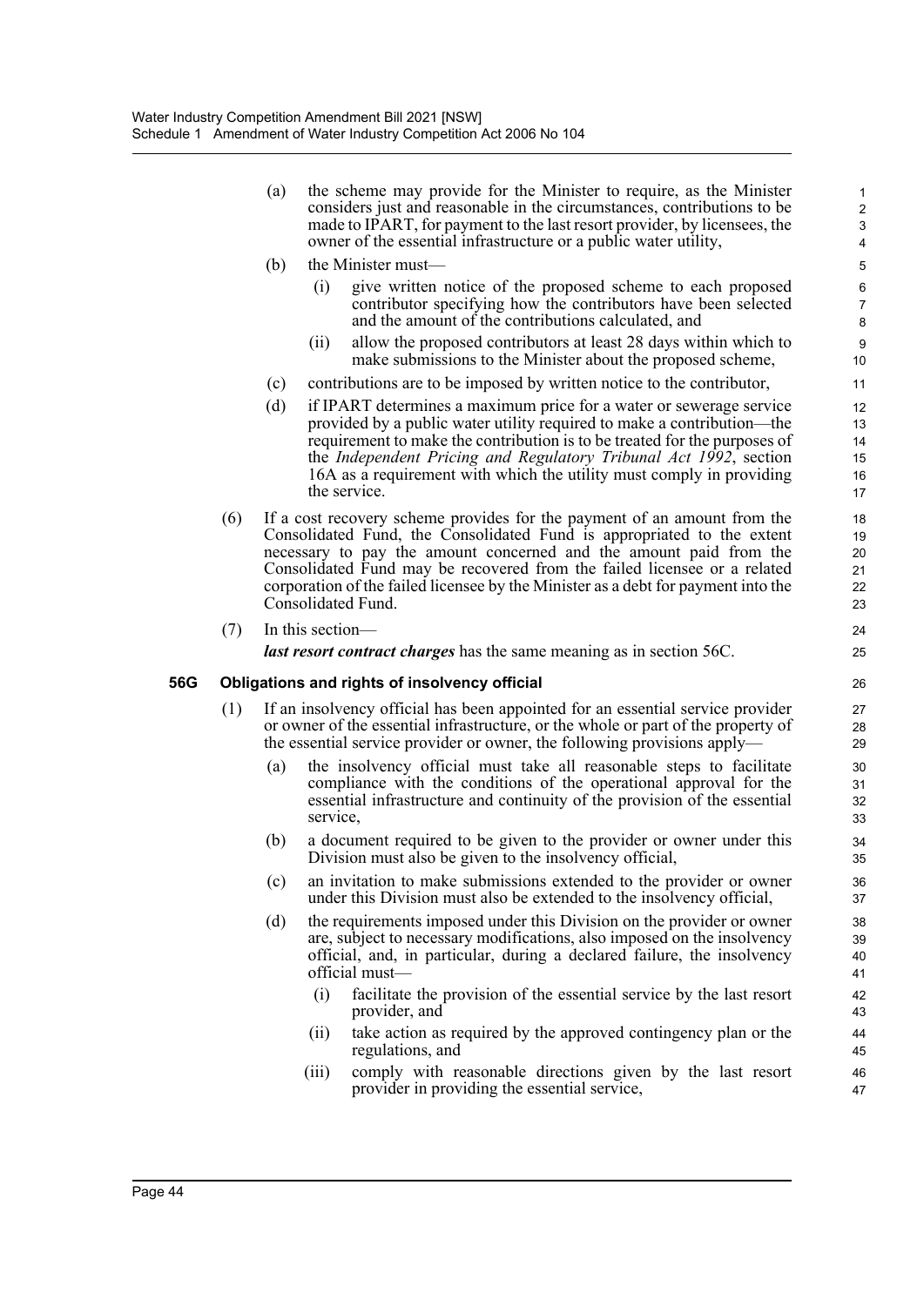(a) the scheme may provide for the Minister to require, as the Minister considers just and reasonable in the circumstances, contributions to be made to IPART, for payment to the last resort provider, by licensees, the owner of the essential infrastructure or a public water utility,

(b) the Minister must—

(i) give written notice of the proposed scheme to each proposed contributor specifying how the contributors have been selected and the amount of the contributions calculated, and

(ii) allow the proposed contributors at least 28 days within which to make submissions to the Minister about the proposed scheme,

(c) contributions are to be imposed by written notice to the contributor,

(d) if IPART determines a maximum price for a water or sewerage service provided by a public water utility required to make a contribution—the requirement to make the contribution is to be treated for the purposes of the *Independent Pricing and Regulatory Tribunal Act 1992*, section 16A as a requirement with which the utility must comply in providing the service.

(6) If a cost recovery scheme provides for the payment of an amount from the Consolidated Fund, the Consolidated Fund is appropriated to the extent necessary to pay the amount concerned and the amount paid from the Consolidated Fund may be recovered from the failed licensee or a related corporation of the failed licensee by the Minister as a debt for payment into the Consolidated Fund.

(7) In this section—

***last resort contract charges*** has the same meaning as in section 56C.

### 56G Obligations and rights of insolvency official

(1) If an insolvency official has been appointed for an essential service provider or owner of the essential infrastructure, or the whole or part of the property of the essential service provider or owner, the following provisions apply—

(a) the insolvency official must take all reasonable steps to facilitate compliance with the conditions of the operational approval for the essential infrastructure and continuity of the provision of the essential service,

(b) a document required to be given to the provider or owner under this Division must also be given to the insolvency official,

(c) an invitation to make submissions extended to the provider or owner under this Division must also be extended to the insolvency official,

(d) the requirements imposed under this Division on the provider or owner are, subject to necessary modifications, also imposed on the insolvency official, and, in particular, during a declared failure, the insolvency official must—

(i) facilitate the provision of the essential service by the last resort provider, and

(ii) take action as required by the approved contingency plan or the regulations, and

(iii) comply with reasonable directions given by the last resort provider in providing the essential service,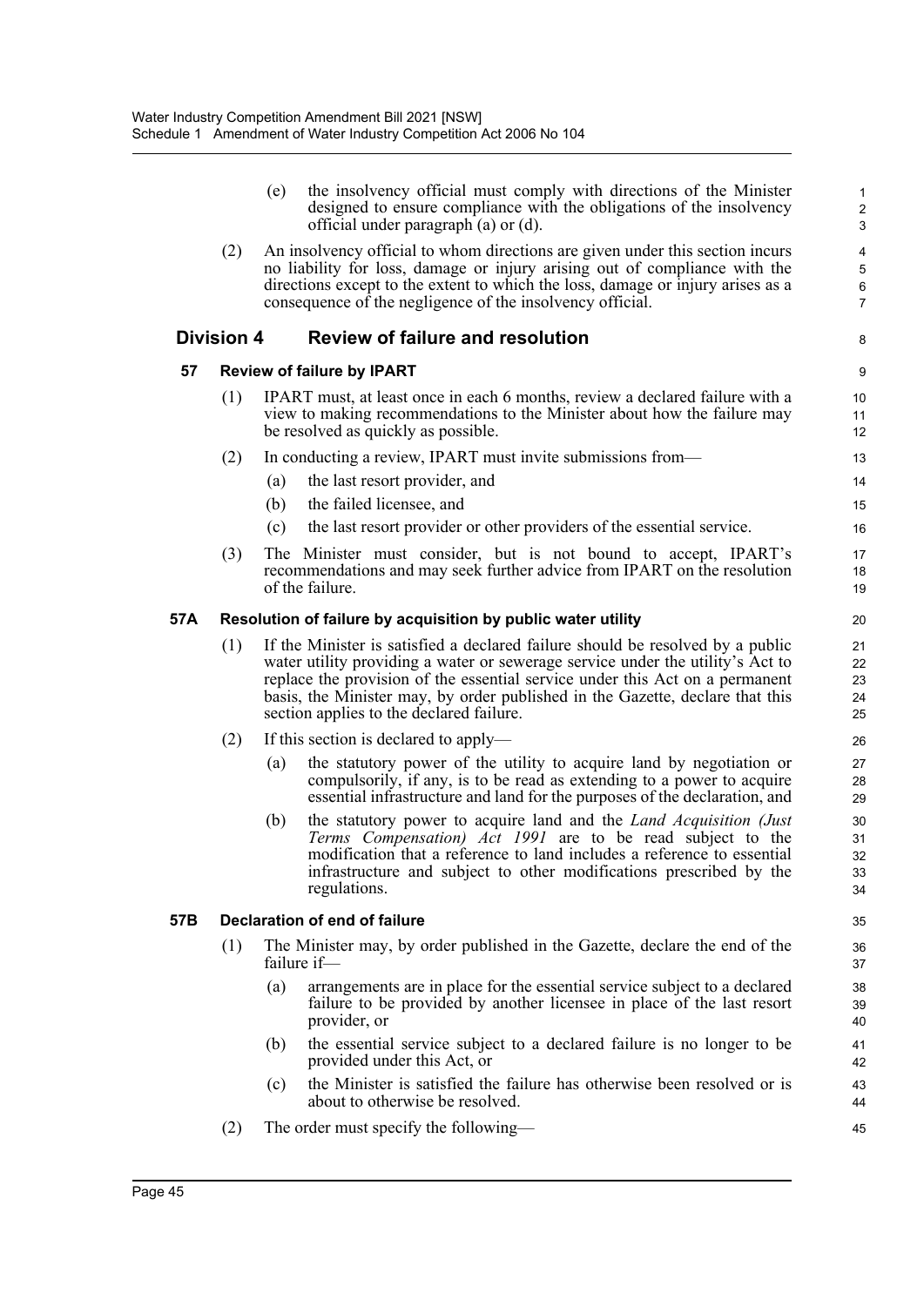(e) the insolvency official must comply with directions of the Minister designed to ensure compliance with the obligations of the insolvency official under paragraph (a) or (d).

(2) An insolvency official to whom directions are given under this section incurs no liability for loss, damage or injury arising out of compliance with the directions except to the extent to which the loss, damage or injury arises as a consequence of the negligence of the insolvency official.

## Division 4 Review of failure and resolution

### 57 Review of failure by IPART

(1) IPART must, at least once in each 6 months, review a declared failure with a view to making recommendations to the Minister about how the failure may be resolved as quickly as possible.

(2) In conducting a review, IPART must invite submissions from—

(a) the last resort provider, and

(b) the failed licensee, and

(c) the last resort provider or other providers of the essential service.

(3) The Minister must consider, but is not bound to accept, IPART's recommendations and may seek further advice from IPART on the resolution of the failure.

### 57A Resolution of failure by acquisition by public water utility

(1) If the Minister is satisfied a declared failure should be resolved by a public water utility providing a water or sewerage service under the utility's Act to replace the provision of the essential service under this Act on a permanent basis, the Minister may, by order published in the Gazette, declare that this section applies to the declared failure.

(2) If this section is declared to apply—

(a) the statutory power of the utility to acquire land by negotiation or compulsorily, if any, is to be read as extending to a power to acquire essential infrastructure and land for the purposes of the declaration, and

(b) the statutory power to acquire land and the *Land Acquisition (Just Terms Compensation) Act 1991* are to be read subject to the modification that a reference to land includes a reference to essential infrastructure and subject to other modifications prescribed by the regulations.

### 57B Declaration of end of failure

(1) The Minister may, by order published in the Gazette, declare the end of the failure if—

(a) arrangements are in place for the essential service subject to a declared failure to be provided by another licensee in place of the last resort provider, or

(b) the essential service subject to a declared failure is no longer to be provided under this Act, or

(c) the Minister is satisfied the failure has otherwise been resolved or is about to otherwise be resolved.

(2) The order must specify the following—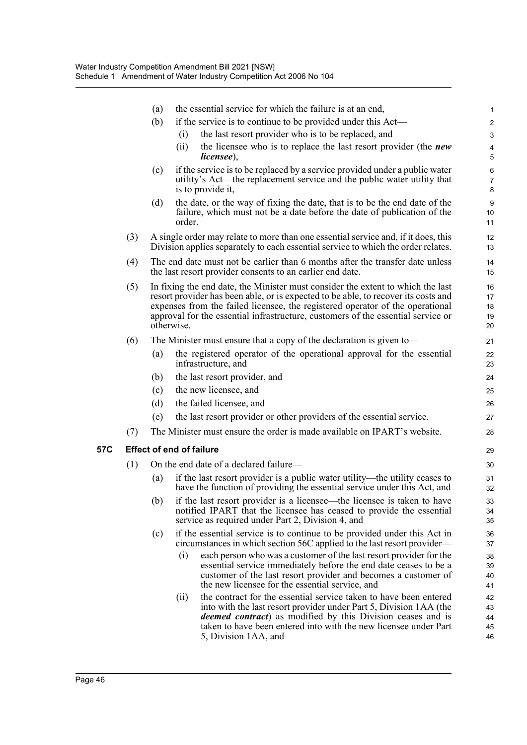(a) the essential service for which the failure is at an end,

(b) if the service is to continue to be provided under this Act—

(i) the last resort provider who is to be replaced, and

(ii) the licensee who is to replace the last resort provider (the ***new licensee***),

(c) if the service is to be replaced by a service provided under a public water utility's Act—the replacement service and the public water utility that is to provide it,

(d) the date, or the way of fixing the date, that is to be the end date of the failure, which must not be a date before the date of publication of the order.

(3) A single order may relate to more than one essential service and, if it does, this Division applies separately to each essential service to which the order relates.

(4) The end date must not be earlier than 6 months after the transfer date unless the last resort provider consents to an earlier end date.

(5) In fixing the end date, the Minister must consider the extent to which the last resort provider has been able, or is expected to be able, to recover its costs and expenses from the failed licensee, the registered operator of the operational approval for the essential infrastructure, customers of the essential service or otherwise.

(6) The Minister must ensure that a copy of the declaration is given to—

(a) the registered operator of the operational approval for the essential infrastructure, and

(b) the last resort provider, and

(c) the new licensee, and

(d) the failed licensee, and

(e) the last resort provider or other providers of the essential service.

(7) The Minister must ensure the order is made available on IPART's website.

### 57C Effect of end of failure

(1) On the end date of a declared failure—

(a) if the last resort provider is a public water utility—the utility ceases to have the function of providing the essential service under this Act, and

(b) if the last resort provider is a licensee—the licensee is taken to have notified IPART that the licensee has ceased to provide the essential service as required under Part 2, Division 4, and

(c) if the essential service is to continue to be provided under this Act in circumstances in which section 56C applied to the last resort provider—

(i) each person who was a customer of the last resort provider for the essential service immediately before the end date ceases to be a customer of the last resort provider and becomes a customer of the new licensee for the essential service, and

(ii) the contract for the essential service taken to have been entered into with the last resort provider under Part 5, Division 1AA (the ***deemed contract***) as modified by this Division ceases and is taken to have been entered into with the new licensee under Part 5, Division 1AA, and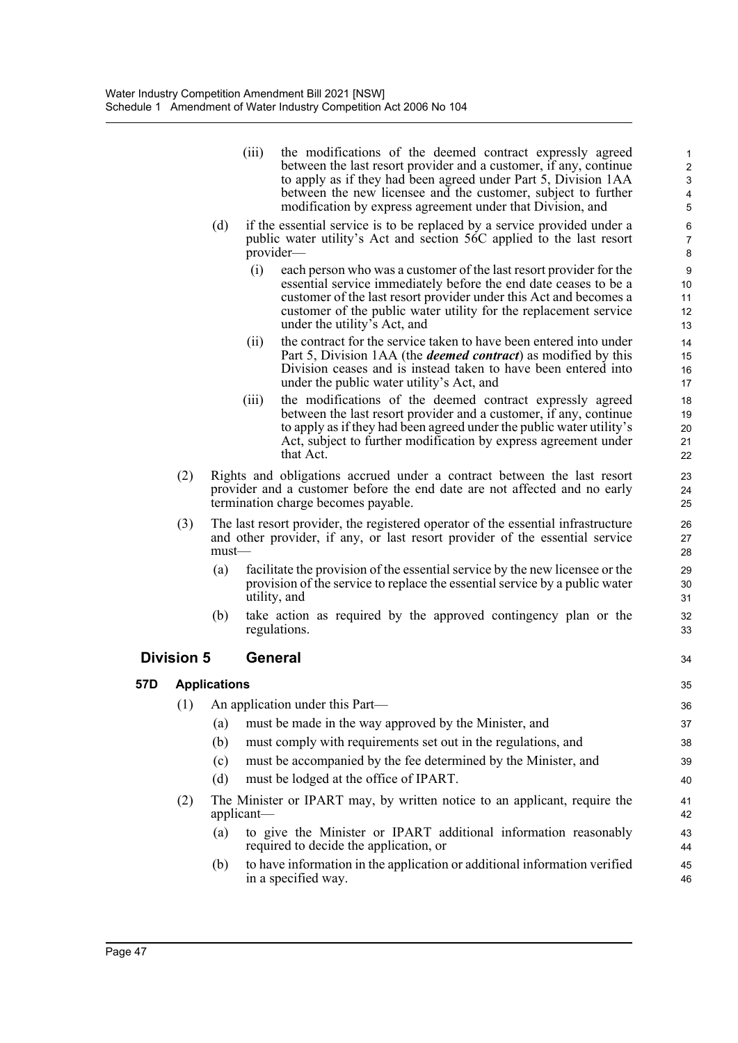(iii) the modifications of the deemed contract expressly agreed between the last resort provider and a customer, if any, continue to apply as if they had been agreed under Part 5, Division 1AA between the new licensee and the customer, subject to further modification by express agreement under that Division, and

(d) if the essential service is to be replaced by a service provided under a public water utility's Act and section 56C applied to the last resort provider—

(i) each person who was a customer of the last resort provider for the essential service immediately before the end date ceases to be a customer of the last resort provider under this Act and becomes a customer of the public water utility for the replacement service under the utility's Act, and

(ii) the contract for the service taken to have been entered into under Part 5, Division 1AA (the ***deemed contract***) as modified by this Division ceases and is instead taken to have been entered into under the public water utility's Act, and

(iii) the modifications of the deemed contract expressly agreed between the last resort provider and a customer, if any, continue to apply as if they had been agreed under the public water utility's Act, subject to further modification by express agreement under that Act.

(2) Rights and obligations accrued under a contract between the last resort provider and a customer before the end date are not affected and no early termination charge becomes payable.

(3) The last resort provider, the registered operator of the essential infrastructure and other provider, if any, or last resort provider of the essential service must—

(a) facilitate the provision of the essential service by the new licensee or the provision of the service to replace the essential service by a public water utility, and

(b) take action as required by the approved contingency plan or the regulations.

## Division 5 General

### 57D Applications

(1) An application under this Part—

(a) must be made in the way approved by the Minister, and

(b) must comply with requirements set out in the regulations, and

(c) must be accompanied by the fee determined by the Minister, and

(d) must be lodged at the office of IPART.

(2) The Minister or IPART may, by written notice to an applicant, require the applicant—

(a) to give the Minister or IPART additional information reasonably required to decide the application, or

(b) to have information in the application or additional information verified in a specified way.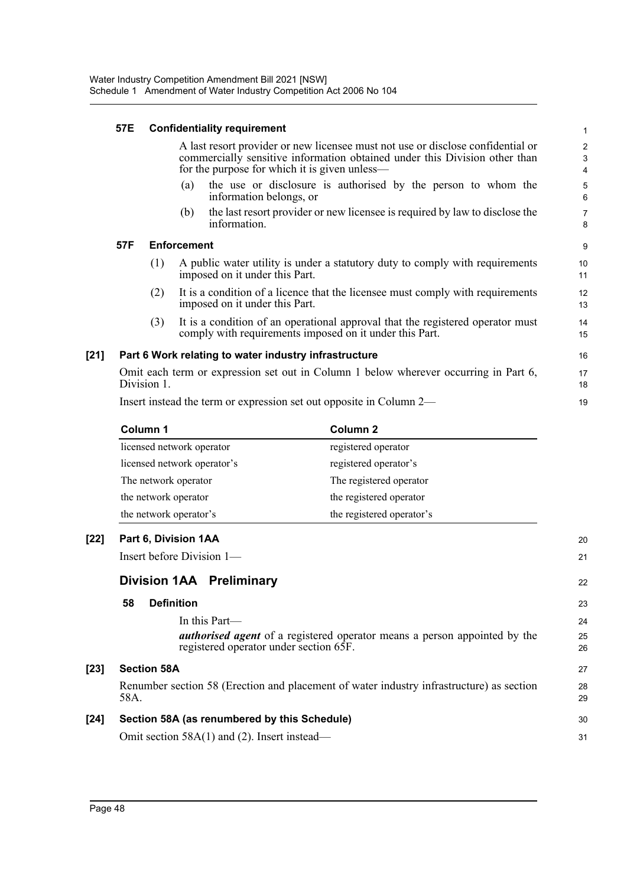#### 57E Confidentiality requirement

A last resort provider or new licensee must not use or disclose confidential or commercially sensitive information obtained under this Division other than for the purpose for which it is given unless—

(a) the use or disclosure is authorised by the person to whom the information belongs, or

(b) the last resort provider or new licensee is required by law to disclose the information.

#### 57F Enforcement

(1) A public water utility is under a statutory duty to comply with requirements imposed on it under this Part.

(2) It is a condition of a licence that the licensee must comply with requirements imposed on it under this Part.

(3) It is a condition of an operational approval that the registered operator must comply with requirements imposed on it under this Part.

### [21] Part 6 Work relating to water industry infrastructure

Omit each term or expression set out in Column 1 below wherever occurring in Part 6, Division 1.

Insert instead the term or expression set out opposite in Column 2—

| Column 1 | Column 2 |
|---|---|
| licensed network operator | registered operator |
| licensed network operator's | registered operator's |
| The network operator | The registered operator |
| the network operator | the registered operator |
| the network operator's | the registered operator's |

### [22] Part 6, Division 1AA

Insert before Division 1—

## Division 1AA Preliminary

#### 58 Definition

In this Part—

***authorised agent*** of a registered operator means a person appointed by the registered operator under section 65F.

### [23] Section 58A

Renumber section 58 (Erection and placement of water industry infrastructure) as section 58A.

### [24] Section 58A (as renumbered by this Schedule)

Omit section 58A(1) and (2). Insert instead—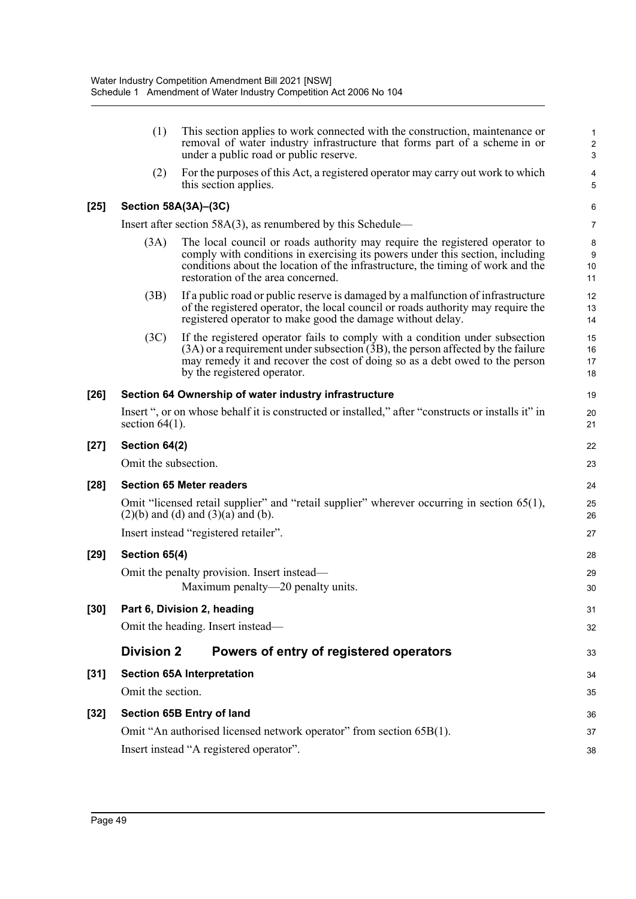(1) This section applies to work connected with the construction, maintenance or removal of water industry infrastructure that forms part of a scheme in or under a public road or public reserve.

(2) For the purposes of this Act, a registered operator may carry out work to which this section applies.

**[25] Section 58A(3A)–(3C)**

Insert after section 58A(3), as renumbered by this Schedule—

(3A) The local council or roads authority may require the registered operator to comply with conditions in exercising its powers under this section, including conditions about the location of the infrastructure, the timing of work and the restoration of the area concerned.

(3B) If a public road or public reserve is damaged by a malfunction of infrastructure of the registered operator, the local council or roads authority may require the registered operator to make good the damage without delay.

(3C) If the registered operator fails to comply with a condition under subsection (3A) or a requirement under subsection (3B), the person affected by the failure may remedy it and recover the cost of doing so as a debt owed to the person by the registered operator.

**[26] Section 64 Ownership of water industry infrastructure**

Insert ", or on whose behalf it is constructed or installed," after "constructs or installs it" in section 64(1).

**[27] Section 64(2)**

Omit the subsection.

**[28] Section 65 Meter readers**

Omit "licensed retail supplier" and "retail supplier" wherever occurring in section 65(1), (2)(b) and (d) and (3)(a) and (b).

Insert instead "registered retailer".

**[29] Section 65(4)**

Omit the penalty provision. Insert instead—

Maximum penalty—20 penalty units.

**[30] Part 6, Division 2, heading**

Omit the heading. Insert instead—

## Division 2 Powers of entry of registered operators

**[31] Section 65A Interpretation**

Omit the section.

**[32] Section 65B Entry of land**

Omit "An authorised licensed network operator" from section 65B(1).

Insert instead "A registered operator".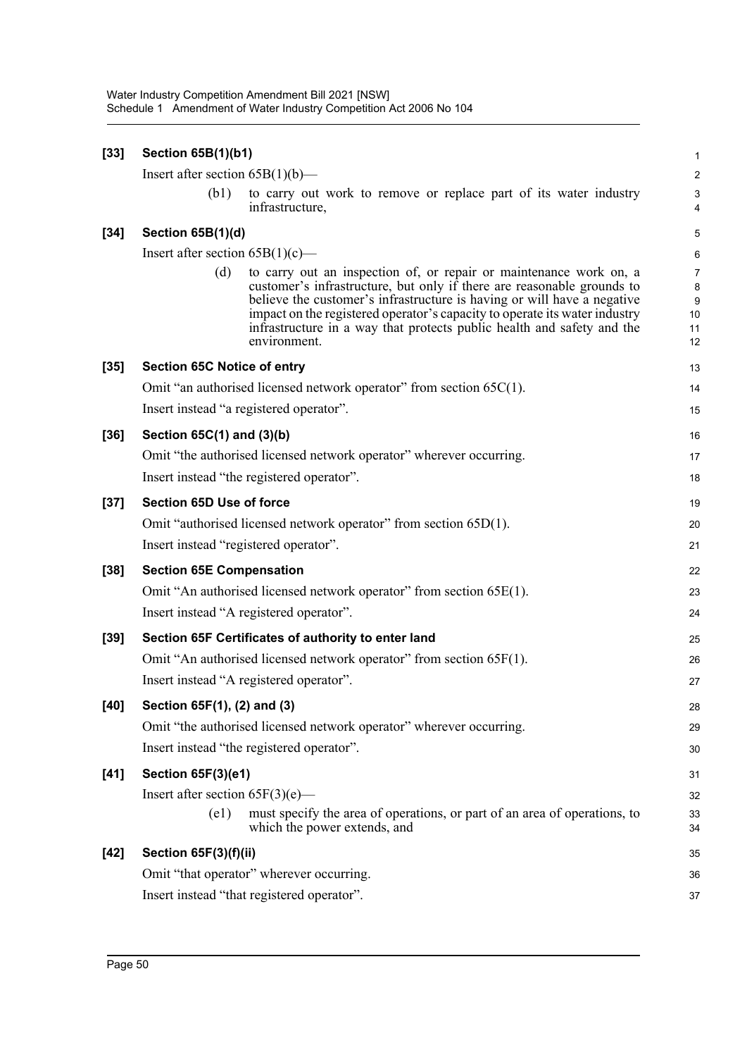**[33] Section 65B(1)(b1)**

Insert after section 65B(1)(b)—

(b1) to carry out work to remove or replace part of its water industry infrastructure,

**[34] Section 65B(1)(d)**

Insert after section 65B(1)(c)—

(d) to carry out an inspection of, or repair or maintenance work on, a customer's infrastructure, but only if there are reasonable grounds to believe the customer's infrastructure is having or will have a negative impact on the registered operator's capacity to operate its water industry infrastructure in a way that protects public health and safety and the environment.

**[35] Section 65C Notice of entry**

Omit "an authorised licensed network operator" from section 65C(1).

Insert instead "a registered operator".

**[36] Section 65C(1) and (3)(b)**

Omit "the authorised licensed network operator" wherever occurring.

Insert instead "the registered operator".

**[37] Section 65D Use of force**

Omit "authorised licensed network operator" from section 65D(1).

Insert instead "registered operator".

**[38] Section 65E Compensation**

Omit "An authorised licensed network operator" from section 65E(1).

Insert instead "A registered operator".

**[39] Section 65F Certificates of authority to enter land**

Omit "An authorised licensed network operator" from section 65F(1).

Insert instead "A registered operator".

**[40] Section 65F(1), (2) and (3)**

Omit "the authorised licensed network operator" wherever occurring.

Insert instead "the registered operator".

**[41] Section 65F(3)(e1)**

Insert after section 65F(3)(e)—

(e1) must specify the area of operations, or part of an area of operations, to which the power extends, and

**[42] Section 65F(3)(f)(ii)**

Omit "that operator" wherever occurring.

Insert instead "that registered operator".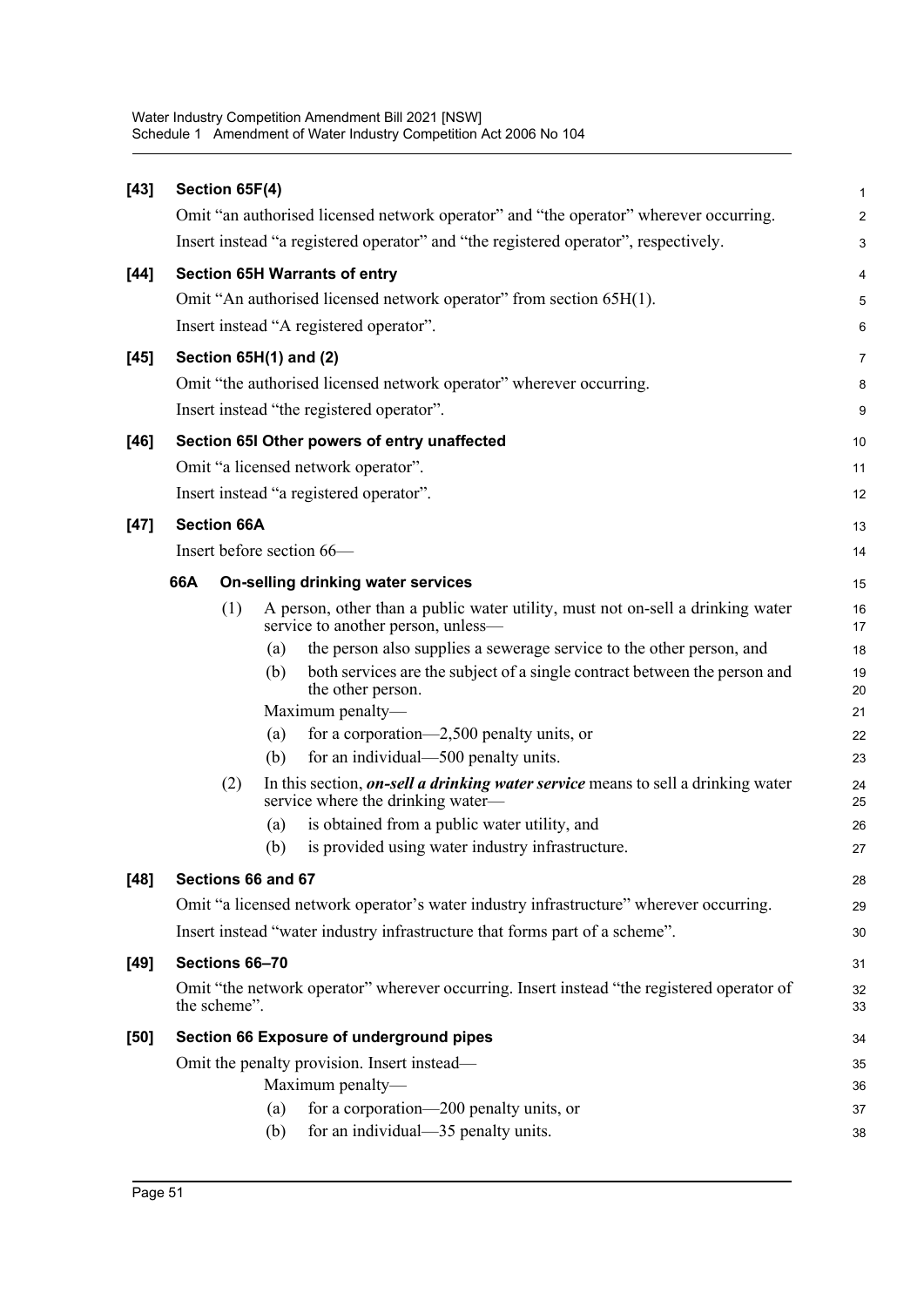**[43] Section 65F(4)**

Omit "an authorised licensed network operator" and "the operator" wherever occurring.

Insert instead "a registered operator" and "the registered operator", respectively.

**[44] Section 65H Warrants of entry**

Omit "An authorised licensed network operator" from section 65H(1).

Insert instead "A registered operator".

**[45] Section 65H(1) and (2)**

Omit "the authorised licensed network operator" wherever occurring.

Insert instead "the registered operator".

**[46] Section 65I Other powers of entry unaffected**

Omit "a licensed network operator".

Insert instead "a registered operator".

**[47] Section 66A**

Insert before section 66—

**66A On-selling drinking water services**

(1) A person, other than a public water utility, must not on-sell a drinking water service to another person, unless—

(a) the person also supplies a sewerage service to the other person, and

(b) both services are the subject of a single contract between the person and the other person.

Maximum penalty—

(a) for a corporation—2,500 penalty units, or

(b) for an individual—500 penalty units.

(2) In this section, ***on-sell a drinking water service*** means to sell a drinking water service where the drinking water—

(a) is obtained from a public water utility, and

(b) is provided using water industry infrastructure.

**[48] Sections 66 and 67**

Omit "a licensed network operator's water industry infrastructure" wherever occurring.

Insert instead "water industry infrastructure that forms part of a scheme".

**[49] Sections 66–70**

Omit "the network operator" wherever occurring. Insert instead "the registered operator of the scheme".

**[50] Section 66 Exposure of underground pipes**

Omit the penalty provision. Insert instead—

Maximum penalty—

(a) for a corporation—200 penalty units, or

(b) for an individual—35 penalty units.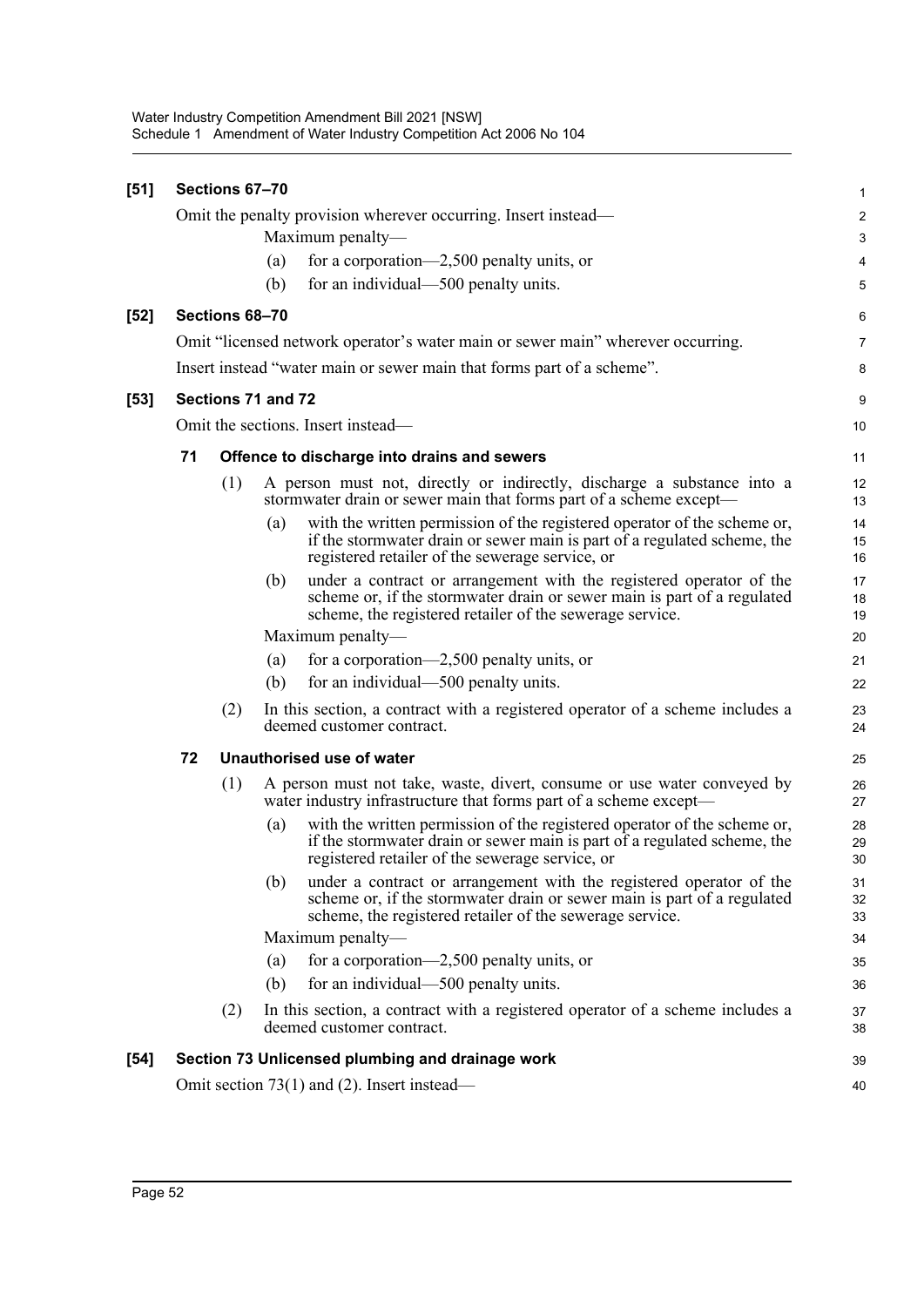**[51] Sections 67–70**

Omit the penalty provision wherever occurring. Insert instead—

Maximum penalty—

(a) for a corporation—2,500 penalty units, or

(b) for an individual—500 penalty units.

**[52] Sections 68–70**

Omit "licensed network operator's water main or sewer main" wherever occurring.

Insert instead "water main or sewer main that forms part of a scheme".

**[53] Sections 71 and 72**

Omit the sections. Insert instead—

**71 Offence to discharge into drains and sewers**

(1) A person must not, directly or indirectly, discharge a substance into a stormwater drain or sewer main that forms part of a scheme except—

(a) with the written permission of the registered operator of the scheme or, if the stormwater drain or sewer main is part of a regulated scheme, the registered retailer of the sewerage service, or

(b) under a contract or arrangement with the registered operator of the scheme or, if the stormwater drain or sewer main is part of a regulated scheme, the registered retailer of the sewerage service.

Maximum penalty—

(a) for a corporation—2,500 penalty units, or

(b) for an individual—500 penalty units.

(2) In this section, a contract with a registered operator of a scheme includes a deemed customer contract.

**72 Unauthorised use of water**

(1) A person must not take, waste, divert, consume or use water conveyed by water industry infrastructure that forms part of a scheme except—

(a) with the written permission of the registered operator of the scheme or, if the stormwater drain or sewer main is part of a regulated scheme, the registered retailer of the sewerage service, or

(b) under a contract or arrangement with the registered operator of the scheme or, if the stormwater drain or sewer main is part of a regulated scheme, the registered retailer of the sewerage service.

Maximum penalty—

(a) for a corporation—2,500 penalty units, or

(b) for an individual—500 penalty units.

(2) In this section, a contract with a registered operator of a scheme includes a deemed customer contract.

**[54] Section 73 Unlicensed plumbing and drainage work**

Omit section 73(1) and (2). Insert instead—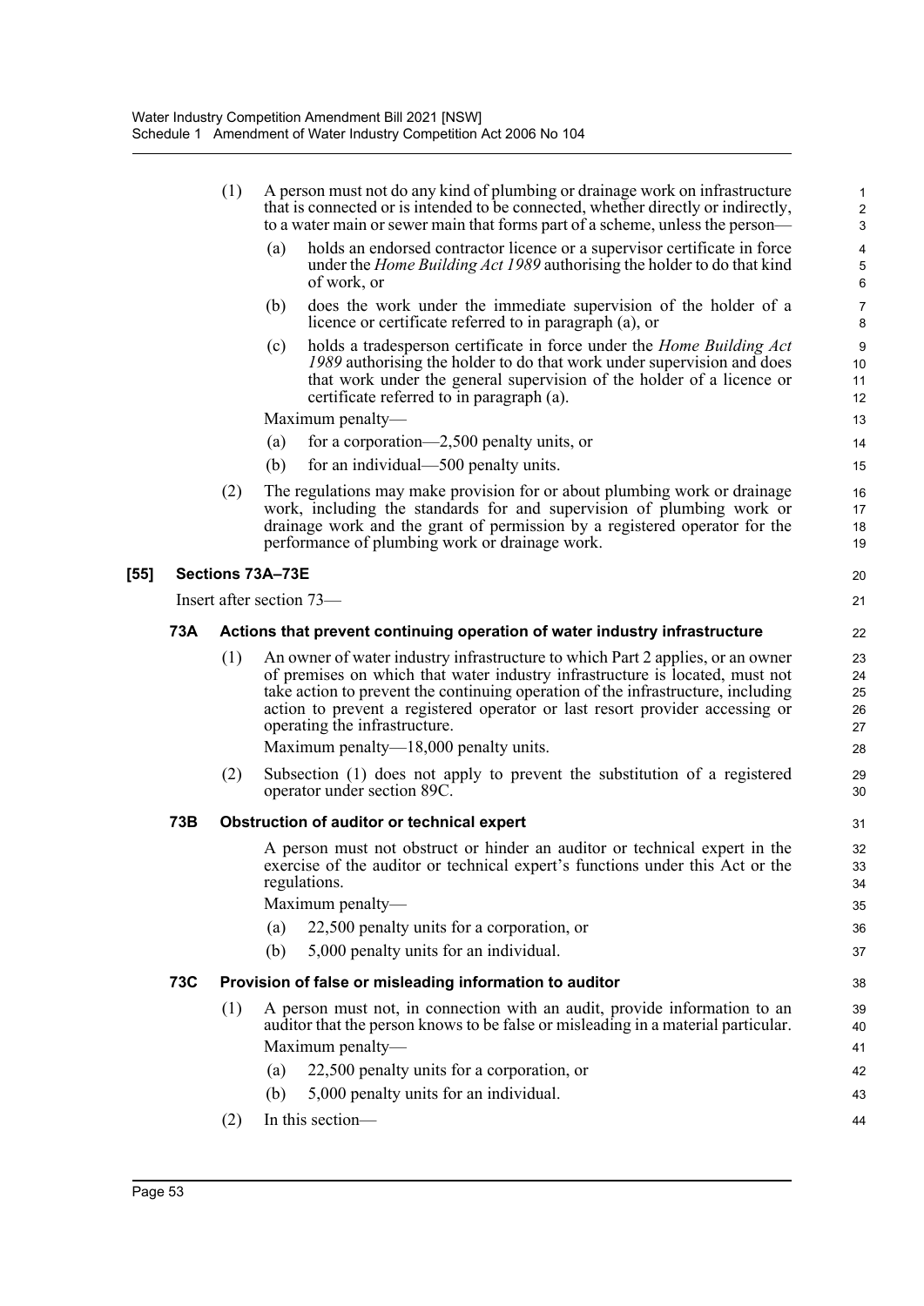(1) A person must not do any kind of plumbing or drainage work on infrastructure that is connected or is intended to be connected, whether directly or indirectly, to a water main or sewer main that forms part of a scheme, unless the person—

- (a) holds an endorsed contractor licence or a supervisor certificate in force under the *Home Building Act 1989* authorising the holder to do that kind of work, or
- (b) does the work under the immediate supervision of the holder of a licence or certificate referred to in paragraph (a), or
- (c) holds a tradesperson certificate in force under the *Home Building Act 1989* authorising the holder to do that work under supervision and does that work under the general supervision of the holder of a licence or certificate referred to in paragraph (a).

Maximum penalty—

- (a) for a corporation—2,500 penalty units, or
- (b) for an individual—500 penalty units.

(2) The regulations may make provision for or about plumbing work or drainage work, including the standards for and supervision of plumbing work or drainage work and the grant of permission by a registered operator for the performance of plumbing work or drainage work.

## [55] Sections 73A–73E

Insert after section 73—

### 73A Actions that prevent continuing operation of water industry infrastructure

(1) An owner of water industry infrastructure to which Part 2 applies, or an owner of premises on which that water industry infrastructure is located, must not take action to prevent the continuing operation of the infrastructure, including action to prevent a registered operator or last resort provider accessing or operating the infrastructure.

Maximum penalty—18,000 penalty units.

(2) Subsection (1) does not apply to prevent the substitution of a registered operator under section 89C.

### 73B Obstruction of auditor or technical expert

A person must not obstruct or hinder an auditor or technical expert in the exercise of the auditor or technical expert's functions under this Act or the regulations.

Maximum penalty—

- (a) 22,500 penalty units for a corporation, or
- (b) 5,000 penalty units for an individual.

### 73C Provision of false or misleading information to auditor

(1) A person must not, in connection with an audit, provide information to an auditor that the person knows to be false or misleading in a material particular.

Maximum penalty—

- (a) 22,500 penalty units for a corporation, or
- (b) 5,000 penalty units for an individual.

(2) In this section—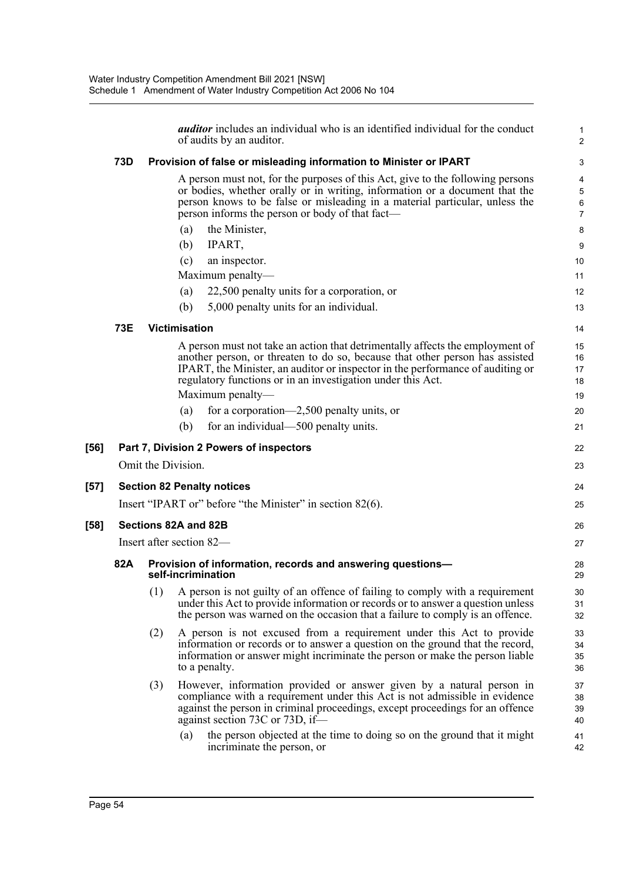***auditor*** includes an individual who is an identified individual for the conduct of audits by an auditor.

### 73D Provision of false or misleading information to Minister or IPART

A person must not, for the purposes of this Act, give to the following persons or bodies, whether orally or in writing, information or a document that the person knows to be false or misleading in a material particular, unless the person informs the person or body of that fact—

(a) the Minister,

(b) IPART,

(c) an inspector.

Maximum penalty—

(a) 22,500 penalty units for a corporation, or

(b) 5,000 penalty units for an individual.

### 73E Victimisation

A person must not take an action that detrimentally affects the employment of another person, or threaten to do so, because that other person has assisted IPART, the Minister, an auditor or inspector in the performance of auditing or regulatory functions or in an investigation under this Act.

Maximum penalty—

(a) for a corporation—2,500 penalty units, or

(b) for an individual—500 penalty units.

## [56] Part 7, Division 2 Powers of inspectors

Omit the Division.

## [57] Section 82 Penalty notices

Insert "IPART or" before "the Minister" in section 82(6).

## [58] Sections 82A and 82B

Insert after section 82—

### 82A Provision of information, records and answering questions—self-incrimination

(1) A person is not guilty of an offence of failing to comply with a requirement under this Act to provide information or records or to answer a question unless the person was warned on the occasion that a failure to comply is an offence.

(2) A person is not excused from a requirement under this Act to provide information or records or to answer a question on the ground that the record, information or answer might incriminate the person or make the person liable to a penalty.

(3) However, information provided or answer given by a natural person in compliance with a requirement under this Act is not admissible in evidence against the person in criminal proceedings, except proceedings for an offence against section 73C or 73D, if—

(a) the person objected at the time to doing so on the ground that it might incriminate the person, or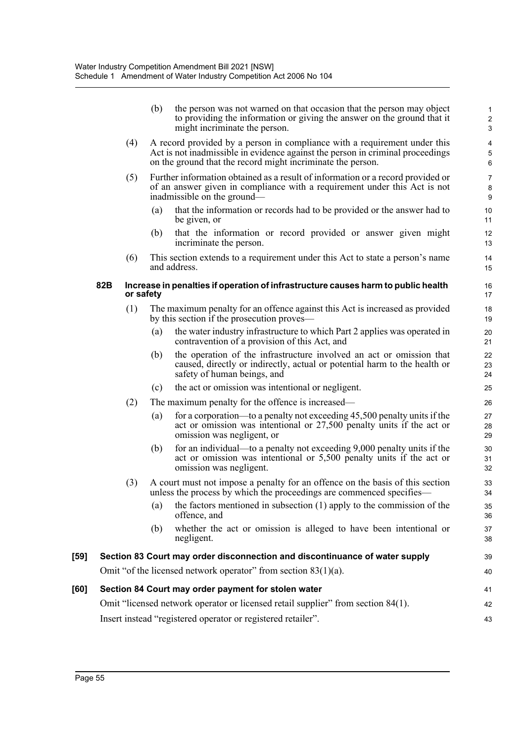(b) the person was not warned on that occasion that the person may object to providing the information or giving the answer on the ground that it might incriminate the person.

(4) A record provided by a person in compliance with a requirement under this Act is not inadmissible in evidence against the person in criminal proceedings on the ground that the record might incriminate the person.

(5) Further information obtained as a result of information or a record provided or of an answer given in compliance with a requirement under this Act is not inadmissible on the ground—

(a) that the information or records had to be provided or the answer had to be given, or

(b) that the information or record provided or answer given might incriminate the person.

(6) This section extends to a requirement under this Act to state a person's name and address.

#### 82B Increase in penalties if operation of infrastructure causes harm to public health or safety

(1) The maximum penalty for an offence against this Act is increased as provided by this section if the prosecution proves—

(a) the water industry infrastructure to which Part 2 applies was operated in contravention of a provision of this Act, and

(b) the operation of the infrastructure involved an act or omission that caused, directly or indirectly, actual or potential harm to the health or safety of human beings, and

(c) the act or omission was intentional or negligent.

(2) The maximum penalty for the offence is increased—

(a) for a corporation—to a penalty not exceeding 45,500 penalty units if the act or omission was intentional or 27,500 penalty units if the act or omission was negligent, or

(b) for an individual—to a penalty not exceeding 9,000 penalty units if the act or omission was intentional or 5,500 penalty units if the act or omission was negligent.

(3) A court must not impose a penalty for an offence on the basis of this section unless the process by which the proceedings are commenced specifies—

(a) the factors mentioned in subsection (1) apply to the commission of the offence, and

(b) whether the act or omission is alleged to have been intentional or negligent.

### [59] Section 83 Court may order disconnection and discontinuance of water supply

Omit "of the licensed network operator" from section 83(1)(a).

### [60] Section 84 Court may order payment for stolen water

Omit "licensed network operator or licensed retail supplier" from section 84(1).

Insert instead "registered operator or registered retailer".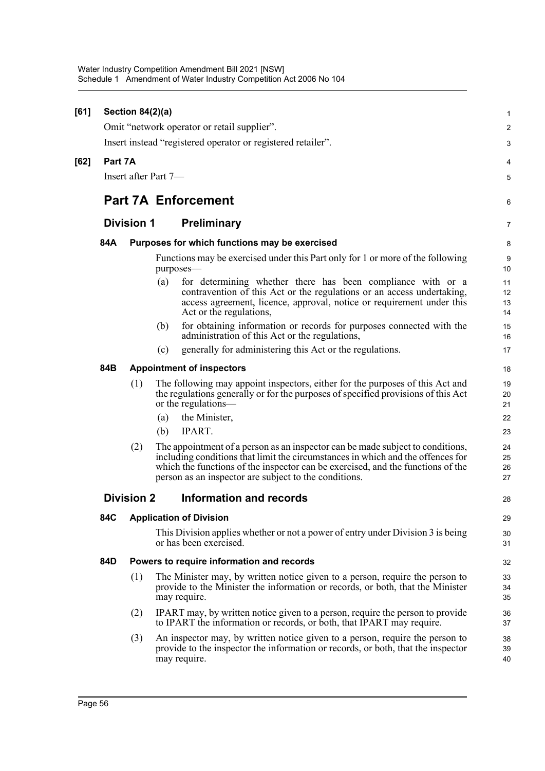**[61] Section 84(2)(a)**

Omit "network operator or retail supplier".

Insert instead "registered operator or registered retailer".

**[62] Part 7A**

Insert after Part 7—

# Part 7A Enforcement

## Division 1 Preliminary

### 84A Purposes for which functions may be exercised

Functions may be exercised under this Part only for 1 or more of the following purposes—

(a) for determining whether there has been compliance with or a contravention of this Act or the regulations or an access undertaking, access agreement, licence, approval, notice or requirement under this Act or the regulations,

(b) for obtaining information or records for purposes connected with the administration of this Act or the regulations,

(c) generally for administering this Act or the regulations.

### 84B Appointment of inspectors

(1) The following may appoint inspectors, either for the purposes of this Act and the regulations generally or for the purposes of specified provisions of this Act or the regulations—

(a) the Minister,

(b) IPART.

(2) The appointment of a person as an inspector can be made subject to conditions, including conditions that limit the circumstances in which and the offences for which the functions of the inspector can be exercised, and the functions of the person as an inspector are subject to the conditions.

## Division 2 Information and records

### 84C Application of Division

This Division applies whether or not a power of entry under Division 3 is being or has been exercised.

### 84D Powers to require information and records

(1) The Minister may, by written notice given to a person, require the person to provide to the Minister the information or records, or both, that the Minister may require.

(2) IPART may, by written notice given to a person, require the person to provide to IPART the information or records, or both, that IPART may require.

(3) An inspector may, by written notice given to a person, require the person to provide to the inspector the information or records, or both, that the inspector may require.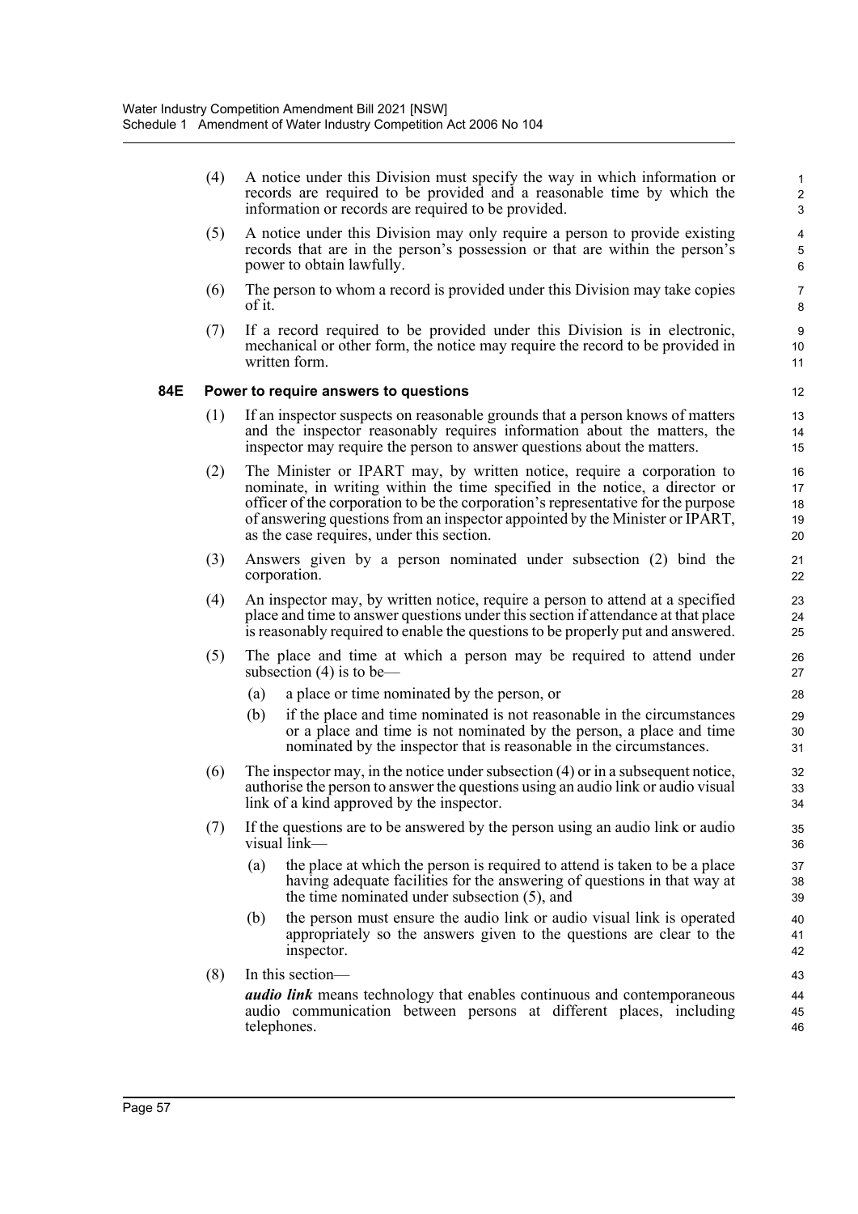(4) A notice under this Division must specify the way in which information or records are required to be provided and a reasonable time by which the information or records are required to be provided.

(5) A notice under this Division may only require a person to provide existing records that are in the person's possession or that are within the person's power to obtain lawfully.

(6) The person to whom a record is provided under this Division may take copies of it.

(7) If a record required to be provided under this Division is in electronic, mechanical or other form, the notice may require the record to be provided in written form.

### 84E Power to require answers to questions

(1) If an inspector suspects on reasonable grounds that a person knows of matters and the inspector reasonably requires information about the matters, the inspector may require the person to answer questions about the matters.

(2) The Minister or IPART may, by written notice, require a corporation to nominate, in writing within the time specified in the notice, a director or officer of the corporation to be the corporation's representative for the purpose of answering questions from an inspector appointed by the Minister or IPART, as the case requires, under this section.

(3) Answers given by a person nominated under subsection (2) bind the corporation.

(4) An inspector may, by written notice, require a person to attend at a specified place and time to answer questions under this section if attendance at that place is reasonably required to enable the questions to be properly put and answered.

(5) The place and time at which a person may be required to attend under subsection (4) is to be—

(a) a place or time nominated by the person, or

(b) if the place and time nominated is not reasonable in the circumstances or a place and time is not nominated by the person, a place and time nominated by the inspector that is reasonable in the circumstances.

(6) The inspector may, in the notice under subsection (4) or in a subsequent notice, authorise the person to answer the questions using an audio link or audio visual link of a kind approved by the inspector.

(7) If the questions are to be answered by the person using an audio link or audio visual link—

(a) the place at which the person is required to attend is taken to be a place having adequate facilities for the answering of questions in that way at the time nominated under subsection (5), and

(b) the person must ensure the audio link or audio visual link is operated appropriately so the answers given to the questions are clear to the inspector.

(8) In this section—

***audio link*** means technology that enables continuous and contemporaneous audio communication between persons at different places, including telephones.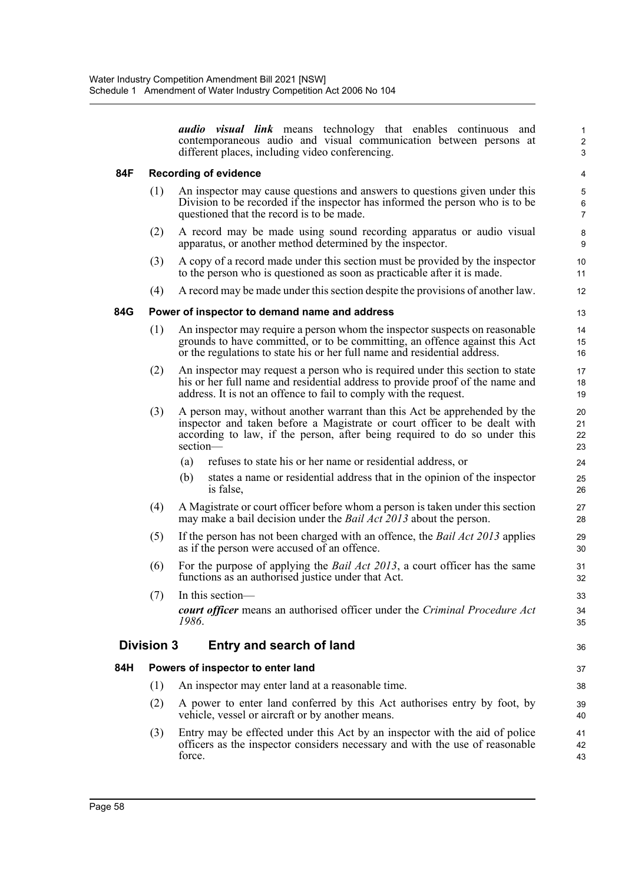***audio visual link*** means technology that enables continuous and contemporaneous audio and visual communication between persons at different places, including video conferencing.

### 84F Recording of evidence

(1) An inspector may cause questions and answers to questions given under this Division to be recorded if the inspector has informed the person who is to be questioned that the record is to be made.

(2) A record may be made using sound recording apparatus or audio visual apparatus, or another method determined by the inspector.

(3) A copy of a record made under this section must be provided by the inspector to the person who is questioned as soon as practicable after it is made.

(4) A record may be made under this section despite the provisions of another law.

### 84G Power of inspector to demand name and address

(1) An inspector may require a person whom the inspector suspects on reasonable grounds to have committed, or to be committing, an offence against this Act or the regulations to state his or her full name and residential address.

(2) An inspector may request a person who is required under this section to state his or her full name and residential address to provide proof of the name and address. It is not an offence to fail to comply with the request.

(3) A person may, without another warrant than this Act be apprehended by the inspector and taken before a Magistrate or court officer to be dealt with according to law, if the person, after being required to do so under this section—

- (a) refuses to state his or her name or residential address, or
- (b) states a name or residential address that in the opinion of the inspector is false,

(4) A Magistrate or court officer before whom a person is taken under this section may make a bail decision under the *Bail Act 2013* about the person.

(5) If the person has not been charged with an offence, the *Bail Act 2013* applies as if the person were accused of an offence.

(6) For the purpose of applying the *Bail Act 2013*, a court officer has the same functions as an authorised justice under that Act.

(7) In this section—

***court officer*** means an authorised officer under the *Criminal Procedure Act 1986*.

## Division 3 Entry and search of land

### 84H Powers of inspector to enter land

(1) An inspector may enter land at a reasonable time.

(2) A power to enter land conferred by this Act authorises entry by foot, by vehicle, vessel or aircraft or by another means.

(3) Entry may be effected under this Act by an inspector with the aid of police officers as the inspector considers necessary and with the use of reasonable force.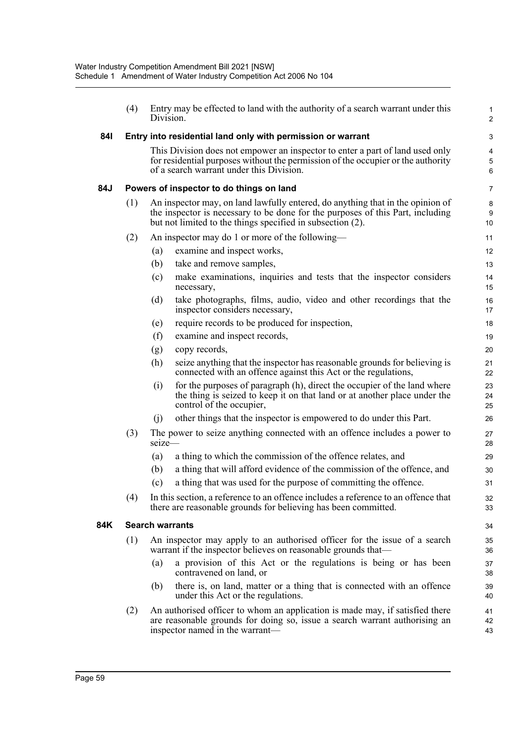(4) Entry may be effected to land with the authority of a search warrant under this Division.

**84I Entry into residential land only with permission or warrant**

This Division does not empower an inspector to enter a part of land used only for residential purposes without the permission of the occupier or the authority of a search warrant under this Division.

**84J Powers of inspector to do things on land**

(1) An inspector may, on land lawfully entered, do anything that in the opinion of the inspector is necessary to be done for the purposes of this Part, including but not limited to the things specified in subsection (2).

(2) An inspector may do 1 or more of the following—

(a) examine and inspect works,

(b) take and remove samples,

(c) make examinations, inquiries and tests that the inspector considers necessary,

(d) take photographs, films, audio, video and other recordings that the inspector considers necessary,

(e) require records to be produced for inspection,

(f) examine and inspect records,

(g) copy records,

(h) seize anything that the inspector has reasonable grounds for believing is connected with an offence against this Act or the regulations,

(i) for the purposes of paragraph (h), direct the occupier of the land where the thing is seized to keep it on that land or at another place under the control of the occupier,

(j) other things that the inspector is empowered to do under this Part.

(3) The power to seize anything connected with an offence includes a power to seize—

(a) a thing to which the commission of the offence relates, and

(b) a thing that will afford evidence of the commission of the offence, and

(c) a thing that was used for the purpose of committing the offence.

(4) In this section, a reference to an offence includes a reference to an offence that there are reasonable grounds for believing has been committed.

**84K Search warrants**

(1) An inspector may apply to an authorised officer for the issue of a search warrant if the inspector believes on reasonable grounds that—

(a) a provision of this Act or the regulations is being or has been contravened on land, or

(b) there is, on land, matter or a thing that is connected with an offence under this Act or the regulations.

(2) An authorised officer to whom an application is made may, if satisfied there are reasonable grounds for doing so, issue a search warrant authorising an inspector named in the warrant—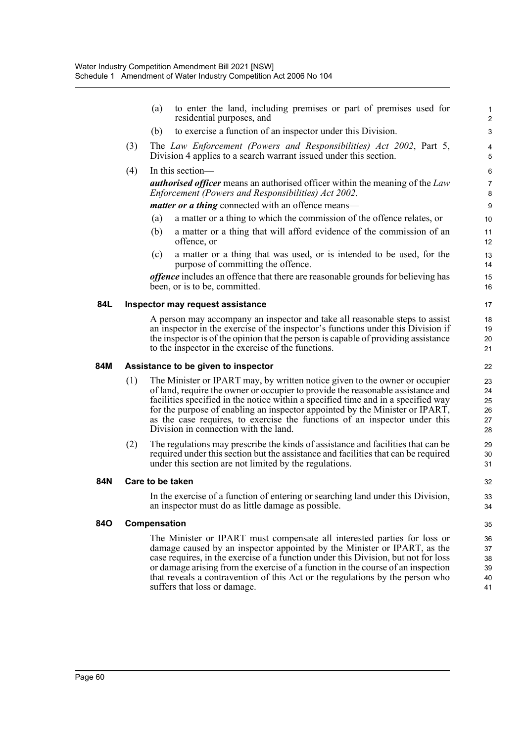(a) to enter the land, including premises or part of premises used for residential purposes, and

(b) to exercise a function of an inspector under this Division.

(3) The *Law Enforcement (Powers and Responsibilities) Act 2002*, Part 5, Division 4 applies to a search warrant issued under this section.

(4) In this section—

***authorised officer*** means an authorised officer within the meaning of the *Law Enforcement (Powers and Responsibilities) Act 2002*.

***matter or a thing*** connected with an offence means—

(a) a matter or a thing to which the commission of the offence relates, or

(b) a matter or a thing that will afford evidence of the commission of an offence, or

(c) a matter or a thing that was used, or is intended to be used, for the purpose of committing the offence.

***offence*** includes an offence that there are reasonable grounds for believing has been, or is to be, committed.

**84L Inspector may request assistance**

A person may accompany an inspector and take all reasonable steps to assist an inspector in the exercise of the inspector's functions under this Division if the inspector is of the opinion that the person is capable of providing assistance to the inspector in the exercise of the functions.

**84M Assistance to be given to inspector**

(1) The Minister or IPART may, by written notice given to the owner or occupier of land, require the owner or occupier to provide the reasonable assistance and facilities specified in the notice within a specified time and in a specified way for the purpose of enabling an inspector appointed by the Minister or IPART, as the case requires, to exercise the functions of an inspector under this Division in connection with the land.

(2) The regulations may prescribe the kinds of assistance and facilities that can be required under this section but the assistance and facilities that can be required under this section are not limited by the regulations.

**84N Care to be taken**

In the exercise of a function of entering or searching land under this Division, an inspector must do as little damage as possible.

**84O Compensation**

The Minister or IPART must compensate all interested parties for loss or damage caused by an inspector appointed by the Minister or IPART, as the case requires, in the exercise of a function under this Division, but not for loss or damage arising from the exercise of a function in the course of an inspection that reveals a contravention of this Act or the regulations by the person who suffers that loss or damage.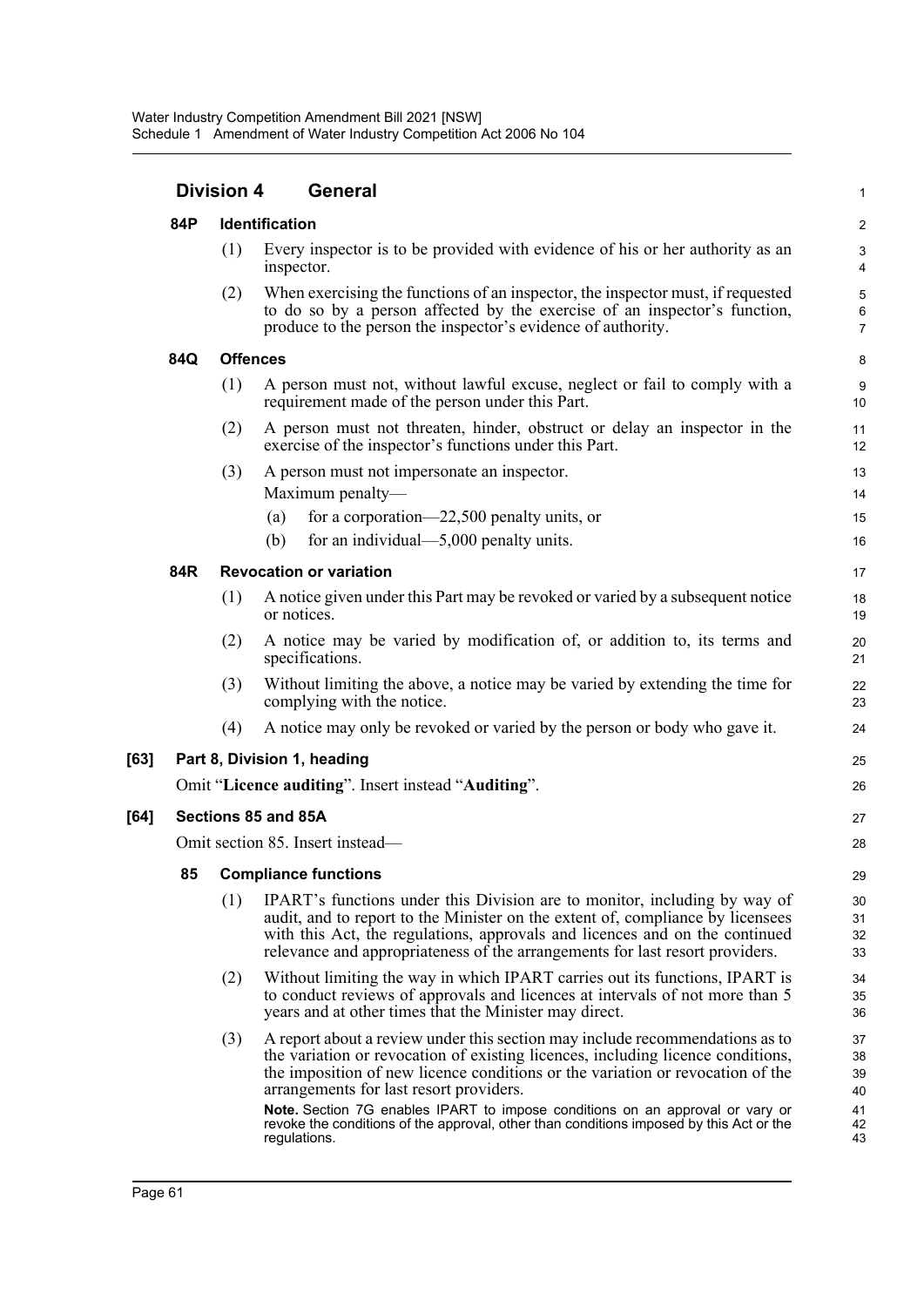## Division 4 General

### 84P Identification

(1) Every inspector is to be provided with evidence of his or her authority as an inspector.

(2) When exercising the functions of an inspector, the inspector must, if requested to do so by a person affected by the exercise of an inspector's function, produce to the person the inspector's evidence of authority.

### 84Q Offences

(1) A person must not, without lawful excuse, neglect or fail to comply with a requirement made of the person under this Part.

(2) A person must not threaten, hinder, obstruct or delay an inspector in the exercise of the inspector's functions under this Part.

(3) A person must not impersonate an inspector.

Maximum penalty—

(a) for a corporation—22,500 penalty units, or

(b) for an individual—5,000 penalty units.

### 84R Revocation or variation

(1) A notice given under this Part may be revoked or varied by a subsequent notice or notices.

(2) A notice may be varied by modification of, or addition to, its terms and specifications.

(3) Without limiting the above, a notice may be varied by extending the time for complying with the notice.

(4) A notice may only be revoked or varied by the person or body who gave it.

**[63] Part 8, Division 1, heading**

Omit "**Licence auditing**". Insert instead "**Auditing**".

**[64] Sections 85 and 85A**

Omit section 85. Insert instead—

### 85 Compliance functions

(1) IPART's functions under this Division are to monitor, including by way of audit, and to report to the Minister on the extent of, compliance by licensees with this Act, the regulations, approvals and licences and on the continued relevance and appropriateness of the arrangements for last resort providers.

(2) Without limiting the way in which IPART carries out its functions, IPART is to conduct reviews of approvals and licences at intervals of not more than 5 years and at other times that the Minister may direct.

(3) A report about a review under this section may include recommendations as to the variation or revocation of existing licences, including licence conditions, the imposition of new licence conditions or the variation or revocation of the arrangements for last resort providers.

**Note.** Section 7G enables IPART to impose conditions on an approval or vary or revoke the conditions of the approval, other than conditions imposed by this Act or the regulations.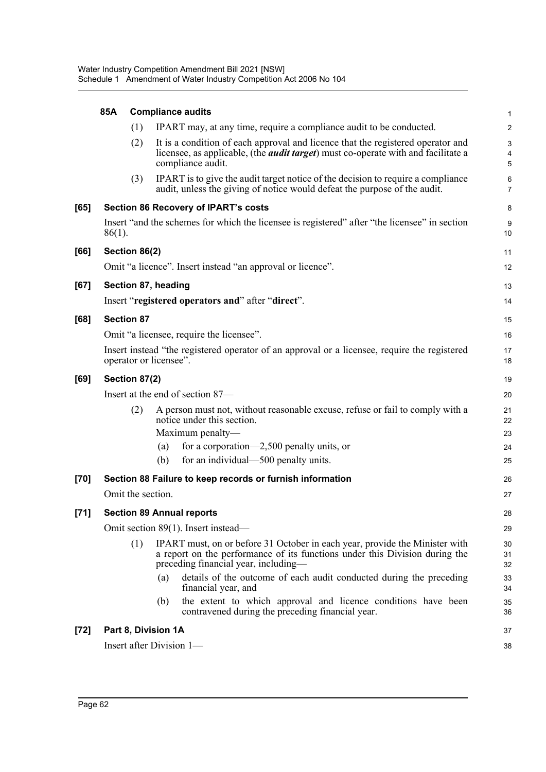**85A Compliance audits**

(1) IPART may, at any time, require a compliance audit to be conducted.

(2) It is a condition of each approval and licence that the registered operator and licensee, as applicable, (the ***audit target***) must co-operate with and facilitate a compliance audit.

(3) IPART is to give the audit target notice of the decision to require a compliance audit, unless the giving of notice would defeat the purpose of the audit.

**[65] Section 86 Recovery of IPART's costs**

Insert "and the schemes for which the licensee is registered" after "the licensee" in section 86(1).

**[66] Section 86(2)**

Omit "a licence". Insert instead "an approval or licence".

**[67] Section 87, heading**

Insert "**registered operators and**" after "**direct**".

**[68] Section 87**

Omit "a licensee, require the licensee".

Insert instead "the registered operator of an approval or a licensee, require the registered operator or licensee".

**[69] Section 87(2)**

Insert at the end of section 87—

(2) A person must not, without reasonable excuse, refuse or fail to comply with a notice under this section.

Maximum penalty—

(a) for a corporation—2,500 penalty units, or

(b) for an individual—500 penalty units.

**[70] Section 88 Failure to keep records or furnish information**

Omit the section.

**[71] Section 89 Annual reports**

Omit section 89(1). Insert instead—

(1) IPART must, on or before 31 October in each year, provide the Minister with a report on the performance of its functions under this Division during the preceding financial year, including—

(a) details of the outcome of each audit conducted during the preceding financial year, and

(b) the extent to which approval and licence conditions have been contravened during the preceding financial year.

**[72] Part 8, Division 1A**

Insert after Division 1—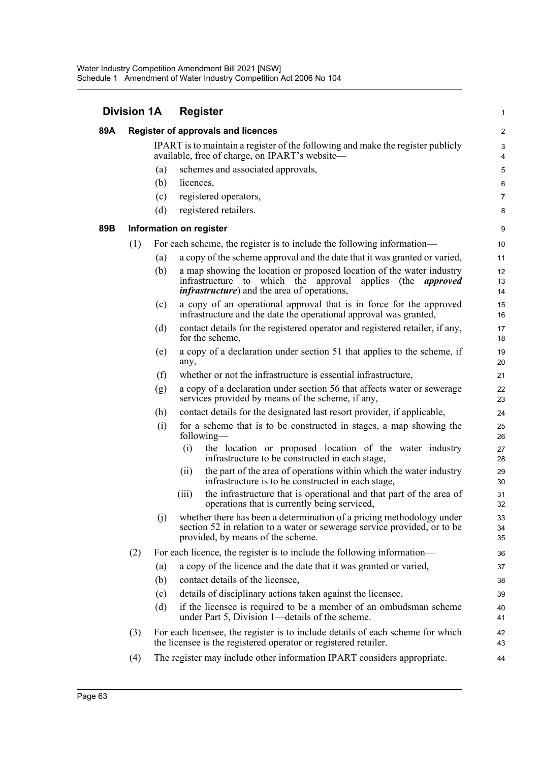## Division 1A Register

### 89A Register of approvals and licences

IPART is to maintain a register of the following and make the register publicly available, free of charge, on IPART's website—

(a) schemes and associated approvals,

(b) licences,

(c) registered operators,

(d) registered retailers.

### 89B Information on register

(1) For each scheme, the register is to include the following information—

(a) a copy of the scheme approval and the date that it was granted or varied,

(b) a map showing the location or proposed location of the water industry infrastructure to which the approval applies (the ***approved infrastructure***) and the area of operations,

(c) a copy of an operational approval that is in force for the approved infrastructure and the date the operational approval was granted,

(d) contact details for the registered operator and registered retailer, if any, for the scheme,

(e) a copy of a declaration under section 51 that applies to the scheme, if any,

(f) whether or not the infrastructure is essential infrastructure,

(g) a copy of a declaration under section 56 that affects water or sewerage services provided by means of the scheme, if any,

(h) contact details for the designated last resort provider, if applicable,

(i) for a scheme that is to be constructed in stages, a map showing the following—

(i) the location or proposed location of the water industry infrastructure to be constructed in each stage,

(ii) the part of the area of operations within which the water industry infrastructure is to be constructed in each stage,

(iii) the infrastructure that is operational and that part of the area of operations that is currently being serviced,

(j) whether there has been a determination of a pricing methodology under section 52 in relation to a water or sewerage service provided, or to be provided, by means of the scheme.

(2) For each licence, the register is to include the following information—

(a) a copy of the licence and the date that it was granted or varied,

(b) contact details of the licensee,

(c) details of disciplinary actions taken against the licensee,

(d) if the licensee is required to be a member of an ombudsman scheme under Part 5, Division 1—details of the scheme.

(3) For each licensee, the register is to include details of each scheme for which the licensee is the registered operator or registered retailer.

(4) The register may include other information IPART considers appropriate.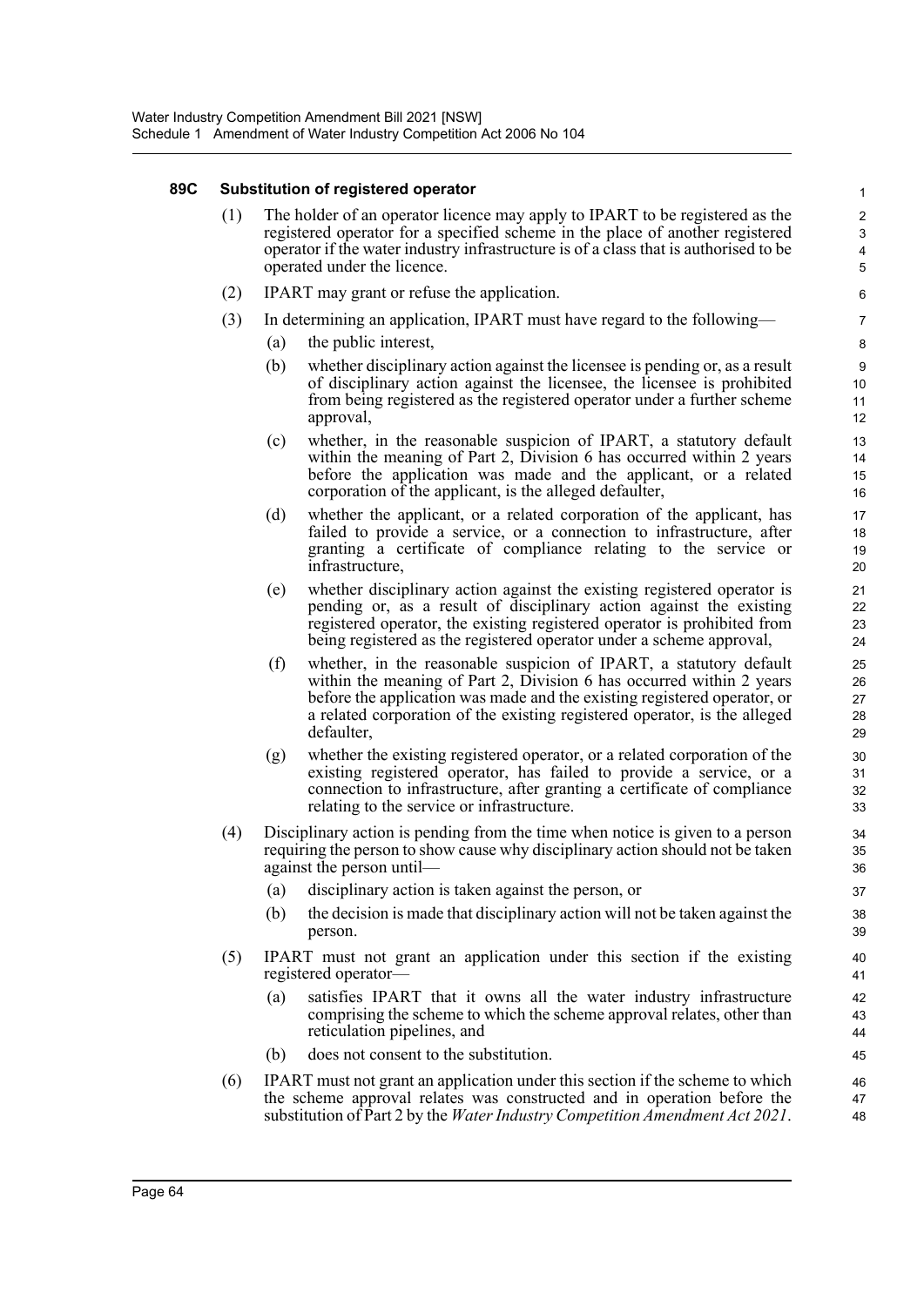### 89C Substitution of registered operator

(1) The holder of an operator licence may apply to IPART to be registered as the registered operator for a specified scheme in the place of another registered operator if the water industry infrastructure is of a class that is authorised to be operated under the licence.

(2) IPART may grant or refuse the application.

(3) In determining an application, IPART must have regard to the following—

- (a) the public interest,
- (b) whether disciplinary action against the licensee is pending or, as a result of disciplinary action against the licensee, the licensee is prohibited from being registered as the registered operator under a further scheme approval,
- (c) whether, in the reasonable suspicion of IPART, a statutory default within the meaning of Part 2, Division 6 has occurred within 2 years before the application was made and the applicant, or a related corporation of the applicant, is the alleged defaulter,
- (d) whether the applicant, or a related corporation of the applicant, has failed to provide a service, or a connection to infrastructure, after granting a certificate of compliance relating to the service or infrastructure,
- (e) whether disciplinary action against the existing registered operator is pending or, as a result of disciplinary action against the existing registered operator, the existing registered operator is prohibited from being registered as the registered operator under a scheme approval,
- (f) whether, in the reasonable suspicion of IPART, a statutory default within the meaning of Part 2, Division 6 has occurred within 2 years before the application was made and the existing registered operator, or a related corporation of the existing registered operator, is the alleged defaulter,
- (g) whether the existing registered operator, or a related corporation of the existing registered operator, has failed to provide a service, or a connection to infrastructure, after granting a certificate of compliance relating to the service or infrastructure.

(4) Disciplinary action is pending from the time when notice is given to a person requiring the person to show cause why disciplinary action should not be taken against the person until—

- (a) disciplinary action is taken against the person, or
- (b) the decision is made that disciplinary action will not be taken against the person.

(5) IPART must not grant an application under this section if the existing registered operator—

- (a) satisfies IPART that it owns all the water industry infrastructure comprising the scheme to which the scheme approval relates, other than reticulation pipelines, and
- (b) does not consent to the substitution.

(6) IPART must not grant an application under this section if the scheme to which the scheme approval relates was constructed and in operation before the substitution of Part 2 by the *Water Industry Competition Amendment Act 2021*.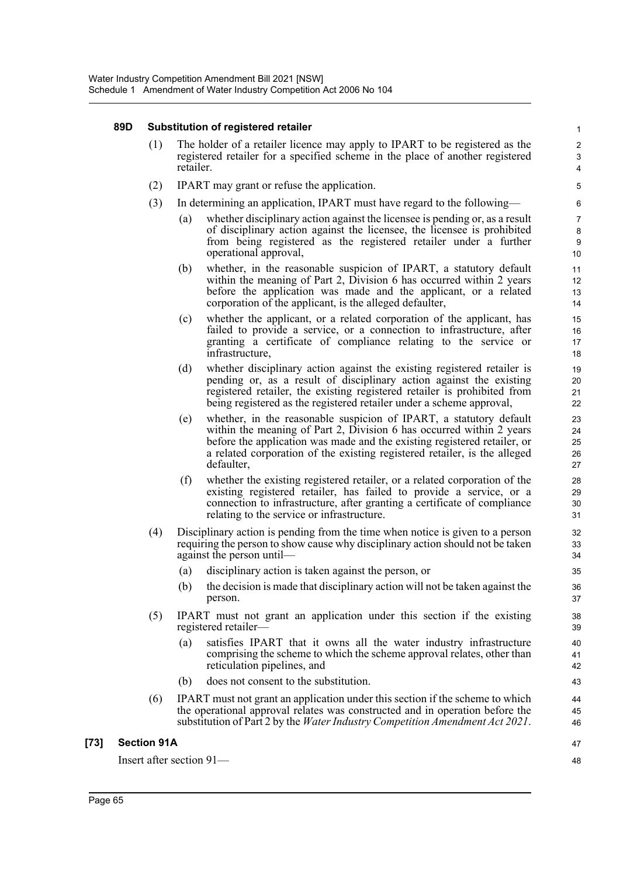#### 89D Substitution of registered retailer

(1) The holder of a retailer licence may apply to IPART to be registered as the registered retailer for a specified scheme in the place of another registered retailer.

(2) IPART may grant or refuse the application.

(3) In determining an application, IPART must have regard to the following—

(a) whether disciplinary action against the licensee is pending or, as a result of disciplinary action against the licensee, the licensee is prohibited from being registered as the registered retailer under a further operational approval,

(b) whether, in the reasonable suspicion of IPART, a statutory default within the meaning of Part 2, Division 6 has occurred within 2 years before the application was made and the applicant, or a related corporation of the applicant, is the alleged defaulter,

(c) whether the applicant, or a related corporation of the applicant, has failed to provide a service, or a connection to infrastructure, after granting a certificate of compliance relating to the service or infrastructure,

(d) whether disciplinary action against the existing registered retailer is pending or, as a result of disciplinary action against the existing registered retailer, the existing registered retailer is prohibited from being registered as the registered retailer under a scheme approval,

(e) whether, in the reasonable suspicion of IPART, a statutory default within the meaning of Part 2, Division 6 has occurred within 2 years before the application was made and the existing registered retailer, or a related corporation of the existing registered retailer, is the alleged defaulter,

(f) whether the existing registered retailer, or a related corporation of the existing registered retailer, has failed to provide a service, or a connection to infrastructure, after granting a certificate of compliance relating to the service or infrastructure.

(4) Disciplinary action is pending from the time when notice is given to a person requiring the person to show cause why disciplinary action should not be taken against the person until—

(a) disciplinary action is taken against the person, or

(b) the decision is made that disciplinary action will not be taken against the person.

(5) IPART must not grant an application under this section if the existing registered retailer—

(a) satisfies IPART that it owns all the water industry infrastructure comprising the scheme to which the scheme approval relates, other than reticulation pipelines, and

(b) does not consent to the substitution.

(6) IPART must not grant an application under this section if the scheme to which the operational approval relates was constructed and in operation before the substitution of Part 2 by the *Water Industry Competition Amendment Act 2021*.

### [73] Section 91A

Insert after section 91—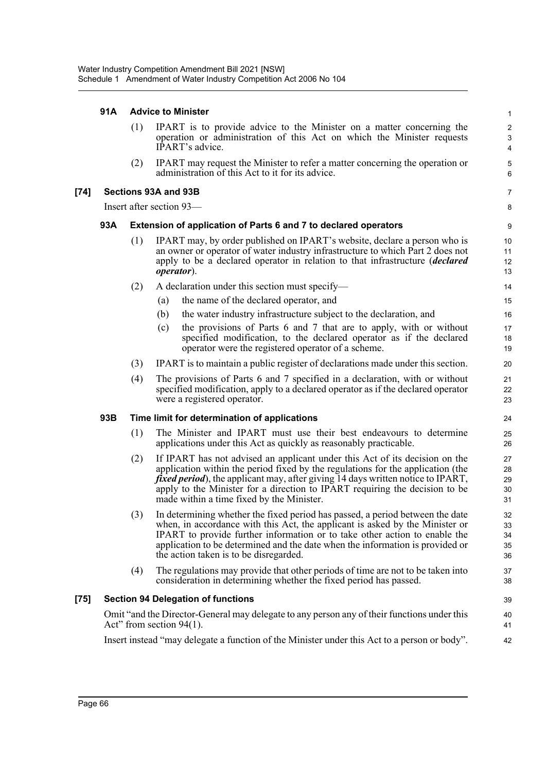#### 91A Advice to Minister

(1) IPART is to provide advice to the Minister on a matter concerning the operation or administration of this Act on which the Minister requests IPART's advice.

(2) IPART may request the Minister to refer a matter concerning the operation or administration of this Act to it for its advice.

### [74] Sections 93A and 93B

Insert after section 93—

#### 93A Extension of application of Parts 6 and 7 to declared operators

(1) IPART may, by order published on IPART's website, declare a person who is an owner or operator of water industry infrastructure to which Part 2 does not apply to be a declared operator in relation to that infrastructure (***declared operator***).

(2) A declaration under this section must specify—

- (a) the name of the declared operator, and
- (b) the water industry infrastructure subject to the declaration, and
- (c) the provisions of Parts 6 and 7 that are to apply, with or without specified modification, to the declared operator as if the declared operator were the registered operator of a scheme.

(3) IPART is to maintain a public register of declarations made under this section.

(4) The provisions of Parts 6 and 7 specified in a declaration, with or without specified modification, apply to a declared operator as if the declared operator were a registered operator.

#### 93B Time limit for determination of applications

(1) The Minister and IPART must use their best endeavours to determine applications under this Act as quickly as reasonably practicable.

(2) If IPART has not advised an applicant under this Act of its decision on the application within the period fixed by the regulations for the application (the ***fixed period***), the applicant may, after giving 14 days written notice to IPART, apply to the Minister for a direction to IPART requiring the decision to be made within a time fixed by the Minister.

(3) In determining whether the fixed period has passed, a period between the date when, in accordance with this Act, the applicant is asked by the Minister or IPART to provide further information or to take other action to enable the application to be determined and the date when the information is provided or the action taken is to be disregarded.

(4) The regulations may provide that other periods of time are not to be taken into consideration in determining whether the fixed period has passed.

### [75] Section 94 Delegation of functions

Omit "and the Director-General may delegate to any person any of their functions under this Act" from section 94(1).

Insert instead "may delegate a function of the Minister under this Act to a person or body".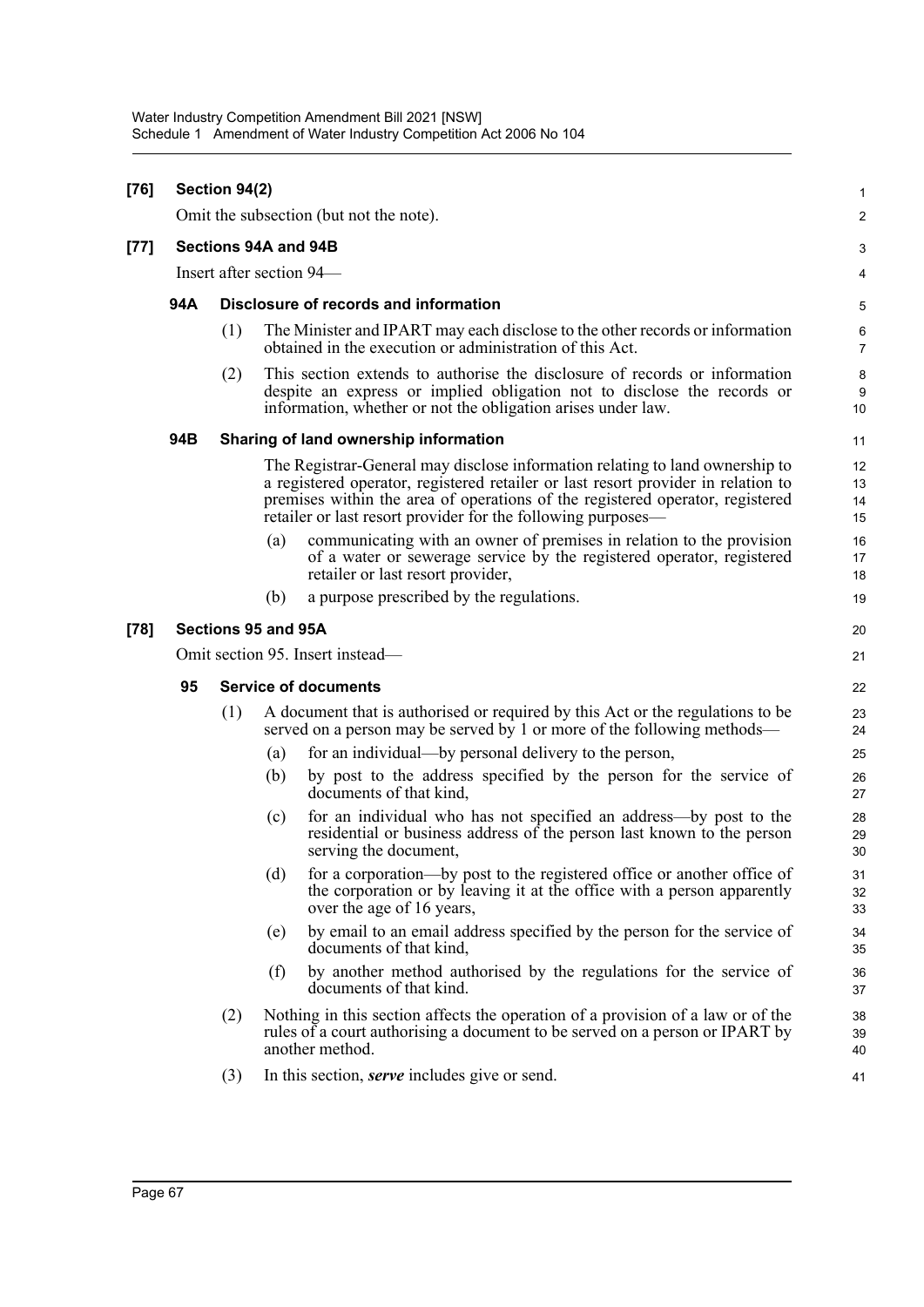**[76] Section 94(2)**

Omit the subsection (but not the note).

**[77] Sections 94A and 94B**

Insert after section 94—

**94A Disclosure of records and information**

(1) The Minister and IPART may each disclose to the other records or information obtained in the execution or administration of this Act.

(2) This section extends to authorise the disclosure of records or information despite an express or implied obligation not to disclose the records or information, whether or not the obligation arises under law.

**94B Sharing of land ownership information**

The Registrar-General may disclose information relating to land ownership to a registered operator, registered retailer or last resort provider in relation to premises within the area of operations of the registered operator, registered retailer or last resort provider for the following purposes—

(a) communicating with an owner of premises in relation to the provision of a water or sewerage service by the registered operator, registered retailer or last resort provider,

(b) a purpose prescribed by the regulations.

**[78] Sections 95 and 95A**

Omit section 95. Insert instead—

**95 Service of documents**

(1) A document that is authorised or required by this Act or the regulations to be served on a person may be served by 1 or more of the following methods—

(a) for an individual—by personal delivery to the person,

(b) by post to the address specified by the person for the service of documents of that kind,

(c) for an individual who has not specified an address—by post to the residential or business address of the person last known to the person serving the document,

(d) for a corporation—by post to the registered office or another office of the corporation or by leaving it at the office with a person apparently over the age of 16 years,

(e) by email to an email address specified by the person for the service of documents of that kind,

(f) by another method authorised by the regulations for the service of documents of that kind.

(2) Nothing in this section affects the operation of a provision of a law or of the rules of a court authorising a document to be served on a person or IPART by another method.

(3) In this section, ***serve*** includes give or send.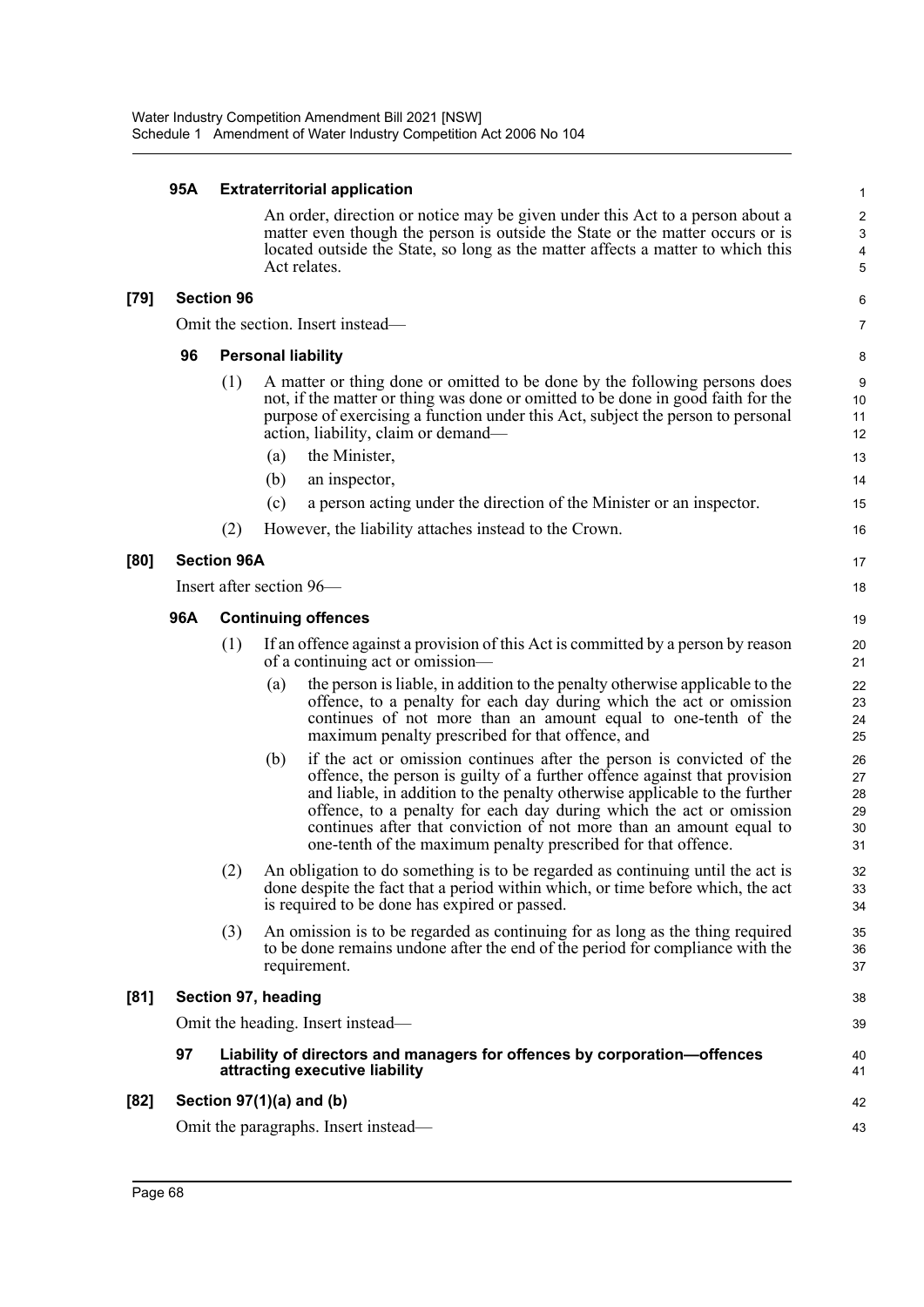**95A Extraterritorial application**

An order, direction or notice may be given under this Act to a person about a matter even though the person is outside the State or the matter occurs or is located outside the State, so long as the matter affects a matter to which this Act relates.

**[79] Section 96**

Omit the section. Insert instead—

**96 Personal liability**

(1) A matter or thing done or omitted to be done by the following persons does not, if the matter or thing was done or omitted to be done in good faith for the purpose of exercising a function under this Act, subject the person to personal action, liability, claim or demand—

(a) the Minister,

(b) an inspector,

(c) a person acting under the direction of the Minister or an inspector.

(2) However, the liability attaches instead to the Crown.

**[80] Section 96A**

Insert after section 96—

**96A Continuing offences**

(1) If an offence against a provision of this Act is committed by a person by reason of a continuing act or omission—

(a) the person is liable, in addition to the penalty otherwise applicable to the offence, to a penalty for each day during which the act or omission continues of not more than an amount equal to one-tenth of the maximum penalty prescribed for that offence, and

(b) if the act or omission continues after the person is convicted of the offence, the person is guilty of a further offence against that provision and liable, in addition to the penalty otherwise applicable to the further offence, to a penalty for each day during which the act or omission continues after that conviction of not more than an amount equal to one-tenth of the maximum penalty prescribed for that offence.

(2) An obligation to do something is to be regarded as continuing until the act is done despite the fact that a period within which, or time before which, the act is required to be done has expired or passed.

(3) An omission is to be regarded as continuing for as long as the thing required to be done remains undone after the end of the period for compliance with the requirement.

**[81] Section 97, heading**

Omit the heading. Insert instead—

**97 Liability of directors and managers for offences by corporation—offences attracting executive liability**

**[82] Section 97(1)(a) and (b)**

Omit the paragraphs. Insert instead—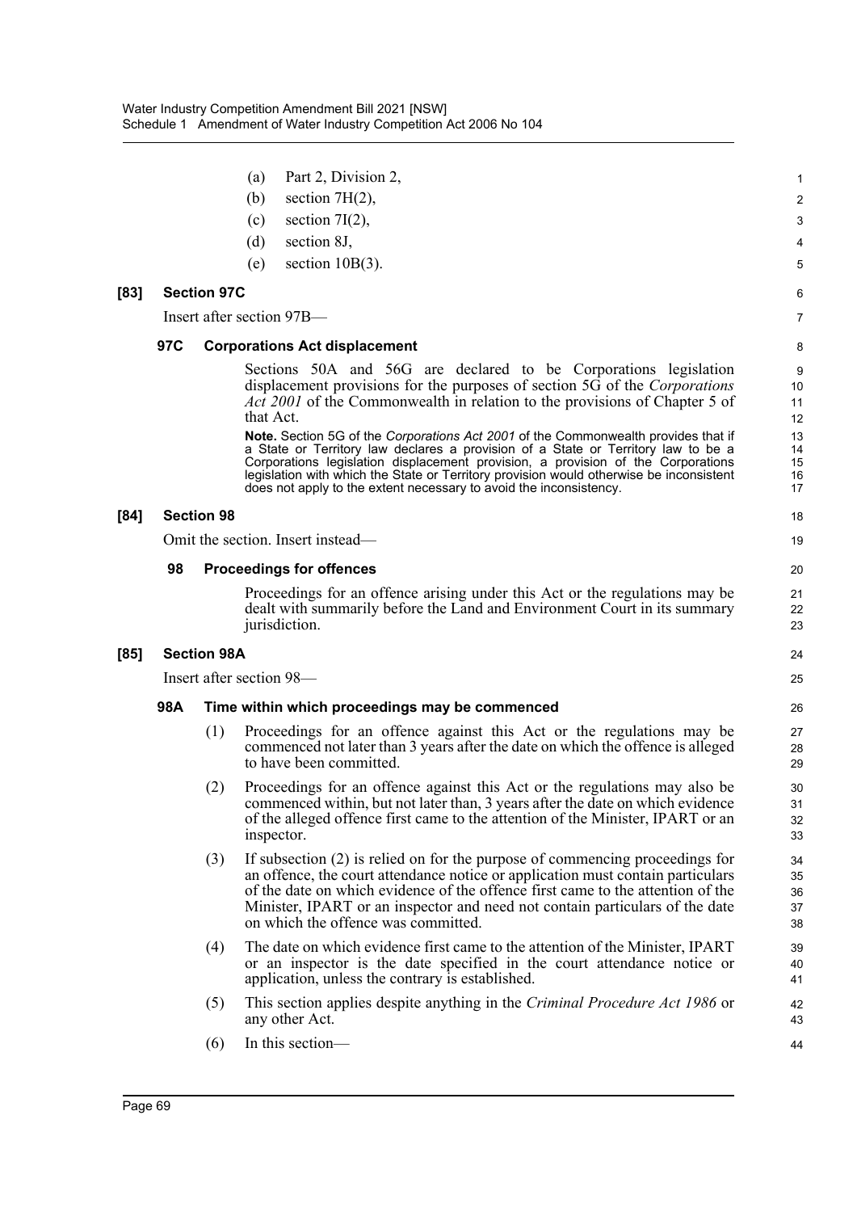(a) Part 2, Division 2,

(b) section 7H(2),

(c) section 7I(2),

(d) section 8J,

(e) section 10B(3).

**[83] Section 97C**

Insert after section 97B—

**97C Corporations Act displacement**

Sections 50A and 56G are declared to be Corporations legislation displacement provisions for the purposes of section 5G of the *Corporations Act 2001* of the Commonwealth in relation to the provisions of Chapter 5 of that Act.

**Note.** Section 5G of the *Corporations Act 2001* of the Commonwealth provides that if a State or Territory law declares a provision of a State or Territory law to be a Corporations legislation displacement provision, a provision of the Corporations legislation with which the State or Territory provision would otherwise be inconsistent does not apply to the extent necessary to avoid the inconsistency.

**[84] Section 98**

Omit the section. Insert instead—

**98 Proceedings for offences**

Proceedings for an offence arising under this Act or the regulations may be dealt with summarily before the Land and Environment Court in its summary jurisdiction.

**[85] Section 98A**

Insert after section 98—

**98A Time within which proceedings may be commenced**

(1) Proceedings for an offence against this Act or the regulations may be commenced not later than 3 years after the date on which the offence is alleged to have been committed.

(2) Proceedings for an offence against this Act or the regulations may also be commenced within, but not later than, 3 years after the date on which evidence of the alleged offence first came to the attention of the Minister, IPART or an inspector.

(3) If subsection (2) is relied on for the purpose of commencing proceedings for an offence, the court attendance notice or application must contain particulars of the date on which evidence of the offence first came to the attention of the Minister, IPART or an inspector and need not contain particulars of the date on which the offence was committed.

(4) The date on which evidence first came to the attention of the Minister, IPART or an inspector is the date specified in the court attendance notice or application, unless the contrary is established.

(5) This section applies despite anything in the *Criminal Procedure Act 1986* or any other Act.

(6) In this section—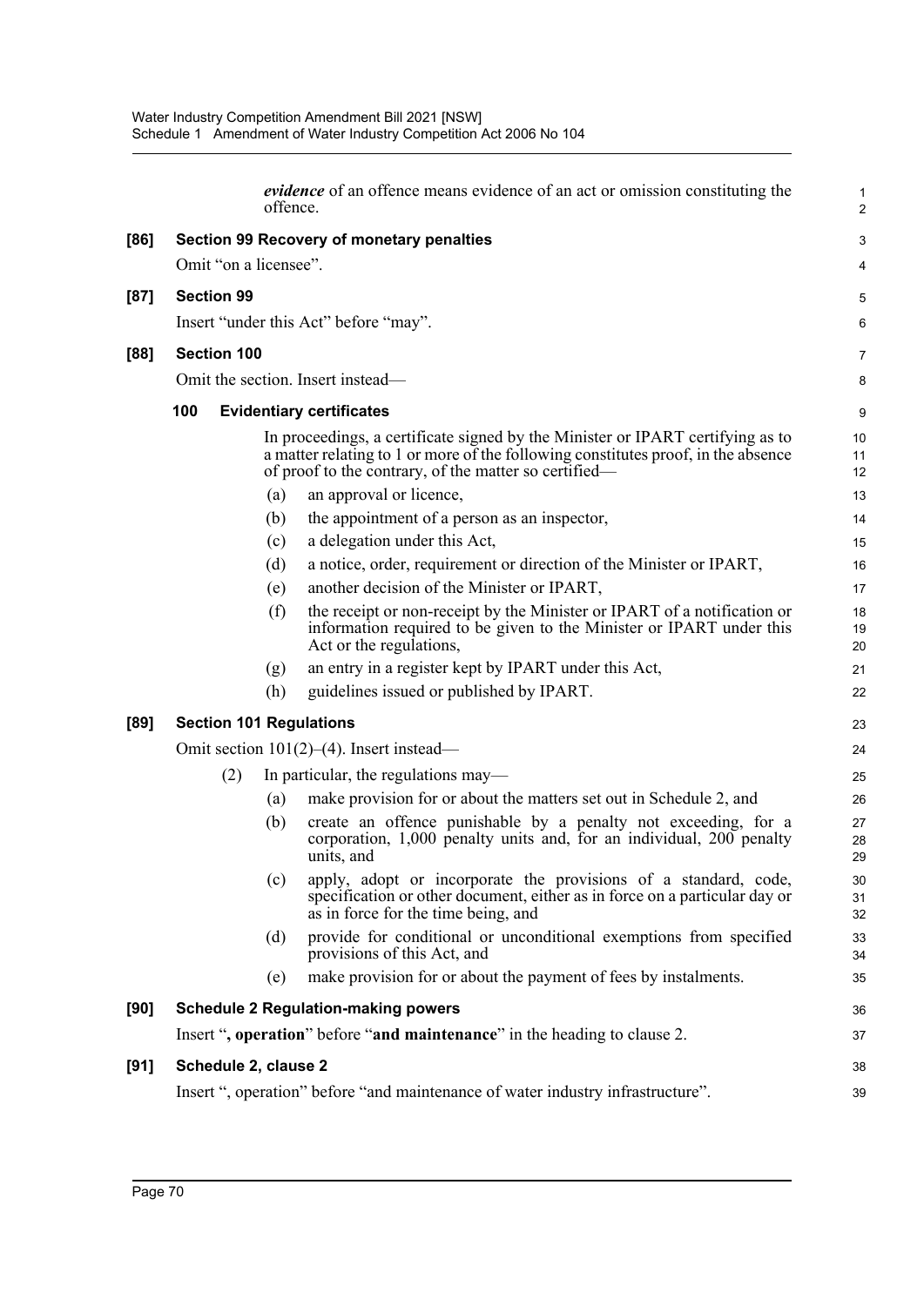***evidence*** of an offence means evidence of an act or omission constituting the offence.

**[86] Section 99 Recovery of monetary penalties**

Omit "on a licensee".

**[87] Section 99**

Insert "under this Act" before "may".

**[88] Section 100**

Omit the section. Insert instead—

**100 Evidentiary certificates**

In proceedings, a certificate signed by the Minister or IPART certifying as to a matter relating to 1 or more of the following constitutes proof, in the absence of proof to the contrary, of the matter so certified—

(a) an approval or licence,

(b) the appointment of a person as an inspector,

(c) a delegation under this Act,

(d) a notice, order, requirement or direction of the Minister or IPART,

(e) another decision of the Minister or IPART,

(f) the receipt or non-receipt by the Minister or IPART of a notification or information required to be given to the Minister or IPART under this Act or the regulations,

(g) an entry in a register kept by IPART under this Act,

(h) guidelines issued or published by IPART.

**[89] Section 101 Regulations**

Omit section 101(2)–(4). Insert instead—

(2) In particular, the regulations may—

(a) make provision for or about the matters set out in Schedule 2, and

(b) create an offence punishable by a penalty not exceeding, for a corporation, 1,000 penalty units and, for an individual, 200 penalty units, and

(c) apply, adopt or incorporate the provisions of a standard, code, specification or other document, either as in force on a particular day or as in force for the time being, and

(d) provide for conditional or unconditional exemptions from specified provisions of this Act, and

(e) make provision for or about the payment of fees by instalments.

**[90] Schedule 2 Regulation-making powers**

Insert "**, operation**" before "**and maintenance**" in the heading to clause 2.

**[91] Schedule 2, clause 2**

Insert ", operation" before "and maintenance of water industry infrastructure".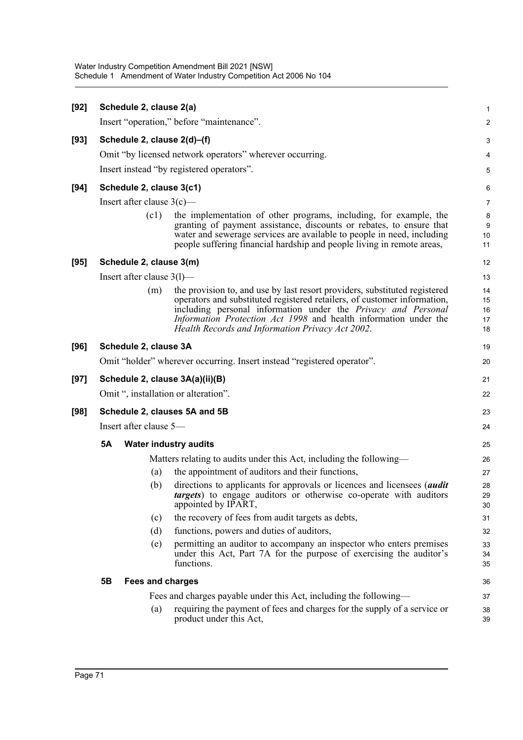**[92] Schedule 2, clause 2(a)**

Insert "operation," before "maintenance".

**[93] Schedule 2, clause 2(d)–(f)**

Omit "by licensed network operators" wherever occurring.

Insert instead "by registered operators".

**[94] Schedule 2, clause 3(c1)**

Insert after clause 3(c)—

(c1) the implementation of other programs, including, for example, the granting of payment assistance, discounts or rebates, to ensure that water and sewerage services are available to people in need, including people suffering financial hardship and people living in remote areas,

**[95] Schedule 2, clause 3(m)**

Insert after clause 3(l)—

(m) the provision to, and use by last resort providers, substituted registered operators and substituted registered retailers, of customer information, including personal information under the *Privacy and Personal Information Protection Act 1998* and health information under the *Health Records and Information Privacy Act 2002*.

**[96] Schedule 2, clause 3A**

Omit "holder" wherever occurring. Insert instead "registered operator".

**[97] Schedule 2, clause 3A(a)(ii)(B)**

Omit ", installation or alteration".

**[98] Schedule 2, clauses 5A and 5B**

Insert after clause 5—

**5A Water industry audits**

Matters relating to audits under this Act, including the following—

(a) the appointment of auditors and their functions,

(b) directions to applicants for approvals or licences and licensees (***audit targets***) to engage auditors or otherwise co-operate with auditors appointed by IPART,

(c) the recovery of fees from audit targets as debts,

(d) functions, powers and duties of auditors,

(e) permitting an auditor to accompany an inspector who enters premises under this Act, Part 7A for the purpose of exercising the auditor's functions.

**5B Fees and charges**

Fees and charges payable under this Act, including the following—

(a) requiring the payment of fees and charges for the supply of a service or product under this Act,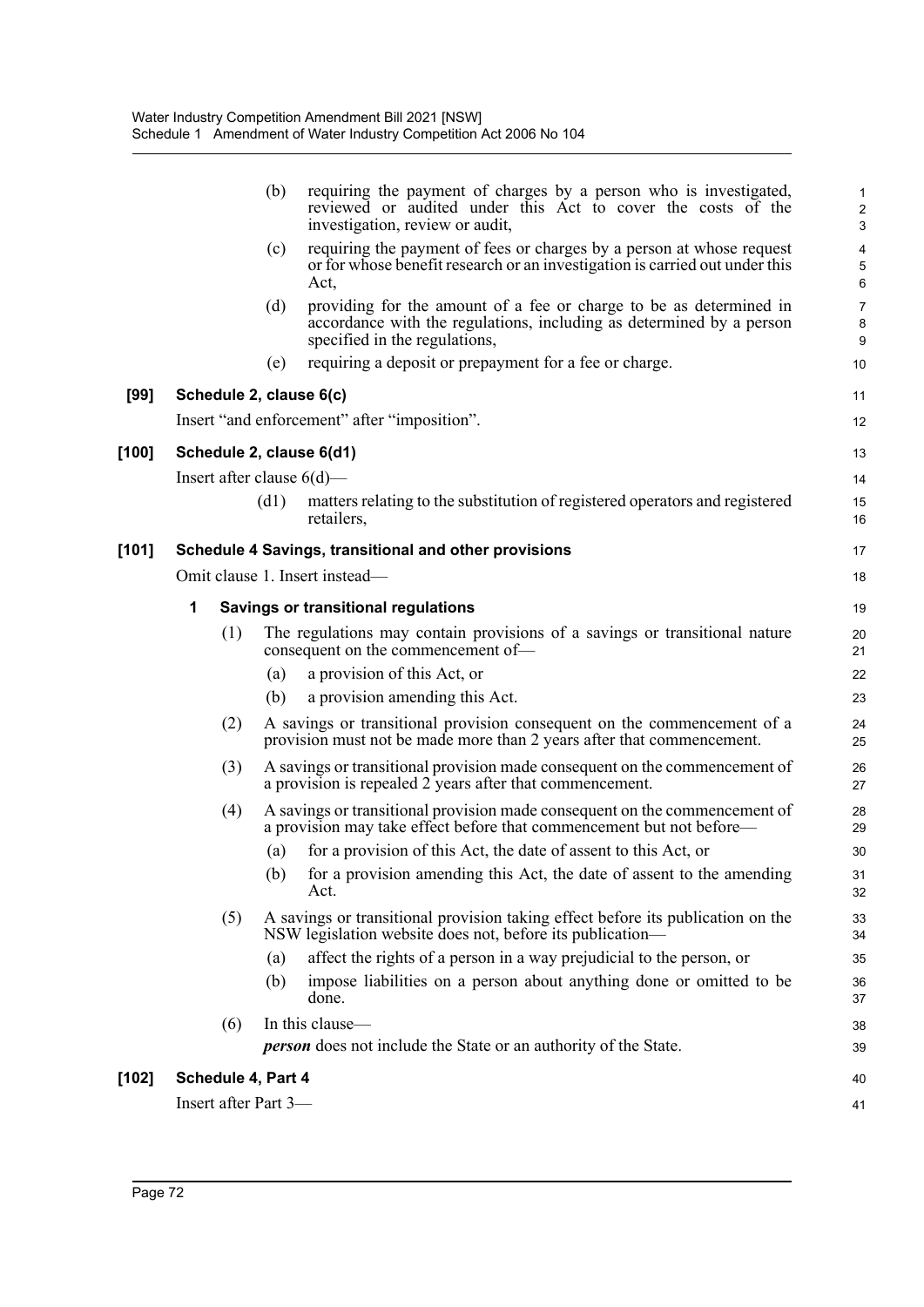(b) requiring the payment of charges by a person who is investigated, reviewed or audited under this Act to cover the costs of the investigation, review or audit,

(c) requiring the payment of fees or charges by a person at whose request or for whose benefit research or an investigation is carried out under this Act,

(d) providing for the amount of a fee or charge to be as determined in accordance with the regulations, including as determined by a person specified in the regulations,

(e) requiring a deposit or prepayment for a fee or charge.

**[99] Schedule 2, clause 6(c)**

Insert "and enforcement" after "imposition".

**[100] Schedule 2, clause 6(d1)**

Insert after clause 6(d)—

(d1) matters relating to the substitution of registered operators and registered retailers,

**[101] Schedule 4 Savings, transitional and other provisions**

Omit clause 1. Insert instead—

**1 Savings or transitional regulations**

(1) The regulations may contain provisions of a savings or transitional nature consequent on the commencement of—

(a) a provision of this Act, or

(b) a provision amending this Act.

(2) A savings or transitional provision consequent on the commencement of a provision must not be made more than 2 years after that commencement.

(3) A savings or transitional provision made consequent on the commencement of a provision is repealed 2 years after that commencement.

(4) A savings or transitional provision made consequent on the commencement of a provision may take effect before that commencement but not before—

(a) for a provision of this Act, the date of assent to this Act, or

(b) for a provision amending this Act, the date of assent to the amending Act.

(5) A savings or transitional provision taking effect before its publication on the NSW legislation website does not, before its publication—

(a) affect the rights of a person in a way prejudicial to the person, or

(b) impose liabilities on a person about anything done or omitted to be done.

(6) In this clause—

***person*** does not include the State or an authority of the State.

**[102] Schedule 4, Part 4**

Insert after Part 3—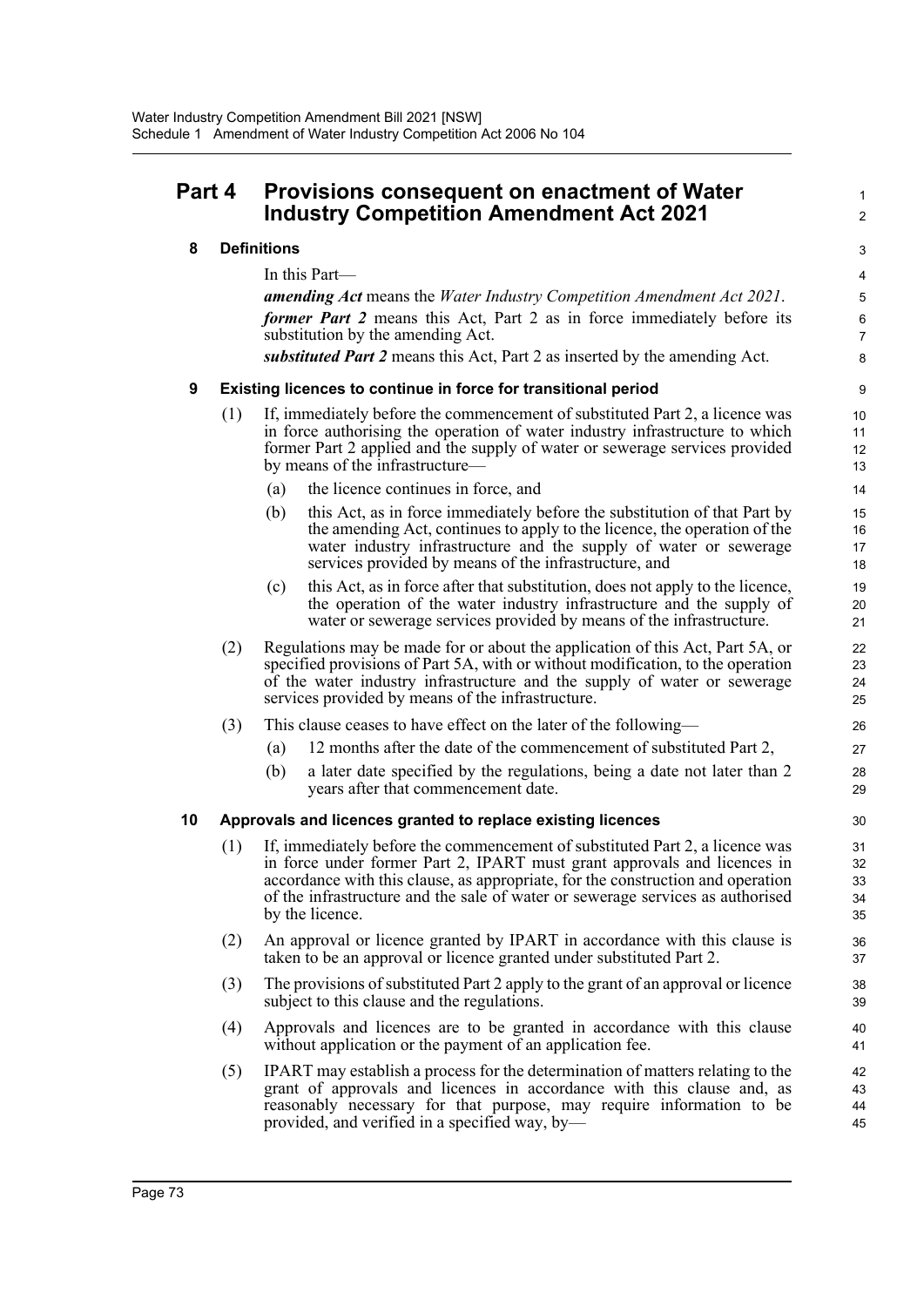## Part 4 Provisions consequent on enactment of Water Industry Competition Amendment Act 2021

### 8 Definitions

In this Part—

***amending Act*** means the *Water Industry Competition Amendment Act 2021*.

***former Part 2*** means this Act, Part 2 as in force immediately before its substitution by the amending Act.

***substituted Part 2*** means this Act, Part 2 as inserted by the amending Act.

### 9 Existing licences to continue in force for transitional period

(1) If, immediately before the commencement of substituted Part 2, a licence was in force authorising the operation of water industry infrastructure to which former Part 2 applied and the supply of water or sewerage services provided by means of the infrastructure—

(a) the licence continues in force, and

(b) this Act, as in force immediately before the substitution of that Part by the amending Act, continues to apply to the licence, the operation of the water industry infrastructure and the supply of water or sewerage services provided by means of the infrastructure, and

(c) this Act, as in force after that substitution, does not apply to the licence, the operation of the water industry infrastructure and the supply of water or sewerage services provided by means of the infrastructure.

(2) Regulations may be made for or about the application of this Act, Part 5A, or specified provisions of Part 5A, with or without modification, to the operation of the water industry infrastructure and the supply of water or sewerage services provided by means of the infrastructure.

(3) This clause ceases to have effect on the later of the following—

(a) 12 months after the date of the commencement of substituted Part 2,

(b) a later date specified by the regulations, being a date not later than 2 years after that commencement date.

### 10 Approvals and licences granted to replace existing licences

(1) If, immediately before the commencement of substituted Part 2, a licence was in force under former Part 2, IPART must grant approvals and licences in accordance with this clause, as appropriate, for the construction and operation of the infrastructure and the sale of water or sewerage services as authorised by the licence.

(2) An approval or licence granted by IPART in accordance with this clause is taken to be an approval or licence granted under substituted Part 2.

(3) The provisions of substituted Part 2 apply to the grant of an approval or licence subject to this clause and the regulations.

(4) Approvals and licences are to be granted in accordance with this clause without application or the payment of an application fee.

(5) IPART may establish a process for the determination of matters relating to the grant of approvals and licences in accordance with this clause and, as reasonably necessary for that purpose, may require information to be provided, and verified in a specified way, by—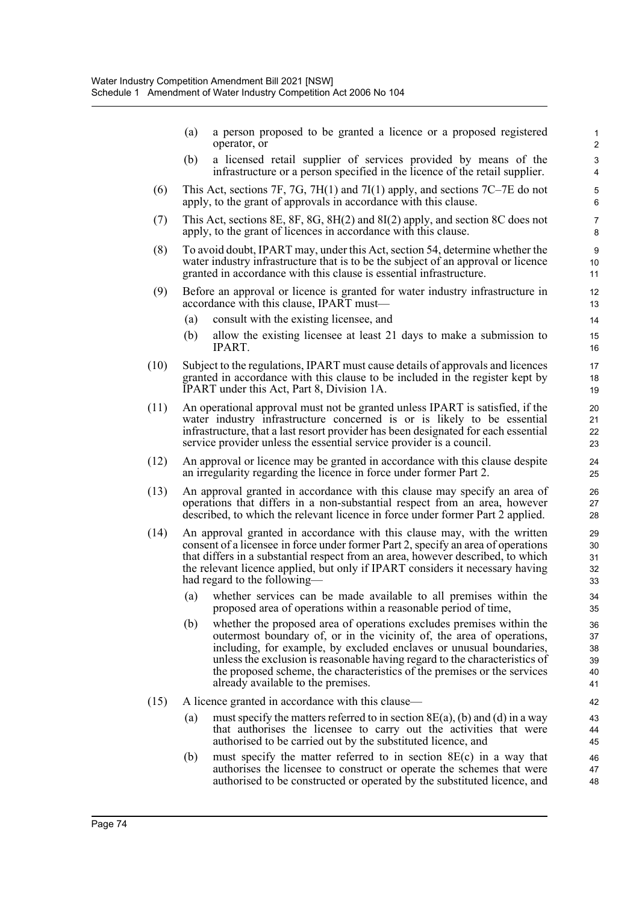(a) a person proposed to be granted a licence or a proposed registered operator, or

(b) a licensed retail supplier of services provided by means of the infrastructure or a person specified in the licence of the retail supplier.

(6) This Act, sections 7F, 7G, 7H(1) and 7I(1) apply, and sections 7C–7E do not apply, to the grant of approvals in accordance with this clause.

(7) This Act, sections 8E, 8F, 8G, 8H(2) and 8I(2) apply, and section 8C does not apply, to the grant of licences in accordance with this clause.

(8) To avoid doubt, IPART may, under this Act, section 54, determine whether the water industry infrastructure that is to be the subject of an approval or licence granted in accordance with this clause is essential infrastructure.

(9) Before an approval or licence is granted for water industry infrastructure in accordance with this clause, IPART must—

(a) consult with the existing licensee, and

(b) allow the existing licensee at least 21 days to make a submission to IPART.

(10) Subject to the regulations, IPART must cause details of approvals and licences granted in accordance with this clause to be included in the register kept by IPART under this Act, Part 8, Division 1A.

(11) An operational approval must not be granted unless IPART is satisfied, if the water industry infrastructure concerned is or is likely to be essential infrastructure, that a last resort provider has been designated for each essential service provider unless the essential service provider is a council.

(12) An approval or licence may be granted in accordance with this clause despite an irregularity regarding the licence in force under former Part 2.

(13) An approval granted in accordance with this clause may specify an area of operations that differs in a non-substantial respect from an area, however described, to which the relevant licence in force under former Part 2 applied.

(14) An approval granted in accordance with this clause may, with the written consent of a licensee in force under former Part 2, specify an area of operations that differs in a substantial respect from an area, however described, to which the relevant licence applied, but only if IPART considers it necessary having had regard to the following—

(a) whether services can be made available to all premises within the proposed area of operations within a reasonable period of time,

(b) whether the proposed area of operations excludes premises within the outermost boundary of, or in the vicinity of, the area of operations, including, for example, by excluded enclaves or unusual boundaries, unless the exclusion is reasonable having regard to the characteristics of the proposed scheme, the characteristics of the premises or the services already available to the premises.

(15) A licence granted in accordance with this clause—

(a) must specify the matters referred to in section 8E(a), (b) and (d) in a way that authorises the licensee to carry out the activities that were authorised to be carried out by the substituted licence, and

(b) must specify the matter referred to in section 8E(c) in a way that authorises the licensee to construct or operate the schemes that were authorised to be constructed or operated by the substituted licence, and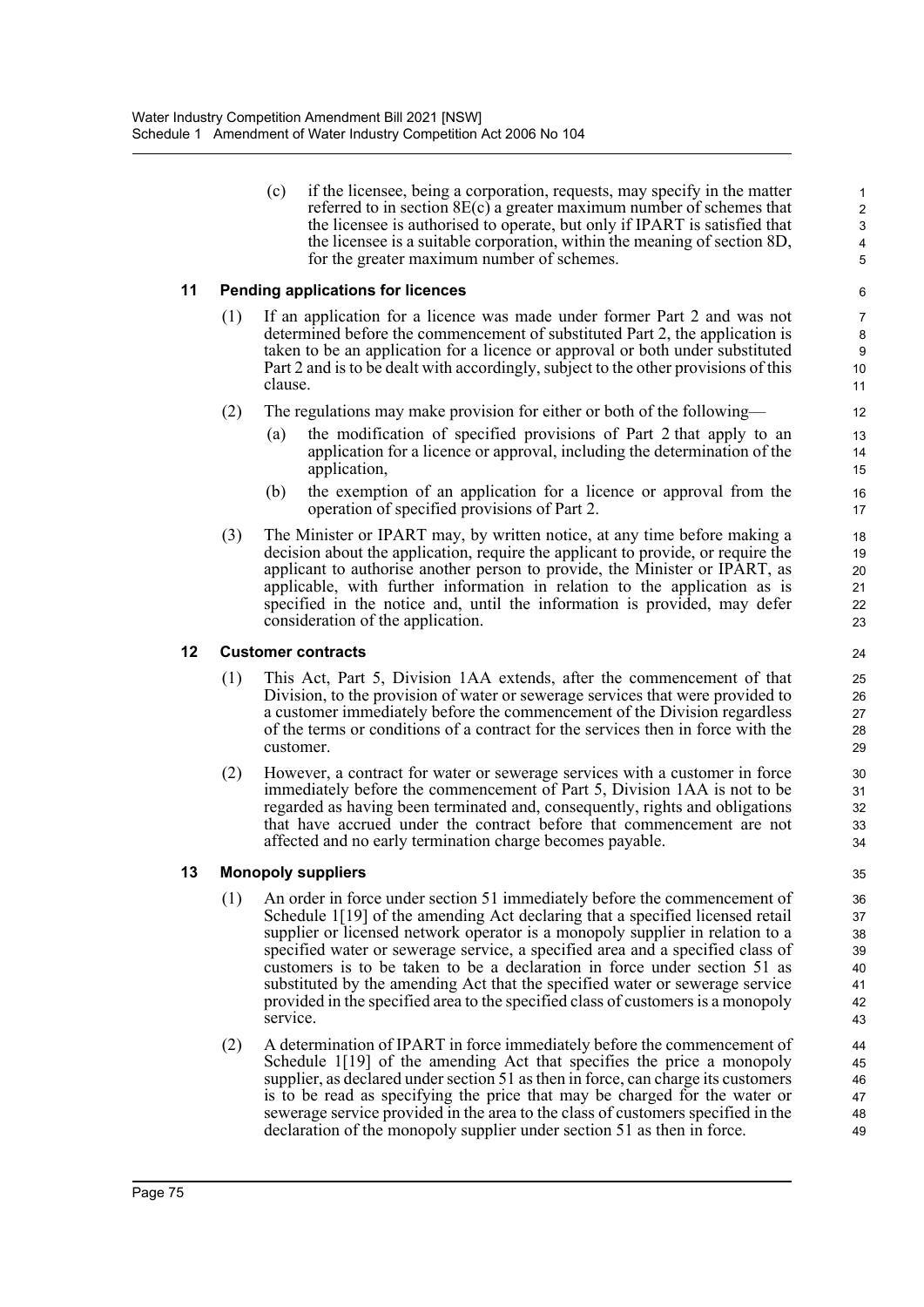(c) if the licensee, being a corporation, requests, may specify in the matter referred to in section 8E(c) a greater maximum number of schemes that the licensee is authorised to operate, but only if IPART is satisfied that the licensee is a suitable corporation, within the meaning of section 8D, for the greater maximum number of schemes.

### 11 Pending applications for licences

(1) If an application for a licence was made under former Part 2 and was not determined before the commencement of substituted Part 2, the application is taken to be an application for a licence or approval or both under substituted Part 2 and is to be dealt with accordingly, subject to the other provisions of this clause.

(2) The regulations may make provision for either or both of the following—

(a) the modification of specified provisions of Part 2 that apply to an application for a licence or approval, including the determination of the application,

(b) the exemption of an application for a licence or approval from the operation of specified provisions of Part 2.

(3) The Minister or IPART may, by written notice, at any time before making a decision about the application, require the applicant to provide, or require the applicant to authorise another person to provide, the Minister or IPART, as applicable, with further information in relation to the application as is specified in the notice and, until the information is provided, may defer consideration of the application.

### 12 Customer contracts

(1) This Act, Part 5, Division 1AA extends, after the commencement of that Division, to the provision of water or sewerage services that were provided to a customer immediately before the commencement of the Division regardless of the terms or conditions of a contract for the services then in force with the customer.

(2) However, a contract for water or sewerage services with a customer in force immediately before the commencement of Part 5, Division 1AA is not to be regarded as having been terminated and, consequently, rights and obligations that have accrued under the contract before that commencement are not affected and no early termination charge becomes payable.

### 13 Monopoly suppliers

(1) An order in force under section 51 immediately before the commencement of Schedule 1[19] of the amending Act declaring that a specified licensed retail supplier or licensed network operator is a monopoly supplier in relation to a specified water or sewerage service, a specified area and a specified class of customers is to be taken to be a declaration in force under section 51 as substituted by the amending Act that the specified water or sewerage service provided in the specified area to the specified class of customers is a monopoly service.

(2) A determination of IPART in force immediately before the commencement of Schedule 1[19] of the amending Act that specifies the price a monopoly supplier, as declared under section 51 as then in force, can charge its customers is to be read as specifying the price that may be charged for the water or sewerage service provided in the area to the class of customers specified in the declaration of the monopoly supplier under section 51 as then in force.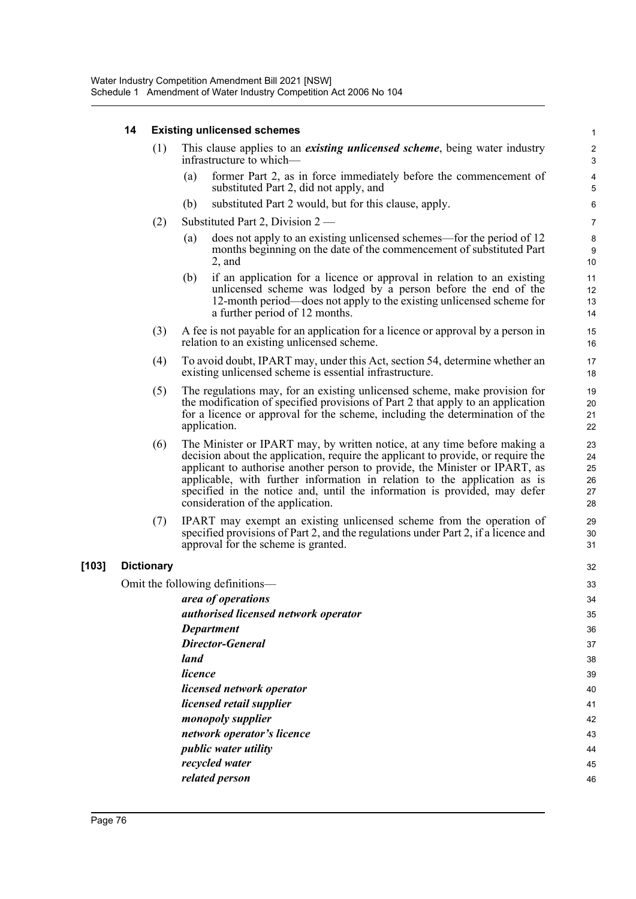**14 Existing unlicensed schemes**

(1) This clause applies to an ***existing unlicensed scheme***, being water industry infrastructure to which—

(a) former Part 2, as in force immediately before the commencement of substituted Part 2, did not apply, and

(b) substituted Part 2 would, but for this clause, apply.

(2) Substituted Part 2, Division 2 —

(a) does not apply to an existing unlicensed schemes—for the period of 12 months beginning on the date of the commencement of substituted Part 2, and

(b) if an application for a licence or approval in relation to an existing unlicensed scheme was lodged by a person before the end of the 12-month period—does not apply to the existing unlicensed scheme for a further period of 12 months.

(3) A fee is not payable for an application for a licence or approval by a person in relation to an existing unlicensed scheme.

(4) To avoid doubt, IPART may, under this Act, section 54, determine whether an existing unlicensed scheme is essential infrastructure.

(5) The regulations may, for an existing unlicensed scheme, make provision for the modification of specified provisions of Part 2 that apply to an application for a licence or approval for the scheme, including the determination of the application.

(6) The Minister or IPART may, by written notice, at any time before making a decision about the application, require the applicant to provide, or require the applicant to authorise another person to provide, the Minister or IPART, as applicable, with further information in relation to the application as is specified in the notice and, until the information is provided, may defer consideration of the application.

(7) IPART may exempt an existing unlicensed scheme from the operation of specified provisions of Part 2, and the regulations under Part 2, if a licence and approval for the scheme is granted.

**[103] Dictionary**

Omit the following definitions—

***area of operations***

***authorised licensed network operator***

***Department***

***Director-General***

***land***

***licence***

***licensed network operator***

***licensed retail supplier***

***monopoly supplier***

***network operator's licence***

***public water utility***

***recycled water***

***related person***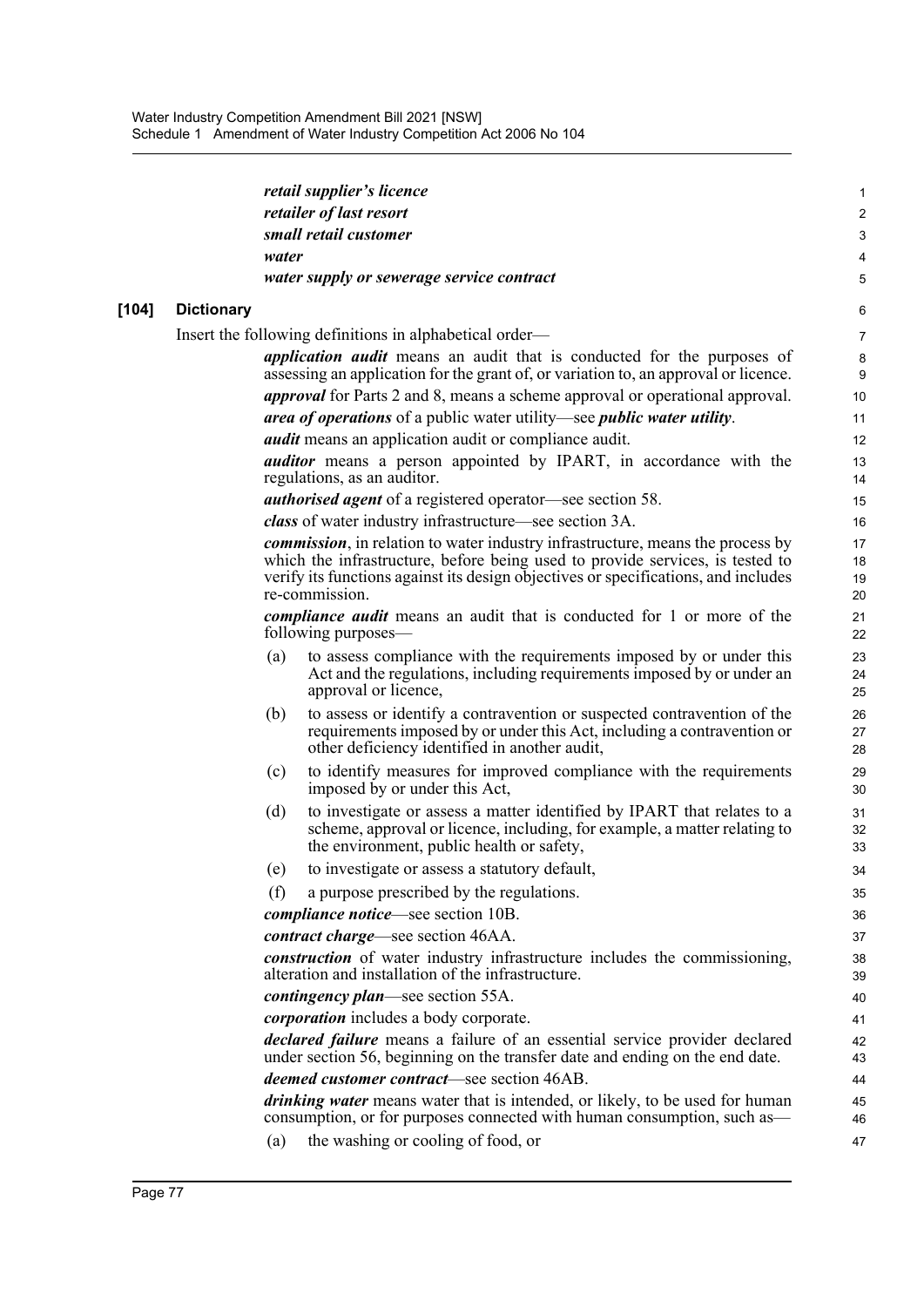***retail supplier's licence***

***retailer of last resort***

***small retail customer***

***water***

***water supply or sewerage service contract***

**[104] Dictionary**

Insert the following definitions in alphabetical order—

***application audit*** means an audit that is conducted for the purposes of assessing an application for the grant of, or variation to, an approval or licence.

***approval*** for Parts 2 and 8, means a scheme approval or operational approval.

***area of operations*** of a public water utility—see ***public water utility***.

***audit*** means an application audit or compliance audit.

***auditor*** means a person appointed by IPART, in accordance with the regulations, as an auditor.

***authorised agent*** of a registered operator—see section 58.

***class*** of water industry infrastructure—see section 3A.

***commission***, in relation to water industry infrastructure, means the process by which the infrastructure, before being used to provide services, is tested to verify its functions against its design objectives or specifications, and includes re-commission.

***compliance audit*** means an audit that is conducted for 1 or more of the following purposes—

(a) to assess compliance with the requirements imposed by or under this Act and the regulations, including requirements imposed by or under an approval or licence,

(b) to assess or identify a contravention or suspected contravention of the requirements imposed by or under this Act, including a contravention or other deficiency identified in another audit,

(c) to identify measures for improved compliance with the requirements imposed by or under this Act,

(d) to investigate or assess a matter identified by IPART that relates to a scheme, approval or licence, including, for example, a matter relating to the environment, public health or safety,

(e) to investigate or assess a statutory default,

(f) a purpose prescribed by the regulations.

***compliance notice***—see section 10B.

***contract charge***—see section 46AA.

***construction*** of water industry infrastructure includes the commissioning, alteration and installation of the infrastructure.

***contingency plan***—see section 55A.

***corporation*** includes a body corporate.

***declared failure*** means a failure of an essential service provider declared under section 56, beginning on the transfer date and ending on the end date.

***deemed customer contract***—see section 46AB.

***drinking water*** means water that is intended, or likely, to be used for human consumption, or for purposes connected with human consumption, such as—

(a) the washing or cooling of food, or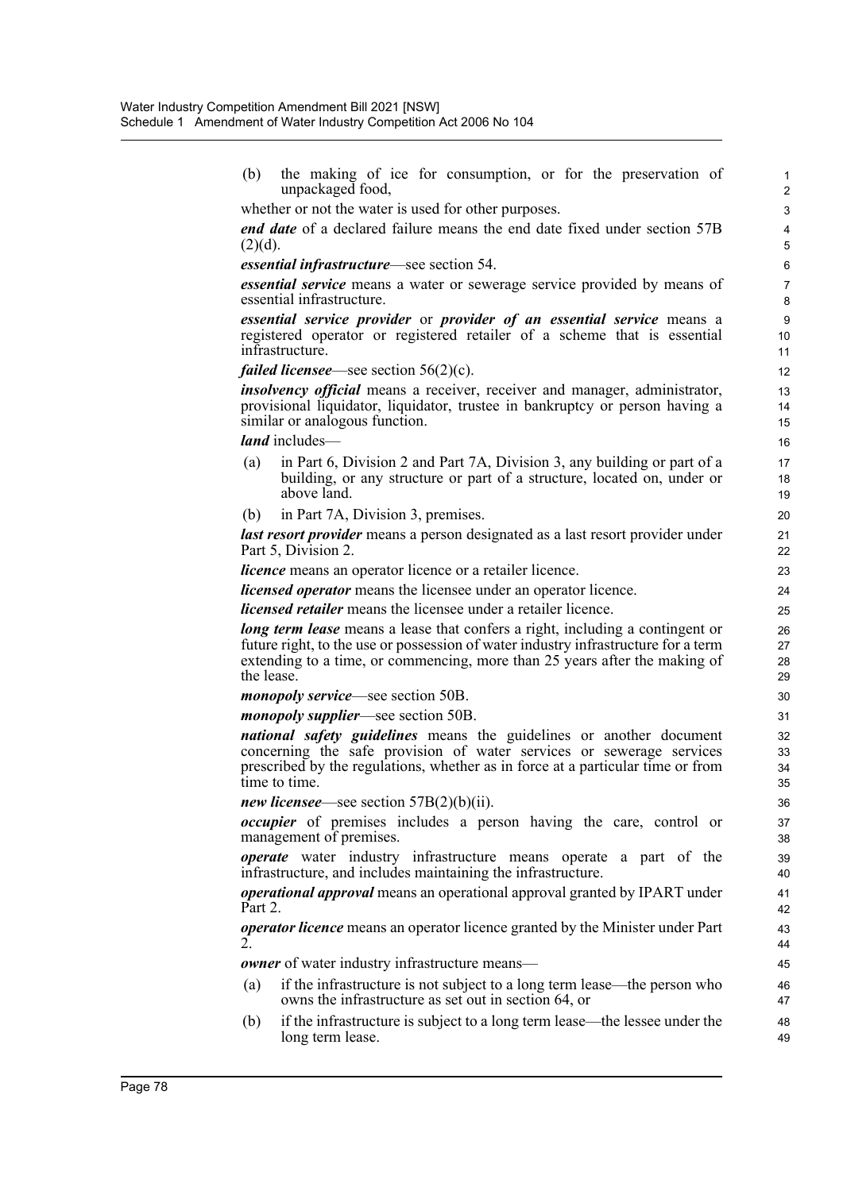(b) the making of ice for consumption, or for the preservation of unpackaged food,

whether or not the water is used for other purposes.

***end date*** of a declared failure means the end date fixed under section 57B (2)(d).

***essential infrastructure***—see section 54.

***essential service*** means a water or sewerage service provided by means of essential infrastructure.

***essential service provider*** or ***provider of an essential service*** means a registered operator or registered retailer of a scheme that is essential infrastructure.

***failed licensee***—see section 56(2)(c).

***insolvency official*** means a receiver, receiver and manager, administrator, provisional liquidator, liquidator, trustee in bankruptcy or person having a similar or analogous function.

***land*** includes—

(a) in Part 6, Division 2 and Part 7A, Division 3, any building or part of a building, or any structure or part of a structure, located on, under or above land.

(b) in Part 7A, Division 3, premises.

***last resort provider*** means a person designated as a last resort provider under Part 5, Division 2.

***licence*** means an operator licence or a retailer licence.

***licensed operator*** means the licensee under an operator licence.

***licensed retailer*** means the licensee under a retailer licence.

***long term lease*** means a lease that confers a right, including a contingent or future right, to the use or possession of water industry infrastructure for a term extending to a time, or commencing, more than 25 years after the making of the lease.

***monopoly service***—see section 50B.

***monopoly supplier***—see section 50B.

***national safety guidelines*** means the guidelines or another document concerning the safe provision of water services or sewerage services prescribed by the regulations, whether as in force at a particular time or from time to time.

***new licensee***—see section 57B(2)(b)(ii).

***occupier*** of premises includes a person having the care, control or management of premises.

***operate*** water industry infrastructure means operate a part of the infrastructure, and includes maintaining the infrastructure.

***operational approval*** means an operational approval granted by IPART under Part 2.

***operator licence*** means an operator licence granted by the Minister under Part 2.

***owner*** of water industry infrastructure means—

(a) if the infrastructure is not subject to a long term lease—the person who owns the infrastructure as set out in section 64, or

(b) if the infrastructure is subject to a long term lease—the lessee under the long term lease.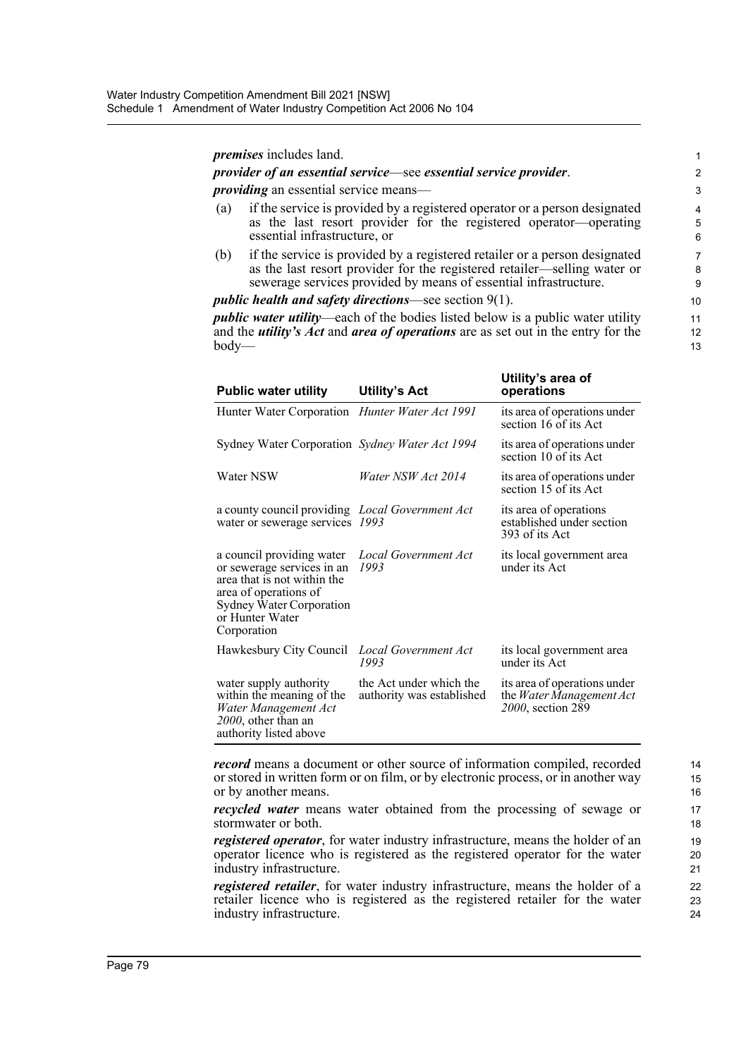***premises*** includes land.

***provider of an essential service***—see ***essential service provider***.

***providing*** an essential service means—

(a) if the service is provided by a registered operator or a person designated as the last resort provider for the registered operator—operating essential infrastructure, or

(b) if the service is provided by a registered retailer or a person designated as the last resort provider for the registered retailer—selling water or sewerage services provided by means of essential infrastructure.

***public health and safety directions***—see section 9(1).

***public water utility***—each of the bodies listed below is a public water utility and the ***utility's Act*** and ***area of operations*** are as set out in the entry for the body—

| Public water utility | Utility's Act | Utility's area of operations |
|---|---|---|
| Hunter Water Corporation | *Hunter Water Act 1991* | its area of operations under section 16 of its Act |
| Sydney Water Corporation | *Sydney Water Act 1994* | its area of operations under section 10 of its Act |
| Water NSW | *Water NSW Act 2014* | its area of operations under section 15 of its Act |
| a county council providing water or sewerage services | *Local Government Act 1993* | its area of operations established under section 393 of its Act |
| a council providing water or sewerage services in an area that is not within the area of operations of Sydney Water Corporation or Hunter Water Corporation | *Local Government Act 1993* | its local government area under its Act |
| Hawkesbury City Council | *Local Government Act 1993* | its local government area under its Act |
| water supply authority within the meaning of the *Water Management Act 2000*, other than an authority listed above | the Act under which the authority was established | its area of operations under the *Water Management Act 2000*, section 289 |

***record*** means a document or other source of information compiled, recorded or stored in written form or on film, or by electronic process, or in another way or by another means.

***recycled water*** means water obtained from the processing of sewage or stormwater or both.

***registered operator***, for water industry infrastructure, means the holder of an operator licence who is registered as the registered operator for the water industry infrastructure.

***registered retailer***, for water industry infrastructure, means the holder of a retailer licence who is registered as the registered retailer for the water industry infrastructure.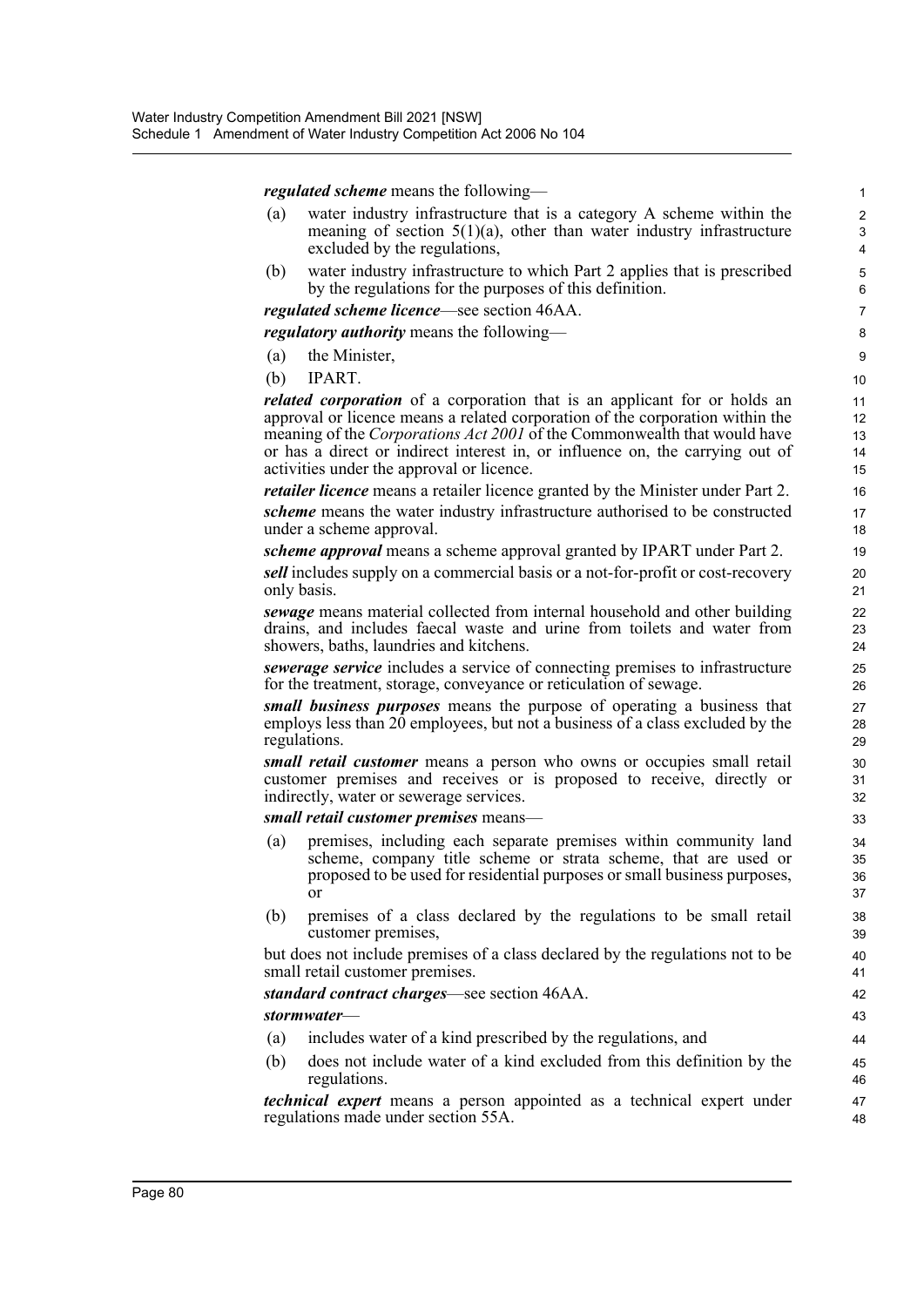***regulated scheme*** means the following—

(a) water industry infrastructure that is a category A scheme within the meaning of section 5(1)(a), other than water industry infrastructure excluded by the regulations,

(b) water industry infrastructure to which Part 2 applies that is prescribed by the regulations for the purposes of this definition.

***regulated scheme licence***—see section 46AA.

***regulatory authority*** means the following—

(a) the Minister,

(b) IPART.

***related corporation*** of a corporation that is an applicant for or holds an approval or licence means a related corporation of the corporation within the meaning of the *Corporations Act 2001* of the Commonwealth that would have or has a direct or indirect interest in, or influence on, the carrying out of activities under the approval or licence.

***retailer licence*** means a retailer licence granted by the Minister under Part 2.

***scheme*** means the water industry infrastructure authorised to be constructed under a scheme approval.

***scheme approval*** means a scheme approval granted by IPART under Part 2.

***sell*** includes supply on a commercial basis or a not-for-profit or cost-recovery only basis.

***sewage*** means material collected from internal household and other building drains, and includes faecal waste and urine from toilets and water from showers, baths, laundries and kitchens.

***sewerage service*** includes a service of connecting premises to infrastructure for the treatment, storage, conveyance or reticulation of sewage.

***small business purposes*** means the purpose of operating a business that employs less than 20 employees, but not a business of a class excluded by the regulations.

***small retail customer*** means a person who owns or occupies small retail customer premises and receives or is proposed to receive, directly or indirectly, water or sewerage services.

***small retail customer premises*** means—

(a) premises, including each separate premises within community land scheme, company title scheme or strata scheme, that are used or proposed to be used for residential purposes or small business purposes, or

(b) premises of a class declared by the regulations to be small retail customer premises,

but does not include premises of a class declared by the regulations not to be small retail customer premises.

***standard contract charges***—see section 46AA.

***stormwater***—

(a) includes water of a kind prescribed by the regulations, and

(b) does not include water of a kind excluded from this definition by the regulations.

***technical expert*** means a person appointed as a technical expert under regulations made under section 55A.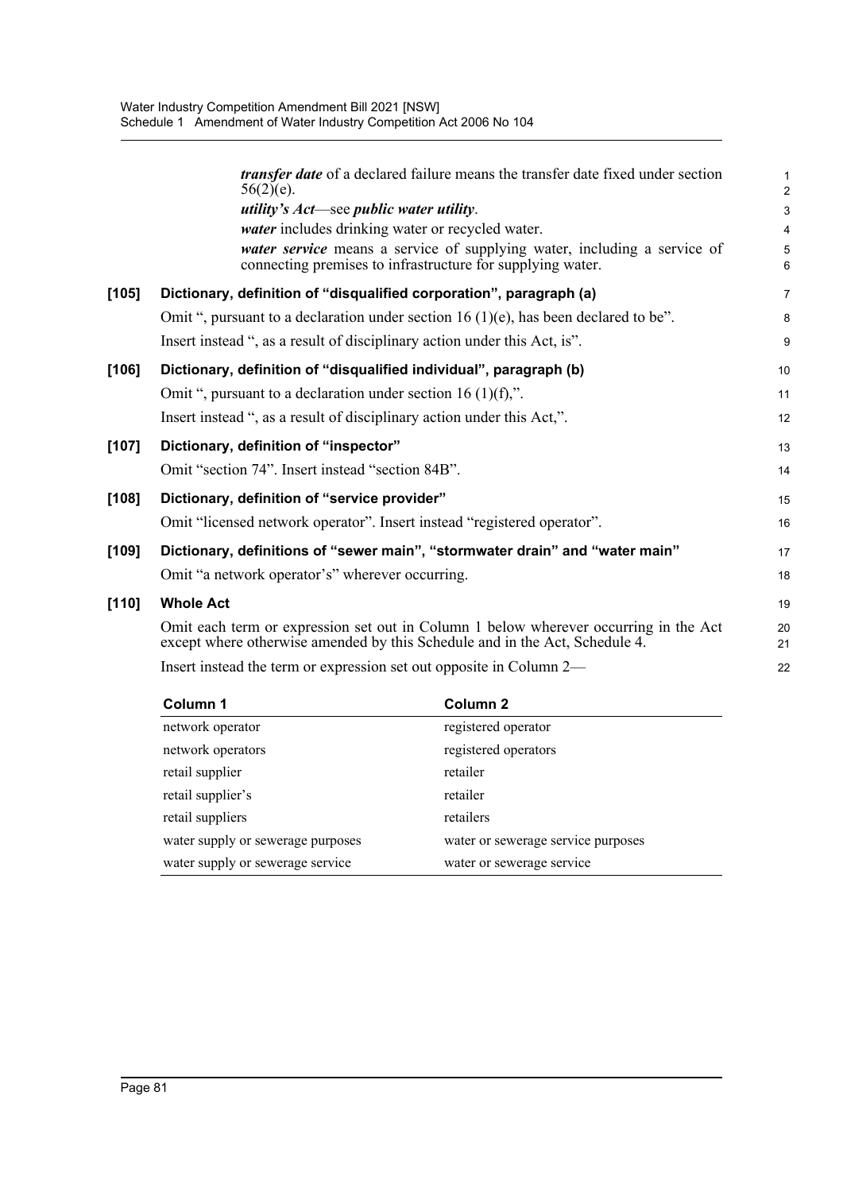***transfer date*** of a declared failure means the transfer date fixed under section 56(2)(e).

***utility's Act***—see ***public water utility***.

***water*** includes drinking water or recycled water.

***water service*** means a service of supplying water, including a service of connecting premises to infrastructure for supplying water.

**[105] Dictionary, definition of "disqualified corporation", paragraph (a)**

Omit ", pursuant to a declaration under section 16 (1)(e), has been declared to be".

Insert instead ", as a result of disciplinary action under this Act, is".

**[106] Dictionary, definition of "disqualified individual", paragraph (b)**

Omit ", pursuant to a declaration under section 16 (1)(f),".

Insert instead ", as a result of disciplinary action under this Act,".

**[107] Dictionary, definition of "inspector"**

Omit "section 74". Insert instead "section 84B".

**[108] Dictionary, definition of "service provider"**

Omit "licensed network operator". Insert instead "registered operator".

**[109] Dictionary, definitions of "sewer main", "stormwater drain" and "water main"**

Omit "a network operator's" wherever occurring.

**[110] Whole Act**

Omit each term or expression set out in Column 1 below wherever occurring in the Act except where otherwise amended by this Schedule and in the Act, Schedule 4.

Insert instead the term or expression set out opposite in Column 2—

| Column 1 | Column 2 |
|---|---|
| network operator | registered operator |
| network operators | registered operators |
| retail supplier | retailer |
| retail supplier's | retailer |
| retail suppliers | retailers |
| water supply or sewerage purposes | water or sewerage service purposes |
| water supply or sewerage service | water or sewerage service |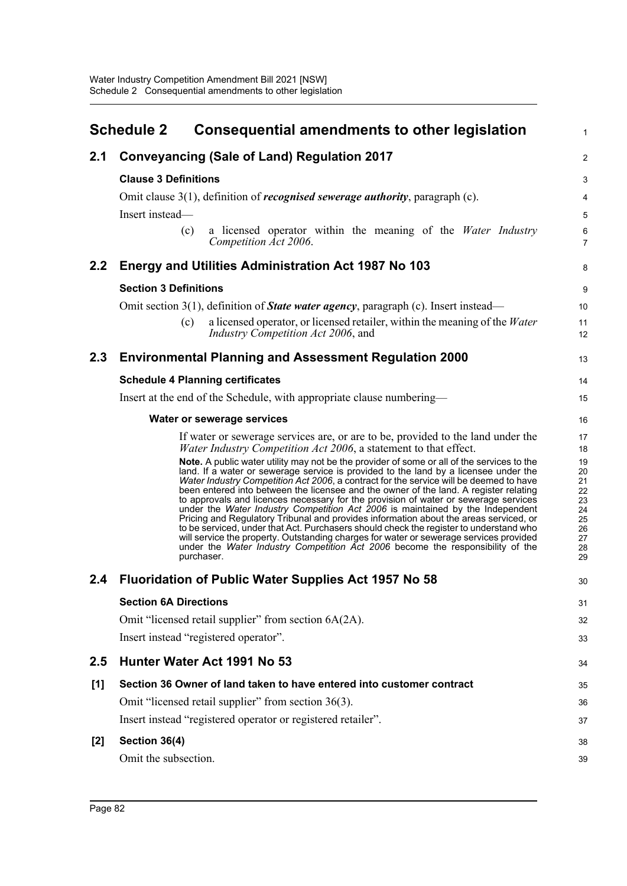# Schedule 2 Consequential amendments to other legislation

## 2.1 Conveyancing (Sale of Land) Regulation 2017

### Clause 3 Definitions

Omit clause 3(1), definition of ***recognised sewerage authority***, paragraph (c).

Insert instead—

(c) a licensed operator within the meaning of the *Water Industry Competition Act 2006*.

## 2.2 Energy and Utilities Administration Act 1987 No 103

### Section 3 Definitions

Omit section 3(1), definition of ***State water agency***, paragraph (c). Insert instead—

(c) a licensed operator, or licensed retailer, within the meaning of the *Water Industry Competition Act 2006*, and

## 2.3 Environmental Planning and Assessment Regulation 2000

### Schedule 4 Planning certificates

Insert at the end of the Schedule, with appropriate clause numbering—

**Water or sewerage services**

If water or sewerage services are, or are to be, provided to the land under the *Water Industry Competition Act 2006*, a statement to that effect.

**Note.** A public water utility may not be the provider of some or all of the services to the land. If a water or sewerage service is provided to the land by a licensee under the *Water Industry Competition Act 2006*, a contract for the service will be deemed to have been entered into between the licensee and the owner of the land. A register relating to approvals and licences necessary for the provision of water or sewerage services under the *Water Industry Competition Act 2006* is maintained by the Independent Pricing and Regulatory Tribunal and provides information about the areas serviced, or to be serviced, under that Act. Purchasers should check the register to understand who will service the property. Outstanding charges for water or sewerage services provided under the *Water Industry Competition Act 2006* become the responsibility of the purchaser.

## 2.4 Fluoridation of Public Water Supplies Act 1957 No 58

### Section 6A Directions

Omit "licensed retail supplier" from section 6A(2A).

Insert instead "registered operator".

## 2.5 Hunter Water Act 1991 No 53

### [1] Section 36 Owner of land taken to have entered into customer contract

Omit "licensed retail supplier" from section 36(3).

Insert instead "registered operator or registered retailer".

### [2] Section 36(4)

Omit the subsection.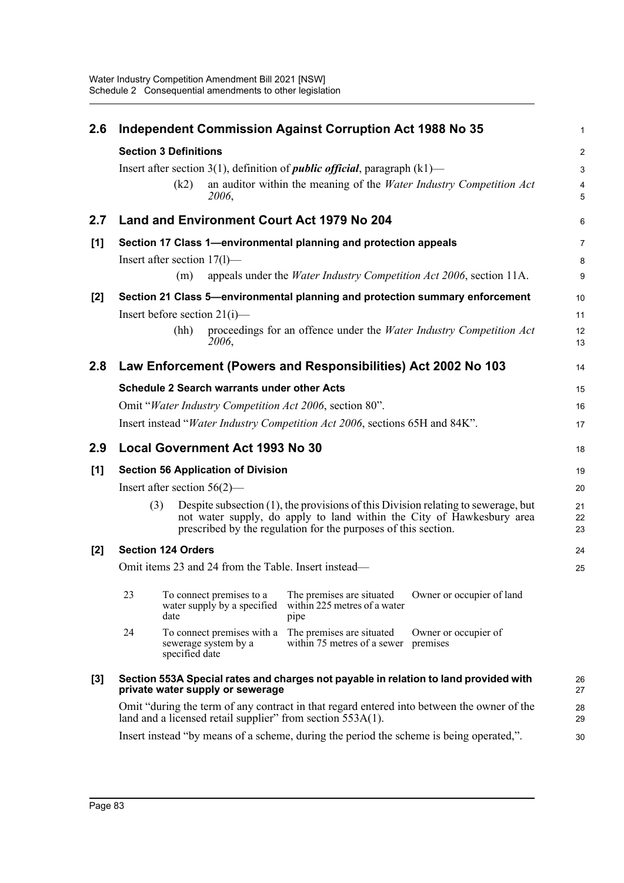## 2.6 Independent Commission Against Corruption Act 1988 No 35

### Section 3 Definitions

Insert after section 3(1), definition of ***public official***, paragraph (k1)—

> (k2) an auditor within the meaning of the *Water Industry Competition Act 2006*,

## 2.7 Land and Environment Court Act 1979 No 204

### [1] Section 17 Class 1—environmental planning and protection appeals

Insert after section 17(l)—

> (m) appeals under the *Water Industry Competition Act 2006*, section 11A.

### [2] Section 21 Class 5—environmental planning and protection summary enforcement

Insert before section 21(i)—

> (hh) proceedings for an offence under the *Water Industry Competition Act 2006*,

## 2.8 Law Enforcement (Powers and Responsibilities) Act 2002 No 103

### Schedule 2 Search warrants under other Acts

Omit "*Water Industry Competition Act 2006*, section 80".

Insert instead "*Water Industry Competition Act 2006*, sections 65H and 84K".

## 2.9 Local Government Act 1993 No 30

### [1] Section 56 Application of Division

Insert after section 56(2)—

> (3) Despite subsection (1), the provisions of this Division relating to sewerage, but not water supply, do apply to land within the City of Hawkesbury area prescribed by the regulation for the purposes of this section.

### [2] Section 124 Orders

Omit items 23 and 24 from the Table. Insert instead—

| | | | |
|---|---|---|---|
| 23 | To connect premises to a water supply by a specified date | The premises are situated within 225 metres of a water pipe | Owner or occupier of land |
| 24 | To connect premises with a sewerage system by a specified date | The premises are situated within 75 metres of a sewer | Owner or occupier of premises |

### [3] Section 553A Special rates and charges not payable in relation to land provided with private water supply or sewerage

Omit "during the term of any contract in that regard entered into between the owner of the land and a licensed retail supplier" from section 553A(1).

Insert instead "by means of a scheme, during the period the scheme is being operated,".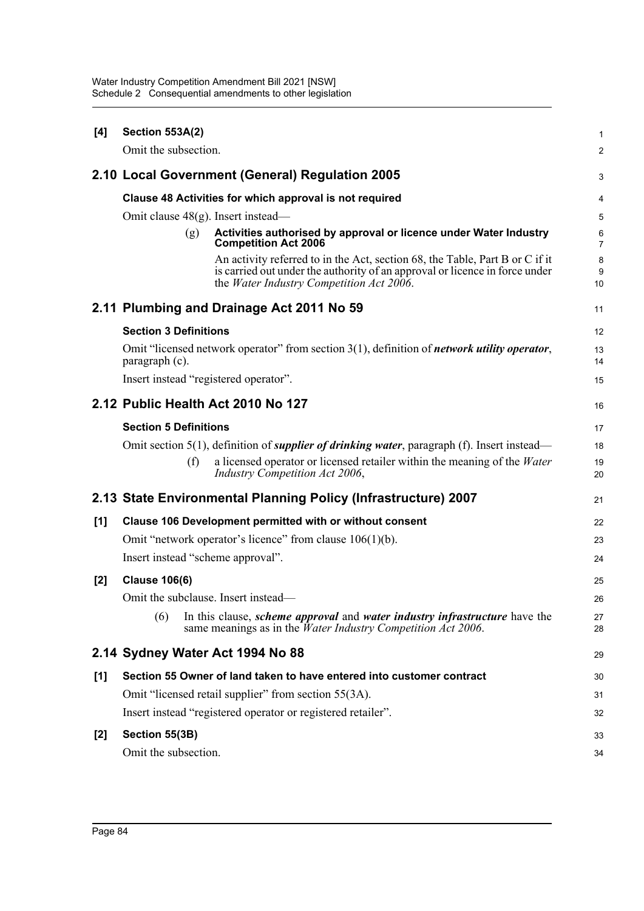**[4] Section 553A(2)**

Omit the subsection.

## 2.10 Local Government (General) Regulation 2005

### Clause 48 Activities for which approval is not required

Omit clause 48(g). Insert instead—

(g) **Activities authorised by approval or licence under Water Industry Competition Act 2006**

An activity referred to in the Act, section 68, the Table, Part B or C if it is carried out under the authority of an approval or licence in force under the *Water Industry Competition Act 2006*.

## 2.11 Plumbing and Drainage Act 2011 No 59

### Section 3 Definitions

Omit "licensed network operator" from section 3(1), definition of ***network utility operator***, paragraph (c).

Insert instead "registered operator".

## 2.12 Public Health Act 2010 No 127

### Section 5 Definitions

Omit section 5(1), definition of ***supplier of drinking water***, paragraph (f). Insert instead—

(f) a licensed operator or licensed retailer within the meaning of the *Water Industry Competition Act 2006*,

## 2.13 State Environmental Planning Policy (Infrastructure) 2007

**[1] Clause 106 Development permitted with or without consent**

Omit "network operator's licence" from clause 106(1)(b).

Insert instead "scheme approval".

**[2] Clause 106(6)**

Omit the subclause. Insert instead—

(6) In this clause, ***scheme approval*** and ***water industry infrastructure*** have the same meanings as in the *Water Industry Competition Act 2006*.

## 2.14 Sydney Water Act 1994 No 88

**[1] Section 55 Owner of land taken to have entered into customer contract**

Omit "licensed retail supplier" from section 55(3A).

Insert instead "registered operator or registered retailer".

**[2] Section 55(3B)**

Omit the subsection.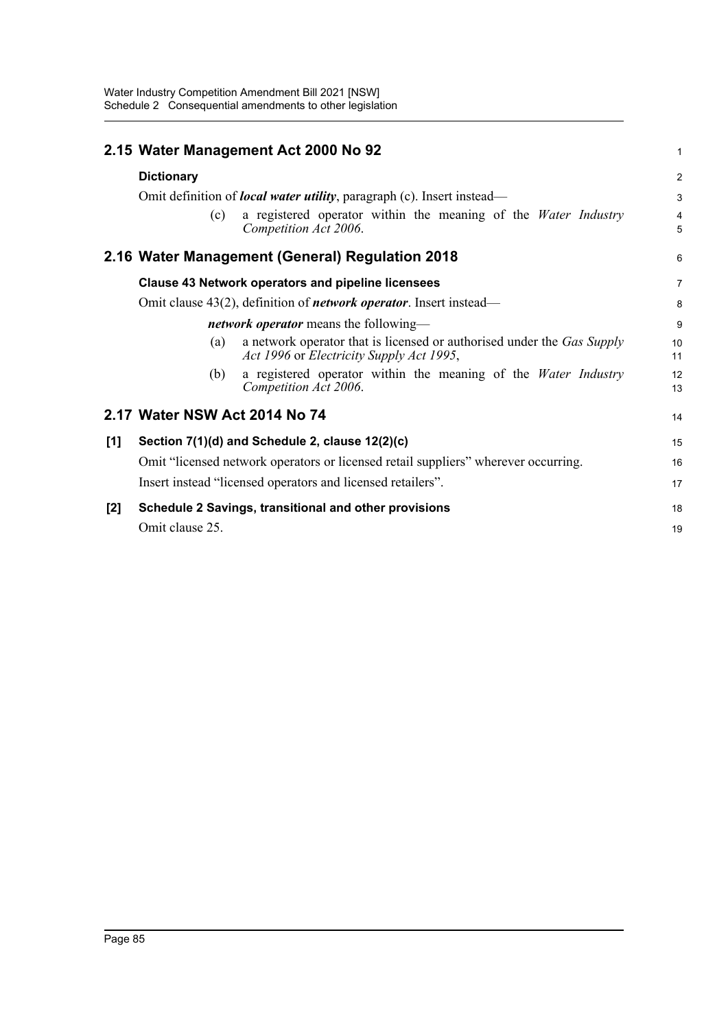## 2.15 Water Management Act 2000 No 92

### Dictionary

Omit definition of ***local water utility***, paragraph (c). Insert instead—

(c) a registered operator within the meaning of the *Water Industry Competition Act 2006*.

## 2.16 Water Management (General) Regulation 2018

### Clause 43 Network operators and pipeline licensees

Omit clause 43(2), definition of ***network operator***. Insert instead—

***network operator*** means the following—

(a) a network operator that is licensed or authorised under the *Gas Supply Act 1996* or *Electricity Supply Act 1995*,

(b) a registered operator within the meaning of the *Water Industry Competition Act 2006*.

## 2.17 Water NSW Act 2014 No 74

### [1] Section 7(1)(d) and Schedule 2, clause 12(2)(c)

Omit "licensed network operators or licensed retail suppliers" wherever occurring.

Insert instead "licensed operators and licensed retailers".

### [2] Schedule 2 Savings, transitional and other provisions

Omit clause 25.